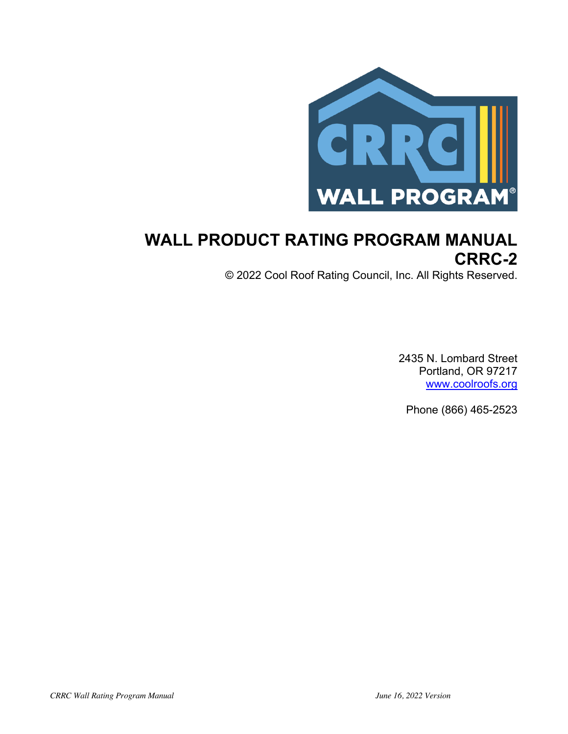CRRC

WALL PROGRAM®

# WALL PRODUCT RATING PROGRAM MANUAL CRRC-2

© 2022 Cool Roof Rating Council, Inc. All Rights Reserved.

2435 N. Lombard Street
Portland, OR 97217
www.coolroofs.org

Phone (866) 465-2523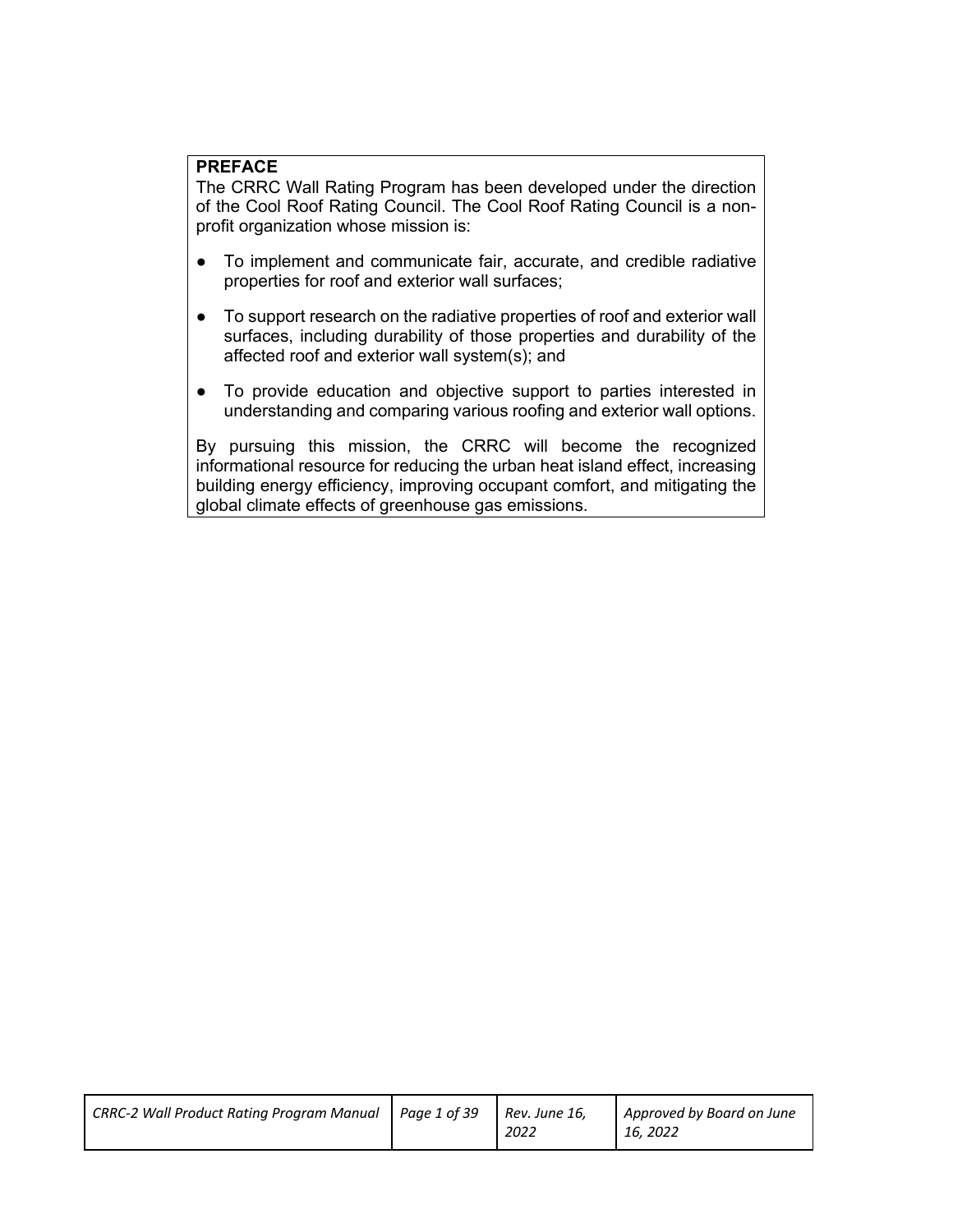## PREFACE

The CRRC Wall Rating Program has been developed under the direction of the Cool Roof Rating Council. The Cool Roof Rating Council is a non-profit organization whose mission is:

- To implement and communicate fair, accurate, and credible radiative properties for roof and exterior wall surfaces;
- To support research on the radiative properties of roof and exterior wall surfaces, including durability of those properties and durability of the affected roof and exterior wall system(s); and
- To provide education and objective support to parties interested in understanding and comparing various roofing and exterior wall options.

By pursuing this mission, the CRRC will become the recognized informational resource for reducing the urban heat island effect, increasing building energy efficiency, improving occupant comfort, and mitigating the global climate effects of greenhouse gas emissions.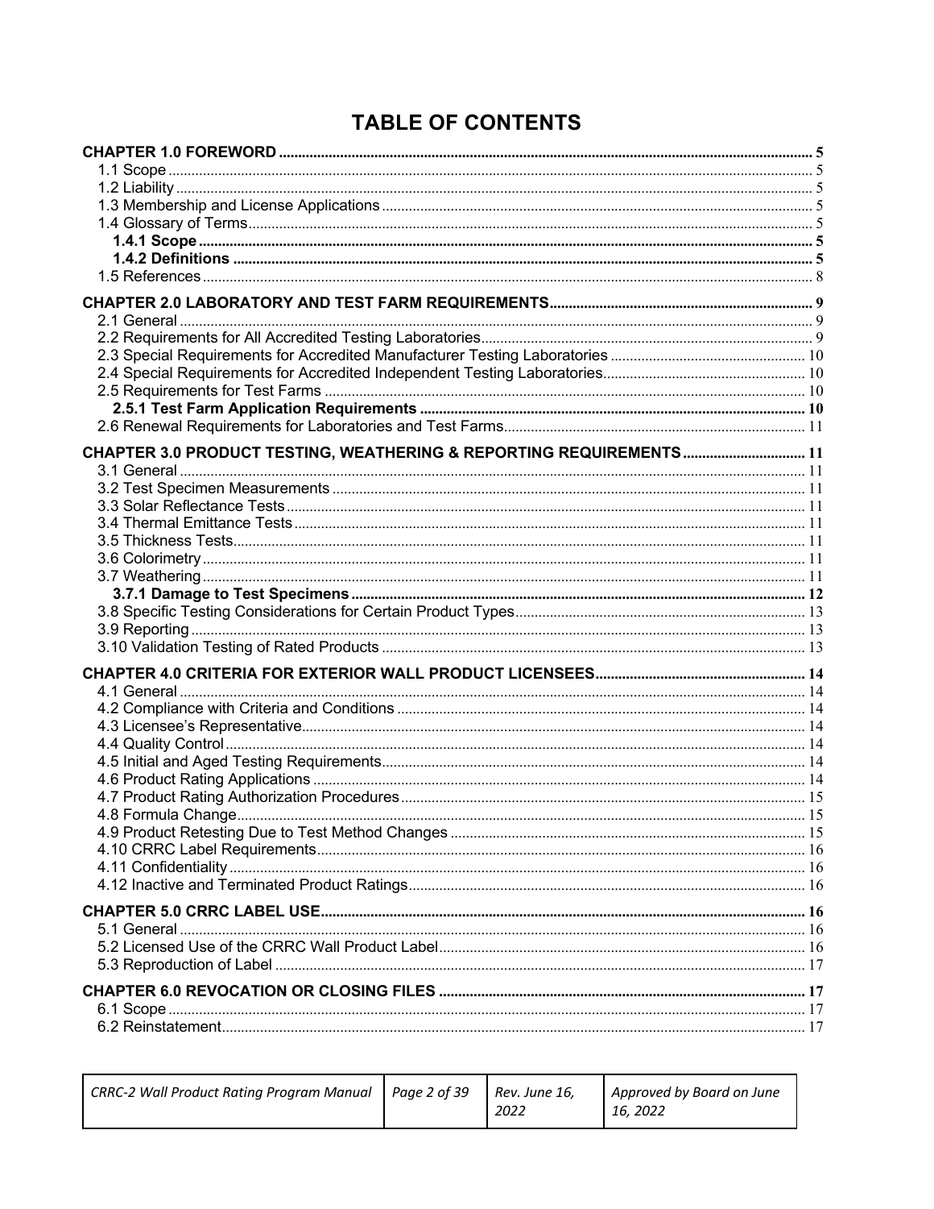# TABLE OF CONTENTS

**CHAPTER 1.0 FOREWORD ..... 5**
- 1.1 Scope ..... 5
- 1.2 Liability ..... 5
- 1.3 Membership and License Applications ..... 5
- 1.4 Glossary of Terms ..... 5
  - **1.4.1 Scope ..... 5**
  - **1.4.2 Definitions ..... 5**
- 1.5 References ..... 8

**CHAPTER 2.0 LABORATORY AND TEST FARM REQUIREMENTS ..... 9**
- 2.1 General ..... 9
- 2.2 Requirements for All Accredited Testing Laboratories ..... 9
- 2.3 Special Requirements for Accredited Manufacturer Testing Laboratories ..... 10
- 2.4 Special Requirements for Accredited Independent Testing Laboratories ..... 10
- 2.5 Requirements for Test Farms ..... 10
  - **2.5.1 Test Farm Application Requirements ..... 10**
- 2.6 Renewal Requirements for Laboratories and Test Farms ..... 11

**CHAPTER 3.0 PRODUCT TESTING, WEATHERING & REPORTING REQUIREMENTS ..... 11**
- 3.1 General ..... 11
- 3.2 Test Specimen Measurements ..... 11
- 3.3 Solar Reflectance Tests ..... 11
- 3.4 Thermal Emittance Tests ..... 11
- 3.5 Thickness Tests ..... 11
- 3.6 Colorimetry ..... 11
- 3.7 Weathering ..... 11
  - **3.7.1 Damage to Test Specimens ..... 12**
- 3.8 Specific Testing Considerations for Certain Product Types ..... 13
- 3.9 Reporting ..... 13
- 3.10 Validation Testing of Rated Products ..... 13

**CHAPTER 4.0 CRITERIA FOR EXTERIOR WALL PRODUCT LICENSEES ..... 14**
- 4.1 General ..... 14
- 4.2 Compliance with Criteria and Conditions ..... 14
- 4.3 Licensee's Representative ..... 14
- 4.4 Quality Control ..... 14
- 4.5 Initial and Aged Testing Requirements ..... 14
- 4.6 Product Rating Applications ..... 14
- 4.7 Product Rating Authorization Procedures ..... 15
- 4.8 Formula Change ..... 15
- 4.9 Product Retesting Due to Test Method Changes ..... 15
- 4.10 CRRC Label Requirements ..... 16
- 4.11 Confidentiality ..... 16
- 4.12 Inactive and Terminated Product Ratings ..... 16

**CHAPTER 5.0 CRRC LABEL USE ..... 16**
- 5.1 General ..... 16
- 5.2 Licensed Use of the CRRC Wall Product Label ..... 16
- 5.3 Reproduction of Label ..... 17

**CHAPTER 6.0 REVOCATION OR CLOSING FILES ..... 17**
- 6.1 Scope ..... 17
- 6.2 Reinstatement ..... 17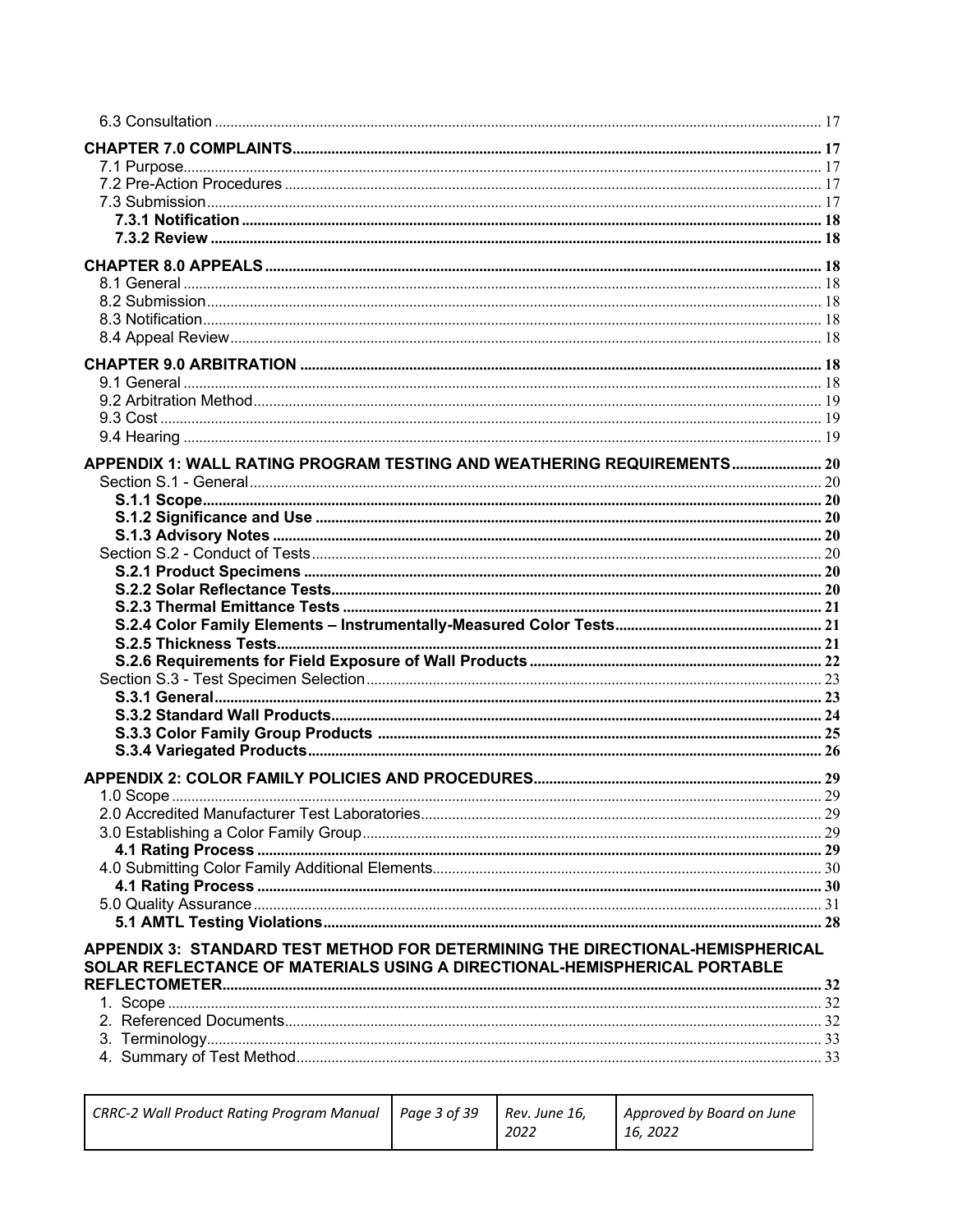6.3 Consultation ..... 17

**CHAPTER 7.0 COMPLAINTS ..... 17**

7.1 Purpose ..... 17
7.2 Pre-Action Procedures ..... 17
7.3 Submission ..... 17
**7.3.1 Notification ..... 18**
**7.3.2 Review ..... 18**

**CHAPTER 8.0 APPEALS ..... 18**

8.1 General ..... 18
8.2 Submission ..... 18
8.3 Notification ..... 18
8.4 Appeal Review ..... 18

**CHAPTER 9.0 ARBITRATION ..... 18**

9.1 General ..... 18
9.2 Arbitration Method ..... 19
9.3 Cost ..... 19
9.4 Hearing ..... 19

**APPENDIX 1: WALL RATING PROGRAM TESTING AND WEATHERING REQUIREMENTS ..... 20**

Section S.1 - General ..... 20
**S.1.1 Scope ..... 20**
**S.1.2 Significance and Use ..... 20**
**S.1.3 Advisory Notes ..... 20**
Section S.2 - Conduct of Tests ..... 20
**S.2.1 Product Specimens ..... 20**
**S.2.2 Solar Reflectance Tests ..... 20**
**S.2.3 Thermal Emittance Tests ..... 21**
**S.2.4 Color Family Elements – Instrumentally-Measured Color Tests ..... 21**
**S.2.5 Thickness Tests ..... 21**
**S.2.6 Requirements for Field Exposure of Wall Products ..... 22**
Section S.3 - Test Specimen Selection ..... 23
**S.3.1 General ..... 23**
**S.3.2 Standard Wall Products ..... 24**
**S.3.3 Color Family Group Products ..... 25**
**S.3.4 Variegated Products ..... 26**

**APPENDIX 2: COLOR FAMILY POLICIES AND PROCEDURES ..... 29**

1.0 Scope ..... 29
2.0 Accredited Manufacturer Test Laboratories ..... 29
3.0 Establishing a Color Family Group ..... 29
**4.1 Rating Process ..... 29**
4.0 Submitting Color Family Additional Elements ..... 30
**4.1 Rating Process ..... 30**
5.0 Quality Assurance ..... 31
**5.1 AMTL Testing Violations ..... 28**

**APPENDIX 3: STANDARD TEST METHOD FOR DETERMINING THE DIRECTIONAL-HEMISPHERICAL SOLAR REFLECTANCE OF MATERIALS USING A DIRECTIONAL-HEMISPHERICAL PORTABLE REFLECTOMETER ..... 32**

1. Scope ..... 32
2. Referenced Documents ..... 32
3. Terminology ..... 33
4. Summary of Test Method ..... 33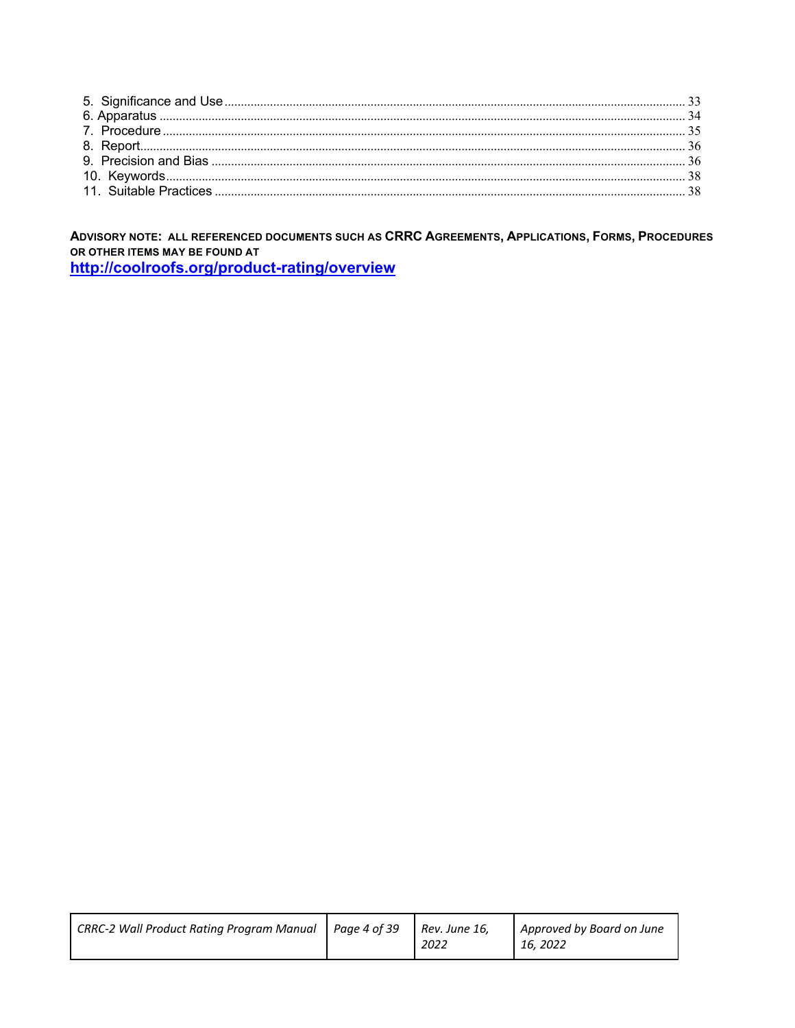5. Significance and Use ........................................................................................................................................ 33
6. Apparatus ........................................................................................................................................................ 34
7. Procedure ........................................................................................................................................................ 35
8. Report .............................................................................................................................................................. 36
9. Precision and Bias ........................................................................................................................................... 36
10. Keywords ........................................................................................................................................................ 38
11. Suitable Practices .......................................................................................................................................... 38

**ADVISORY NOTE: ALL REFERENCED DOCUMENTS SUCH AS CRRC AGREEMENTS, APPLICATIONS, FORMS, PROCEDURES OR OTHER ITEMS MAY BE FOUND AT**
**http://coolroofs.org/product-rating/overview**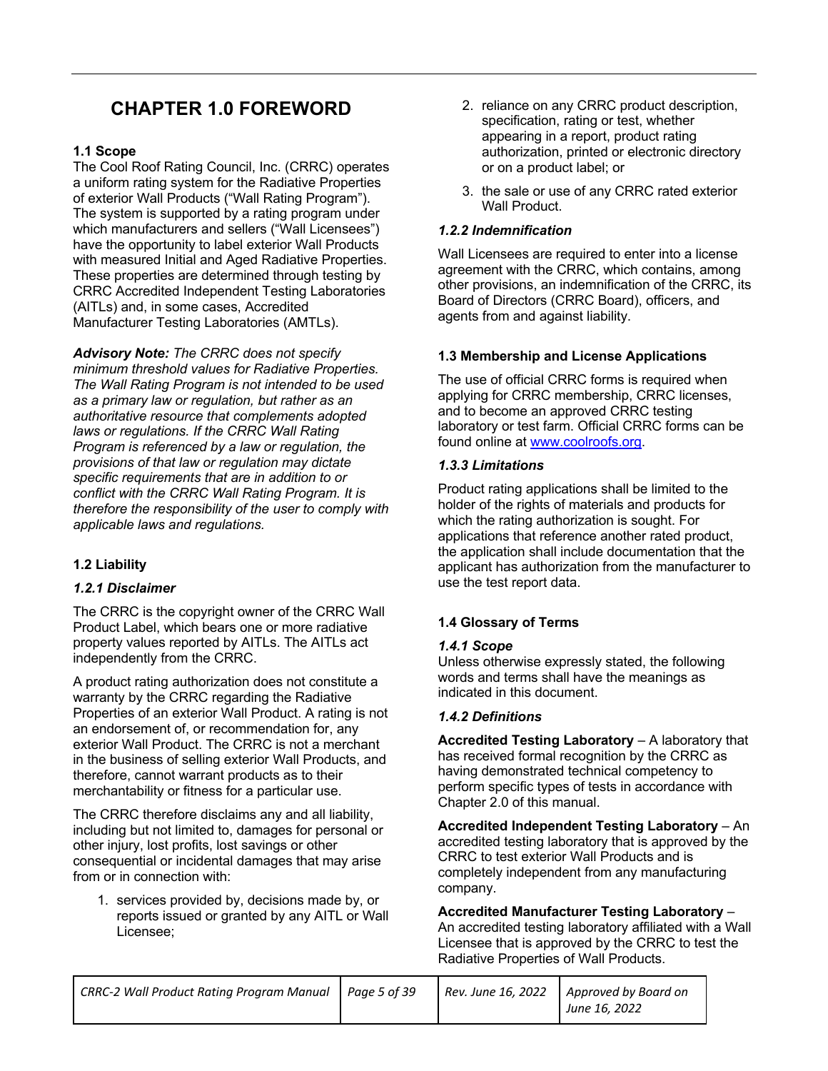# CHAPTER 1.0 FOREWORD

### 1.1 Scope

The Cool Roof Rating Council, Inc. (CRRC) operates a uniform rating system for the Radiative Properties of exterior Wall Products ("Wall Rating Program"). The system is supported by a rating program under which manufacturers and sellers ("Wall Licensees") have the opportunity to label exterior Wall Products with measured Initial and Aged Radiative Properties. These properties are determined through testing by CRRC Accredited Independent Testing Laboratories (AITLs) and, in some cases, Accredited Manufacturer Testing Laboratories (AMTLs).

***Advisory Note:*** *The CRRC does not specify minimum threshold values for Radiative Properties. The Wall Rating Program is not intended to be used as a primary law or regulation, but rather as an authoritative resource that complements adopted laws or regulations. If the CRRC Wall Rating Program is referenced by a law or regulation, the provisions of that law or regulation may dictate specific requirements that are in addition to or conflict with the CRRC Wall Rating Program. It is therefore the responsibility of the user to comply with applicable laws and regulations.*

### 1.2 Liability

#### *1.2.1 Disclaimer*

The CRRC is the copyright owner of the CRRC Wall Product Label, which bears one or more radiative property values reported by AITLs. The AITLs act independently from the CRRC.

A product rating authorization does not constitute a warranty by the CRRC regarding the Radiative Properties of an exterior Wall Product. A rating is not an endorsement of, or recommendation for, any exterior Wall Product. The CRRC is not a merchant in the business of selling exterior Wall Products, and therefore, cannot warrant products as to their merchantability or fitness for a particular use.

The CRRC therefore disclaims any and all liability, including but not limited to, damages for personal or other injury, lost profits, lost savings or other consequential or incidental damages that may arise from or in connection with:

1. services provided by, decisions made by, or reports issued or granted by any AITL or Wall Licensee;
2. reliance on any CRRC product description, specification, rating or test, whether appearing in a report, product rating authorization, printed or electronic directory or on a product label; or
3. the sale or use of any CRRC rated exterior Wall Product.

#### *1.2.2 Indemnification*

Wall Licensees are required to enter into a license agreement with the CRRC, which contains, among other provisions, an indemnification of the CRRC, its Board of Directors (CRRC Board), officers, and agents from and against liability.

### 1.3 Membership and License Applications

The use of official CRRC forms is required when applying for CRRC membership, CRRC licenses, and to become an approved CRRC testing laboratory or test farm. Official CRRC forms can be found online at www.coolroofs.org.

#### *1.3.3 Limitations*

Product rating applications shall be limited to the holder of the rights of materials and products for which the rating authorization is sought. For applications that reference another rated product, the application shall include documentation that the applicant has authorization from the manufacturer to use the test report data.

### 1.4 Glossary of Terms

#### *1.4.1 Scope*

Unless otherwise expressly stated, the following words and terms shall have the meanings as indicated in this document.

#### *1.4.2 Definitions*

**Accredited Testing Laboratory** – A laboratory that has received formal recognition by the CRRC as having demonstrated technical competency to perform specific types of tests in accordance with Chapter 2.0 of this manual.

**Accredited Independent Testing Laboratory** – An accredited testing laboratory that is approved by the CRRC to test exterior Wall Products and is completely independent from any manufacturing company.

**Accredited Manufacturer Testing Laboratory** – An accredited testing laboratory affiliated with a Wall Licensee that is approved by the CRRC to test the Radiative Properties of Wall Products.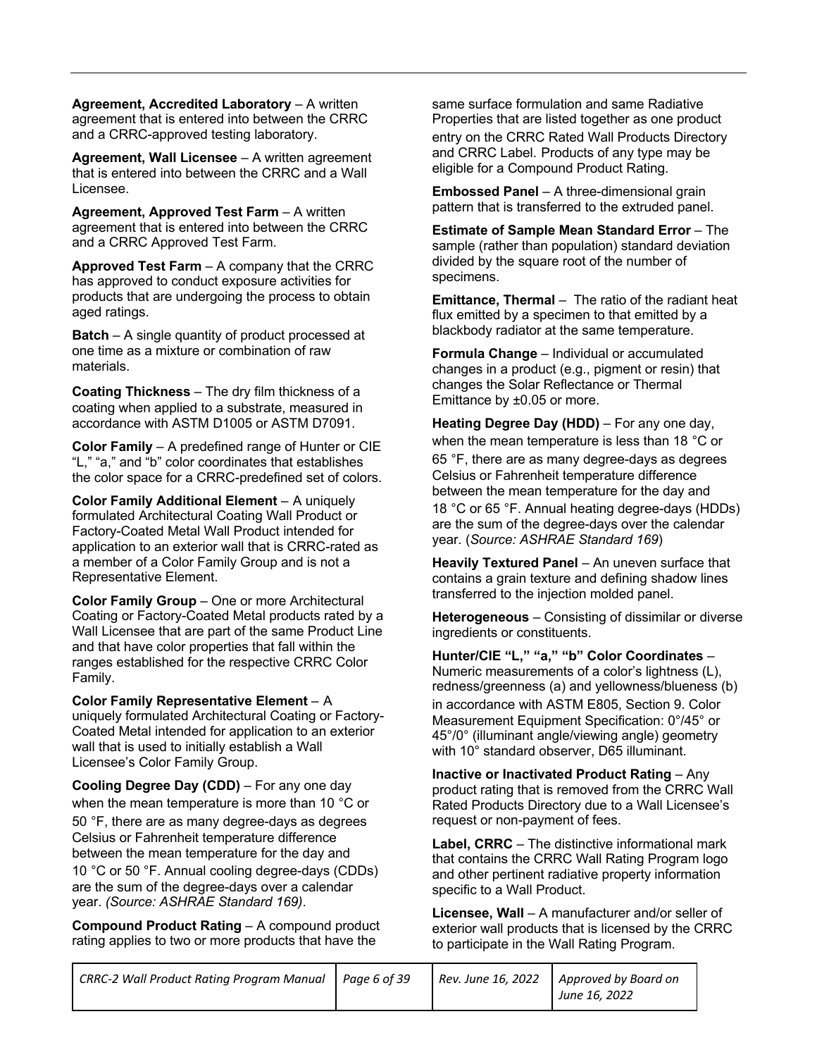**Agreement, Accredited Laboratory** – A written agreement that is entered into between the CRRC and a CRRC-approved testing laboratory.

**Agreement, Wall Licensee** – A written agreement that is entered into between the CRRC and a Wall Licensee.

**Agreement, Approved Test Farm** – A written agreement that is entered into between the CRRC and a CRRC Approved Test Farm.

**Approved Test Farm** – A company that the CRRC has approved to conduct exposure activities for products that are undergoing the process to obtain aged ratings.

**Batch** – A single quantity of product processed at one time as a mixture or combination of raw materials.

**Coating Thickness** – The dry film thickness of a coating when applied to a substrate, measured in accordance with ASTM D1005 or ASTM D7091.

**Color Family** – A predefined range of Hunter or CIE "L," "a," and "b" color coordinates that establishes the color space for a CRRC-predefined set of colors.

**Color Family Additional Element** – A uniquely formulated Architectural Coating Wall Product or Factory-Coated Metal Wall Product intended for application to an exterior wall that is CRRC-rated as a member of a Color Family Group and is not a Representative Element.

**Color Family Group** – One or more Architectural Coating or Factory-Coated Metal products rated by a Wall Licensee that are part of the same Product Line and that have color properties that fall within the ranges established for the respective CRRC Color Family.

**Color Family Representative Element** – A uniquely formulated Architectural Coating or Factory-Coated Metal intended for application to an exterior wall that is used to initially establish a Wall Licensee's Color Family Group.

**Cooling Degree Day (CDD)** – For any one day when the mean temperature is more than 10 °C or 50 °F, there are as many degree-days as degrees Celsius or Fahrenheit temperature difference between the mean temperature for the day and 10 °C or 50 °F. Annual cooling degree-days (CDDs) are the sum of the degree-days over a calendar year. *(Source: ASHRAE Standard 169).*

**Compound Product Rating** – A compound product rating applies to two or more products that have the same surface formulation and same Radiative Properties that are listed together as one product entry on the CRRC Rated Wall Products Directory and CRRC Label. Products of any type may be eligible for a Compound Product Rating.

**Embossed Panel** – A three-dimensional grain pattern that is transferred to the extruded panel.

**Estimate of Sample Mean Standard Error** – The sample (rather than population) standard deviation divided by the square root of the number of specimens.

**Emittance, Thermal** – The ratio of the radiant heat flux emitted by a specimen to that emitted by a blackbody radiator at the same temperature.

**Formula Change** – Individual or accumulated changes in a product (e.g., pigment or resin) that changes the Solar Reflectance or Thermal Emittance by ±0.05 or more.

**Heating Degree Day (HDD)** – For any one day, when the mean temperature is less than 18 °C or 65 °F, there are as many degree-days as degrees Celsius or Fahrenheit temperature difference between the mean temperature for the day and 18 °C or 65 °F. Annual heating degree-days (HDDs) are the sum of the degree-days over the calendar year. (*Source: ASHRAE Standard 169*)

**Heavily Textured Panel** – An uneven surface that contains a grain texture and defining shadow lines transferred to the injection molded panel.

**Heterogeneous** – Consisting of dissimilar or diverse ingredients or constituents.

**Hunter/CIE "L," "a," "b" Color Coordinates** – Numeric measurements of a color's lightness (L), redness/greenness (a) and yellowness/blueness (b) in accordance with ASTM E805, Section 9. Color Measurement Equipment Specification: 0°/45° or 45°/0° (illuminant angle/viewing angle) geometry with 10° standard observer, D65 illuminant.

**Inactive or Inactivated Product Rating** – Any product rating that is removed from the CRRC Wall Rated Products Directory due to a Wall Licensee's request or non-payment of fees.

**Label, CRRC** – The distinctive informational mark that contains the CRRC Wall Rating Program logo and other pertinent radiative property information specific to a Wall Product.

**Licensee, Wall** – A manufacturer and/or seller of exterior wall products that is licensed by the CRRC to participate in the Wall Rating Program.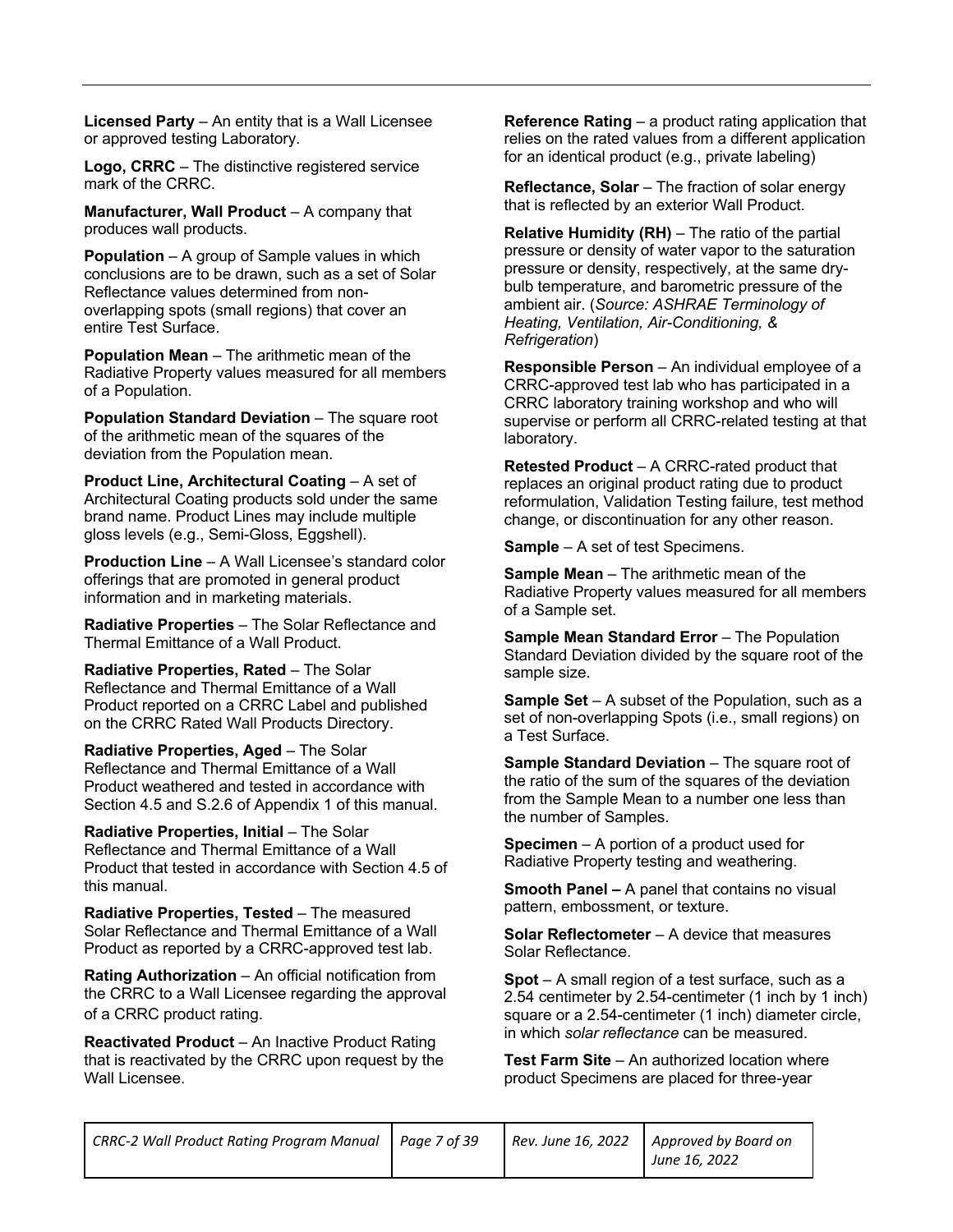**Licensed Party** – An entity that is a Wall Licensee or approved testing Laboratory.

**Logo, CRRC** – The distinctive registered service mark of the CRRC.

**Manufacturer, Wall Product** – A company that produces wall products.

**Population** – A group of Sample values in which conclusions are to be drawn, such as a set of Solar Reflectance values determined from non-overlapping spots (small regions) that cover an entire Test Surface.

**Population Mean** – The arithmetic mean of the Radiative Property values measured for all members of a Population.

**Population Standard Deviation** – The square root of the arithmetic mean of the squares of the deviation from the Population mean.

**Product Line, Architectural Coating** – A set of Architectural Coating products sold under the same brand name. Product Lines may include multiple gloss levels (e.g., Semi-Gloss, Eggshell).

**Production Line** – A Wall Licensee's standard color offerings that are promoted in general product information and in marketing materials.

**Radiative Properties** – The Solar Reflectance and Thermal Emittance of a Wall Product.

**Radiative Properties, Rated** – The Solar Reflectance and Thermal Emittance of a Wall Product reported on a CRRC Label and published on the CRRC Rated Wall Products Directory.

**Radiative Properties, Aged** – The Solar Reflectance and Thermal Emittance of a Wall Product weathered and tested in accordance with Section 4.5 and S.2.6 of Appendix 1 of this manual.

**Radiative Properties, Initial** – The Solar Reflectance and Thermal Emittance of a Wall Product that tested in accordance with Section 4.5 of this manual.

**Radiative Properties, Tested** – The measured Solar Reflectance and Thermal Emittance of a Wall Product as reported by a CRRC-approved test lab.

**Rating Authorization** – An official notification from the CRRC to a Wall Licensee regarding the approval of a CRRC product rating.

**Reactivated Product** – An Inactive Product Rating that is reactivated by the CRRC upon request by the Wall Licensee.

**Reference Rating** – a product rating application that relies on the rated values from a different application for an identical product (e.g., private labeling)

**Reflectance, Solar** – The fraction of solar energy that is reflected by an exterior Wall Product.

**Relative Humidity (RH)** – The ratio of the partial pressure or density of water vapor to the saturation pressure or density, respectively, at the same dry-bulb temperature, and barometric pressure of the ambient air. (*Source: ASHRAE Terminology of Heating, Ventilation, Air-Conditioning, & Refrigeration*)

**Responsible Person** – An individual employee of a CRRC-approved test lab who has participated in a CRRC laboratory training workshop and who will supervise or perform all CRRC-related testing at that laboratory.

**Retested Product** – A CRRC-rated product that replaces an original product rating due to product reformulation, Validation Testing failure, test method change, or discontinuation for any other reason.

**Sample** – A set of test Specimens.

**Sample Mean** – The arithmetic mean of the Radiative Property values measured for all members of a Sample set.

**Sample Mean Standard Error** – The Population Standard Deviation divided by the square root of the sample size.

**Sample Set** – A subset of the Population, such as a set of non-overlapping Spots (i.e., small regions) on a Test Surface.

**Sample Standard Deviation** – The square root of the ratio of the sum of the squares of the deviation from the Sample Mean to a number one less than the number of Samples.

**Specimen** – A portion of a product used for Radiative Property testing and weathering.

**Smooth Panel –** A panel that contains no visual pattern, embossment, or texture.

**Solar Reflectometer** – A device that measures Solar Reflectance.

**Spot** – A small region of a test surface, such as a 2.54 centimeter by 2.54-centimeter (1 inch by 1 inch) square or a 2.54-centimeter (1 inch) diameter circle, in which *solar reflectance* can be measured.

**Test Farm Site** – An authorized location where product Specimens are placed for three-year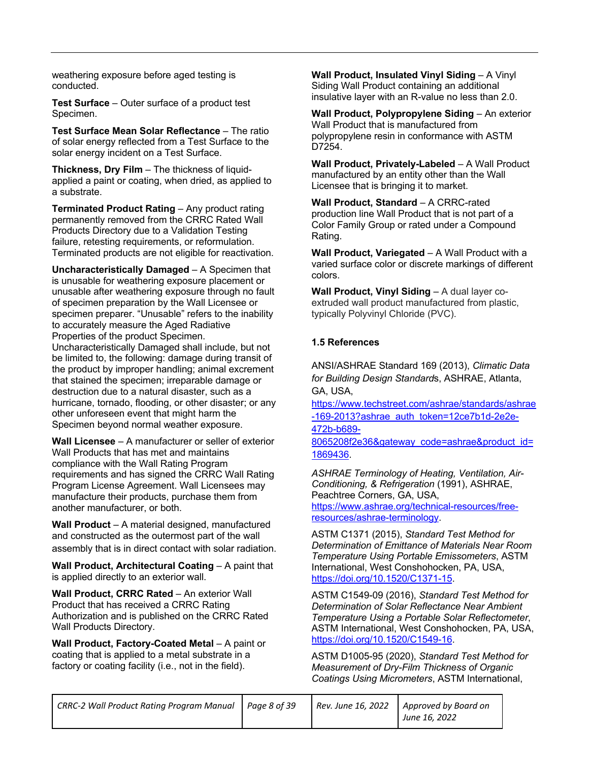weathering exposure before aged testing is conducted.

**Test Surface** – Outer surface of a product test Specimen.

**Test Surface Mean Solar Reflectance** – The ratio of solar energy reflected from a Test Surface to the solar energy incident on a Test Surface.

**Thickness, Dry Film** – The thickness of liquid-applied a paint or coating, when dried, as applied to a substrate.

**Terminated Product Rating** – Any product rating permanently removed from the CRRC Rated Wall Products Directory due to a Validation Testing failure, retesting requirements, or reformulation. Terminated products are not eligible for reactivation.

**Uncharacteristically Damaged** – A Specimen that is unusable for weathering exposure placement or unusable after weathering exposure through no fault of specimen preparation by the Wall Licensee or specimen preparer. "Unusable" refers to the inability to accurately measure the Aged Radiative Properties of the product Specimen. Uncharacteristically Damaged shall include, but not be limited to, the following: damage during transit of the product by improper handling; animal excrement that stained the specimen; irreparable damage or destruction due to a natural disaster, such as a hurricane, tornado, flooding, or other disaster; or any other unforeseen event that might harm the Specimen beyond normal weather exposure.

**Wall Licensee** – A manufacturer or seller of exterior Wall Products that has met and maintains compliance with the Wall Rating Program requirements and has signed the CRRC Wall Rating Program License Agreement. Wall Licensees may manufacture their products, purchase them from another manufacturer, or both.

**Wall Product** – A material designed, manufactured and constructed as the outermost part of the wall assembly that is in direct contact with solar radiation.

**Wall Product, Architectural Coating** – A paint that is applied directly to an exterior wall.

**Wall Product, CRRC Rated** – An exterior Wall Product that has received a CRRC Rating Authorization and is published on the CRRC Rated Wall Products Directory.

**Wall Product, Factory-Coated Metal** – A paint or coating that is applied to a metal substrate in a factory or coating facility (i.e., not in the field).

**Wall Product, Insulated Vinyl Siding** – A Vinyl Siding Wall Product containing an additional insulative layer with an R-value no less than 2.0.

**Wall Product, Polypropylene Siding** – An exterior Wall Product that is manufactured from polypropylene resin in conformance with ASTM D7254.

**Wall Product, Privately-Labeled** – A Wall Product manufactured by an entity other than the Wall Licensee that is bringing it to market.

**Wall Product, Standard** – A CRRC-rated production line Wall Product that is not part of a Color Family Group or rated under a Compound Rating.

**Wall Product, Variegated** – A Wall Product with a varied surface color or discrete markings of different colors.

**Wall Product, Vinyl Siding** – A dual layer co-extruded wall product manufactured from plastic, typically Polyvinyl Chloride (PVC).

### 1.5 References

ANSI/ASHRAE Standard 169 (2013), *Climatic Data for Building Design Standard*s, ASHRAE, Atlanta, GA, USA, https://www.techstreet.com/ashrae/standards/ashrae-169-2013?ashrae_auth_token=12ce7b1d-2e2e-472b-b689-8065208f2e36&gateway_code=ashrae&product_id=1869436.

*ASHRAE Terminology of Heating, Ventilation, Air-Conditioning, & Refrigeration* (1991), ASHRAE, Peachtree Corners, GA, USA, https://www.ashrae.org/technical-resources/free-resources/ashrae-terminology.

ASTM C1371 (2015), *Standard Test Method for Determination of Emittance of Materials Near Room Temperature Using Portable Emissometers*, ASTM International, West Conshohocken, PA, USA, https://doi.org/10.1520/C1371-15.

ASTM C1549-09 (2016), *Standard Test Method for Determination of Solar Reflectance Near Ambient Temperature Using a Portable Solar Reflectometer*, ASTM International, West Conshohocken, PA, USA, https://doi.org/10.1520/C1549-16.

ASTM D1005-95 (2020), *Standard Test Method for Measurement of Dry-Film Thickness of Organic Coatings Using Micrometers*, ASTM International,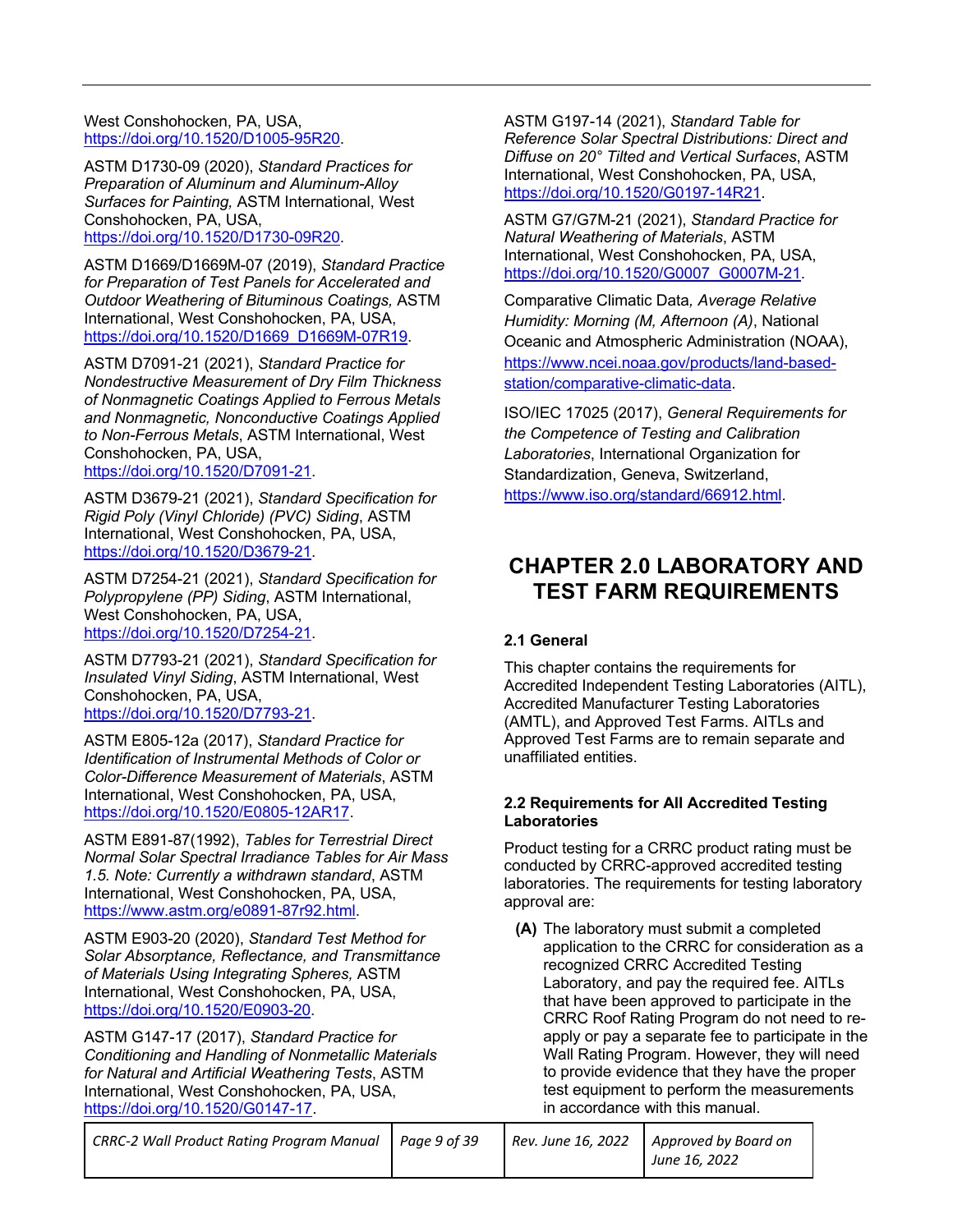West Conshohocken, PA, USA, https://doi.org/10.1520/D1005-95R20.

ASTM D1730-09 (2020), *Standard Practices for Preparation of Aluminum and Aluminum-Alloy Surfaces for Painting,* ASTM International, West Conshohocken, PA, USA, https://doi.org/10.1520/D1730-09R20.

ASTM D1669/D1669M-07 (2019), *Standard Practice for Preparation of Test Panels for Accelerated and Outdoor Weathering of Bituminous Coatings,* ASTM International, West Conshohocken, PA, USA, https://doi.org/10.1520/D1669_D1669M-07R19.

ASTM D7091-21 (2021), *Standard Practice for Nondestructive Measurement of Dry Film Thickness of Nonmagnetic Coatings Applied to Ferrous Metals and Nonmagnetic, Nonconductive Coatings Applied to Non-Ferrous Metals*, ASTM International, West Conshohocken, PA, USA, https://doi.org/10.1520/D7091-21.

ASTM D3679-21 (2021), *Standard Specification for Rigid Poly (Vinyl Chloride) (PVC) Siding*, ASTM International, West Conshohocken, PA, USA, https://doi.org/10.1520/D3679-21.

ASTM D7254-21 (2021), *Standard Specification for Polypropylene (PP) Siding*, ASTM International, West Conshohocken, PA, USA, https://doi.org/10.1520/D7254-21.

ASTM D7793-21 (2021), *Standard Specification for Insulated Vinyl Siding*, ASTM International, West Conshohocken, PA, USA, https://doi.org/10.1520/D7793-21.

ASTM E805-12a (2017), *Standard Practice for Identification of Instrumental Methods of Color or Color-Difference Measurement of Materials*, ASTM International, West Conshohocken, PA, USA, https://doi.org/10.1520/E0805-12AR17.

ASTM E891-87(1992), *Tables for Terrestrial Direct Normal Solar Spectral Irradiance Tables for Air Mass 1.5. Note: Currently a withdrawn standard*, ASTM International, West Conshohocken, PA, USA, https://www.astm.org/e0891-87r92.html.

ASTM E903-20 (2020), *Standard Test Method for Solar Absorptance, Reflectance, and Transmittance of Materials Using Integrating Spheres,* ASTM International, West Conshohocken, PA, USA, https://doi.org/10.1520/E0903-20.

ASTM G147-17 (2017), *Standard Practice for Conditioning and Handling of Nonmetallic Materials for Natural and Artificial Weathering Tests*, ASTM International, West Conshohocken, PA, USA, https://doi.org/10.1520/G0147-17.

ASTM G197-14 (2021), *Standard Table for Reference Solar Spectral Distributions: Direct and Diffuse on 20° Tilted and Vertical Surfaces*, ASTM International, West Conshohocken, PA, USA, https://doi.org/10.1520/G0197-14R21.

ASTM G7/G7M-21 (2021), *Standard Practice for Natural Weathering of Materials*, ASTM International, West Conshohocken, PA, USA, https://doi.org/10.1520/G0007_G0007M-21.

Comparative Climatic Data*, Average Relative Humidity: Morning (M, Afternoon (A)*, National Oceanic and Atmospheric Administration (NOAA), https://www.ncei.noaa.gov/products/land-based-station/comparative-climatic-data.

ISO/IEC 17025 (2017), *General Requirements for the Competence of Testing and Calibration Laboratories*, International Organization for Standardization, Geneva, Switzerland, https://www.iso.org/standard/66912.html.

# CHAPTER 2.0 LABORATORY AND TEST FARM REQUIREMENTS

## 2.1 General

This chapter contains the requirements for Accredited Independent Testing Laboratories (AITL), Accredited Manufacturer Testing Laboratories (AMTL), and Approved Test Farms. AITLs and Approved Test Farms are to remain separate and unaffiliated entities.

## 2.2 Requirements for All Accredited Testing Laboratories

Product testing for a CRRC product rating must be conducted by CRRC-approved accredited testing laboratories. The requirements for testing laboratory approval are:

**(A)** The laboratory must submit a completed application to the CRRC for consideration as a recognized CRRC Accredited Testing Laboratory, and pay the required fee. AITLs that have been approved to participate in the CRRC Roof Rating Program do not need to re-apply or pay a separate fee to participate in the Wall Rating Program. However, they will need to provide evidence that they have the proper test equipment to perform the measurements in accordance with this manual.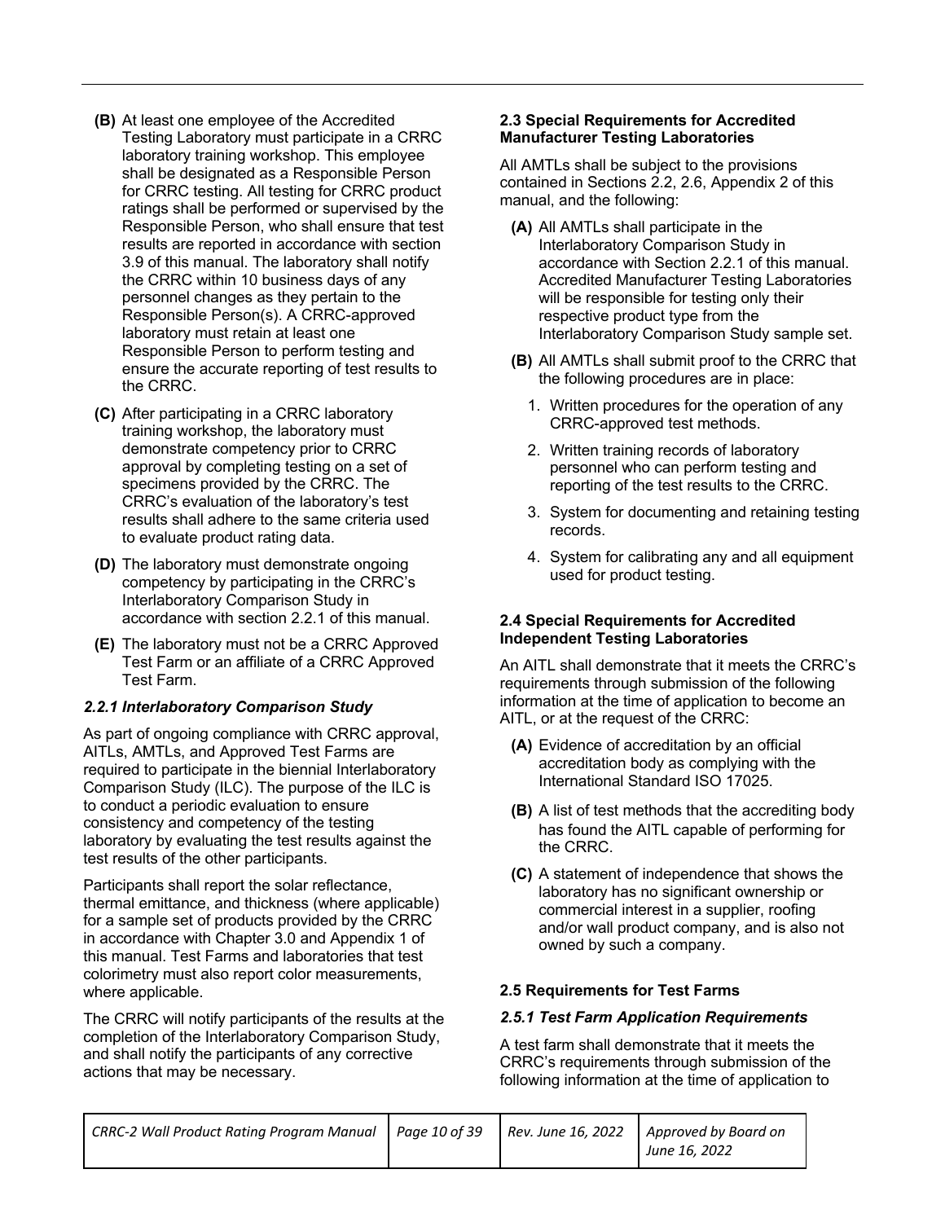**(B)** At least one employee of the Accredited Testing Laboratory must participate in a CRRC laboratory training workshop. This employee shall be designated as a Responsible Person for CRRC testing. All testing for CRRC product ratings shall be performed or supervised by the Responsible Person, who shall ensure that test results are reported in accordance with section 3.9 of this manual. The laboratory shall notify the CRRC within 10 business days of any personnel changes as they pertain to the Responsible Person(s). A CRRC-approved laboratory must retain at least one Responsible Person to perform testing and ensure the accurate reporting of test results to the CRRC.

**(C)** After participating in a CRRC laboratory training workshop, the laboratory must demonstrate competency prior to CRRC approval by completing testing on a set of specimens provided by the CRRC. The CRRC's evaluation of the laboratory's test results shall adhere to the same criteria used to evaluate product rating data.

**(D)** The laboratory must demonstrate ongoing competency by participating in the CRRC's Interlaboratory Comparison Study in accordance with section 2.2.1 of this manual.

**(E)** The laboratory must not be a CRRC Approved Test Farm or an affiliate of a CRRC Approved Test Farm.

#### *2.2.1 Interlaboratory Comparison Study*

As part of ongoing compliance with CRRC approval, AITLs, AMTLs, and Approved Test Farms are required to participate in the biennial Interlaboratory Comparison Study (ILC). The purpose of the ILC is to conduct a periodic evaluation to ensure consistency and competency of the testing laboratory by evaluating the test results against the test results of the other participants.

Participants shall report the solar reflectance, thermal emittance, and thickness (where applicable) for a sample set of products provided by the CRRC in accordance with Chapter 3.0 and Appendix 1 of this manual. Test Farms and laboratories that test colorimetry must also report color measurements, where applicable.

The CRRC will notify participants of the results at the completion of the Interlaboratory Comparison Study, and shall notify the participants of any corrective actions that may be necessary.

### 2.3 Special Requirements for Accredited Manufacturer Testing Laboratories

All AMTLs shall be subject to the provisions contained in Sections 2.2, 2.6, Appendix 2 of this manual, and the following:

**(A)** All AMTLs shall participate in the Interlaboratory Comparison Study in accordance with Section 2.2.1 of this manual. Accredited Manufacturer Testing Laboratories will be responsible for testing only their respective product type from the Interlaboratory Comparison Study sample set.

**(B)** All AMTLs shall submit proof to the CRRC that the following procedures are in place:

1. Written procedures for the operation of any CRRC-approved test methods.
2. Written training records of laboratory personnel who can perform testing and reporting of the test results to the CRRC.
3. System for documenting and retaining testing records.
4. System for calibrating any and all equipment used for product testing.

### 2.4 Special Requirements for Accredited Independent Testing Laboratories

An AITL shall demonstrate that it meets the CRRC's requirements through submission of the following information at the time of application to become an AITL, or at the request of the CRRC:

**(A)** Evidence of accreditation by an official accreditation body as complying with the International Standard ISO 17025.

**(B)** A list of test methods that the accrediting body has found the AITL capable of performing for the CRRC.

**(C)** A statement of independence that shows the laboratory has no significant ownership or commercial interest in a supplier, roofing and/or wall product company, and is also not owned by such a company.

### 2.5 Requirements for Test Farms

#### *2.5.1 Test Farm Application Requirements*

A test farm shall demonstrate that it meets the CRRC's requirements through submission of the following information at the time of application to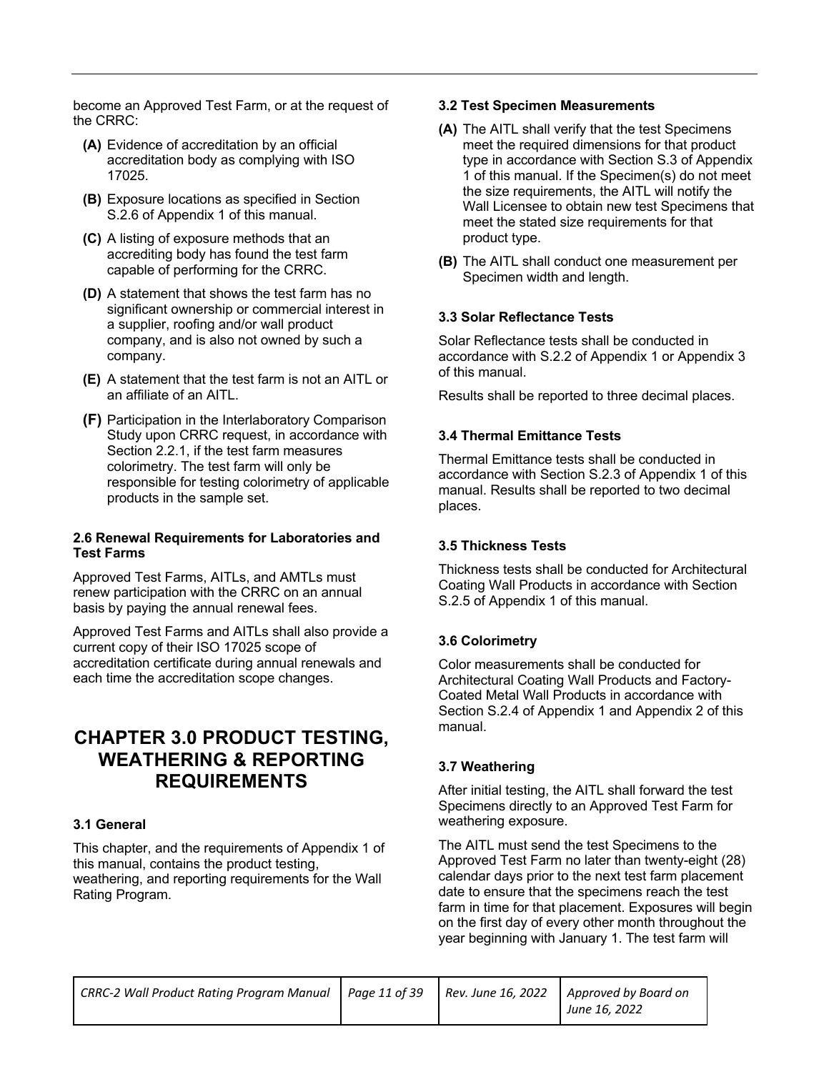become an Approved Test Farm, or at the request of the CRRC:

**(A)** Evidence of accreditation by an official accreditation body as complying with ISO 17025.

**(B)** Exposure locations as specified in Section S.2.6 of Appendix 1 of this manual.

**(C)** A listing of exposure methods that an accrediting body has found the test farm capable of performing for the CRRC.

**(D)** A statement that shows the test farm has no significant ownership or commercial interest in a supplier, roofing and/or wall product company, and is also not owned by such a company.

**(E)** A statement that the test farm is not an AITL or an affiliate of an AITL.

**(F)** Participation in the Interlaboratory Comparison Study upon CRRC request, in accordance with Section 2.2.1, if the test farm measures colorimetry. The test farm will only be responsible for testing colorimetry of applicable products in the sample set.

### 2.6 Renewal Requirements for Laboratories and Test Farms

Approved Test Farms, AITLs, and AMTLs must renew participation with the CRRC on an annual basis by paying the annual renewal fees.

Approved Test Farms and AITLs shall also provide a current copy of their ISO 17025 scope of accreditation certificate during annual renewals and each time the accreditation scope changes.

## CHAPTER 3.0 PRODUCT TESTING, WEATHERING & REPORTING REQUIREMENTS

### 3.1 General

This chapter, and the requirements of Appendix 1 of this manual, contains the product testing, weathering, and reporting requirements for the Wall Rating Program.

### 3.2 Test Specimen Measurements

**(A)** The AITL shall verify that the test Specimens meet the required dimensions for that product type in accordance with Section S.3 of Appendix 1 of this manual. If the Specimen(s) do not meet the size requirements, the AITL will notify the Wall Licensee to obtain new test Specimens that meet the stated size requirements for that product type.

**(B)** The AITL shall conduct one measurement per Specimen width and length.

### 3.3 Solar Reflectance Tests

Solar Reflectance tests shall be conducted in accordance with S.2.2 of Appendix 1 or Appendix 3 of this manual.

Results shall be reported to three decimal places.

### 3.4 Thermal Emittance Tests

Thermal Emittance tests shall be conducted in accordance with Section S.2.3 of Appendix 1 of this manual. Results shall be reported to two decimal places.

### 3.5 Thickness Tests

Thickness tests shall be conducted for Architectural Coating Wall Products in accordance with Section S.2.5 of Appendix 1 of this manual.

### 3.6 Colorimetry

Color measurements shall be conducted for Architectural Coating Wall Products and Factory-Coated Metal Wall Products in accordance with Section S.2.4 of Appendix 1 and Appendix 2 of this manual.

### 3.7 Weathering

After initial testing, the AITL shall forward the test Specimens directly to an Approved Test Farm for weathering exposure.

The AITL must send the test Specimens to the Approved Test Farm no later than twenty-eight (28) calendar days prior to the next test farm placement date to ensure that the specimens reach the test farm in time for that placement. Exposures will begin on the first day of every other month throughout the year beginning with January 1. The test farm will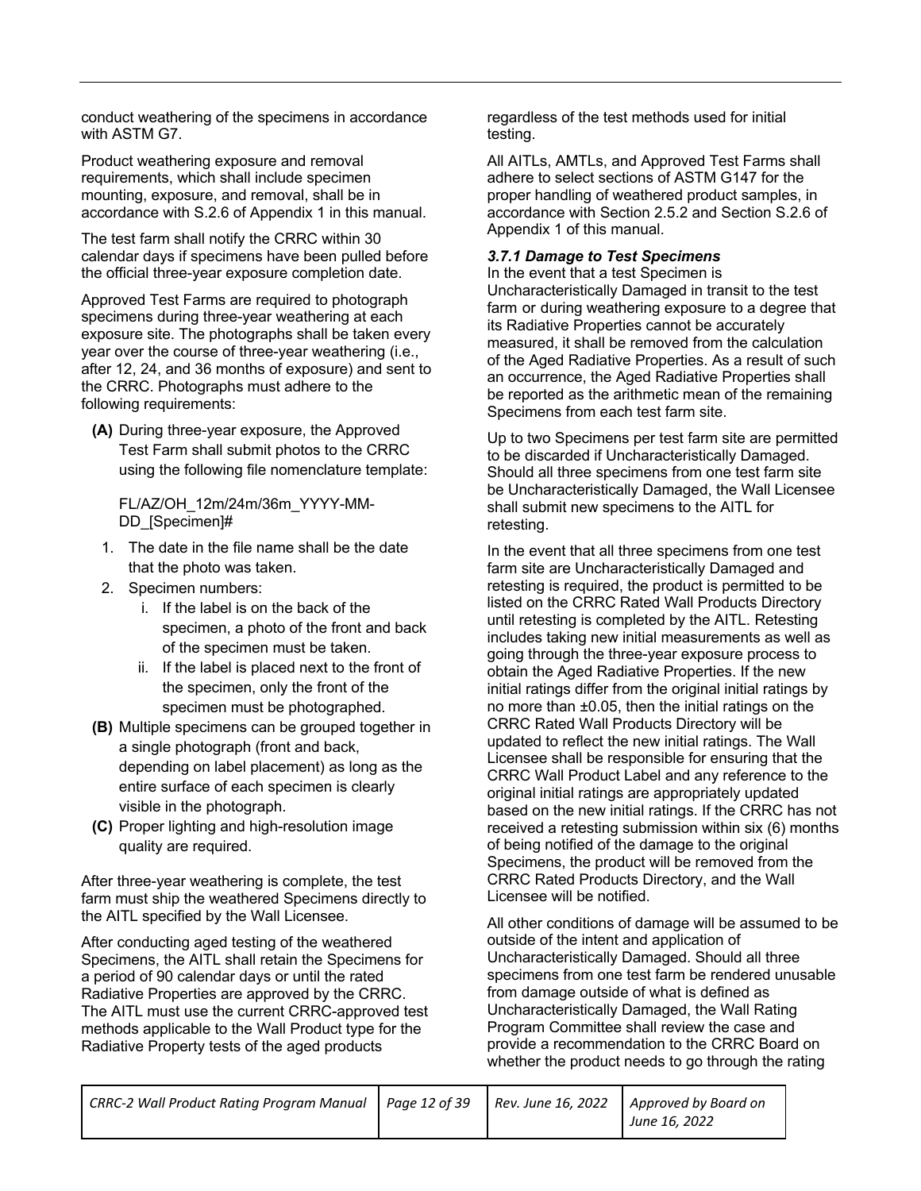conduct weathering of the specimens in accordance with ASTM G7.

Product weathering exposure and removal requirements, which shall include specimen mounting, exposure, and removal, shall be in accordance with S.2.6 of Appendix 1 in this manual.

The test farm shall notify the CRRC within 30 calendar days if specimens have been pulled before the official three-year exposure completion date.

Approved Test Farms are required to photograph specimens during three-year weathering at each exposure site. The photographs shall be taken every year over the course of three-year weathering (i.e., after 12, 24, and 36 months of exposure) and sent to the CRRC. Photographs must adhere to the following requirements:

**(A)** During three-year exposure, the Approved Test Farm shall submit photos to the CRRC using the following file nomenclature template:

FL/AZ/OH_12m/24m/36m_YYYY-MM-DD_[Specimen]#

1. The date in the file name shall be the date that the photo was taken.
2. Specimen numbers:
   i. If the label is on the back of the specimen, a photo of the front and back of the specimen must be taken.
   ii. If the label is placed next to the front of the specimen, only the front of the specimen must be photographed.

**(B)** Multiple specimens can be grouped together in a single photograph (front and back, depending on label placement) as long as the entire surface of each specimen is clearly visible in the photograph.

**(C)** Proper lighting and high-resolution image quality are required.

After three-year weathering is complete, the test farm must ship the weathered Specimens directly to the AITL specified by the Wall Licensee.

After conducting aged testing of the weathered Specimens, the AITL shall retain the Specimens for a period of 90 calendar days or until the rated Radiative Properties are approved by the CRRC. The AITL must use the current CRRC-approved test methods applicable to the Wall Product type for the Radiative Property tests of the aged products regardless of the test methods used for initial testing.

All AITLs, AMTLs, and Approved Test Farms shall adhere to select sections of ASTM G147 for the proper handling of weathered product samples, in accordance with Section 2.5.2 and Section S.2.6 of Appendix 1 of this manual.

#### *3.7.1 Damage to Test Specimens*

In the event that a test Specimen is Uncharacteristically Damaged in transit to the test farm or during weathering exposure to a degree that its Radiative Properties cannot be accurately measured, it shall be removed from the calculation of the Aged Radiative Properties. As a result of such an occurrence, the Aged Radiative Properties shall be reported as the arithmetic mean of the remaining Specimens from each test farm site.

Up to two Specimens per test farm site are permitted to be discarded if Uncharacteristically Damaged. Should all three specimens from one test farm site be Uncharacteristically Damaged, the Wall Licensee shall submit new specimens to the AITL for retesting.

In the event that all three specimens from one test farm site are Uncharacteristically Damaged and retesting is required, the product is permitted to be listed on the CRRC Rated Wall Products Directory until retesting is completed by the AITL. Retesting includes taking new initial measurements as well as going through the three-year exposure process to obtain the Aged Radiative Properties. If the new initial ratings differ from the original initial ratings by no more than ±0.05, then the initial ratings on the CRRC Rated Wall Products Directory will be updated to reflect the new initial ratings. The Wall Licensee shall be responsible for ensuring that the CRRC Wall Product Label and any reference to the original initial ratings are appropriately updated based on the new initial ratings. If the CRRC has not received a retesting submission within six (6) months of being notified of the damage to the original Specimens, the product will be removed from the CRRC Rated Products Directory, and the Wall Licensee will be notified.

All other conditions of damage will be assumed to be outside of the intent and application of Uncharacteristically Damaged. Should all three specimens from one test farm be rendered unusable from damage outside of what is defined as Uncharacteristically Damaged, the Wall Rating Program Committee shall review the case and provide a recommendation to the CRRC Board on whether the product needs to go through the rating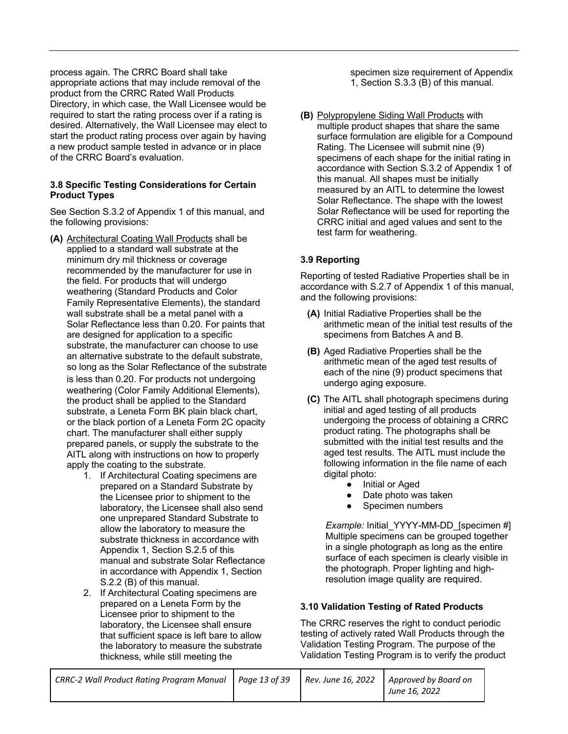process again. The CRRC Board shall take appropriate actions that may include removal of the product from the CRRC Rated Wall Products Directory, in which case, the Wall Licensee would be required to start the rating process over if a rating is desired. Alternatively, the Wall Licensee may elect to start the product rating process over again by having a new product sample tested in advance or in place of the CRRC Board's evaluation.

### 3.8 Specific Testing Considerations for Certain Product Types

See Section S.3.2 of Appendix 1 of this manual, and the following provisions:

**(A)** Architectural Coating Wall Products shall be applied to a standard wall substrate at the minimum dry mil thickness or coverage recommended by the manufacturer for use in the field. For products that will undergo weathering (Standard Products and Color Family Representative Elements), the standard wall substrate shall be a metal panel with a Solar Reflectance less than 0.20. For paints that are designed for application to a specific substrate, the manufacturer can choose to use an alternative substrate to the default substrate, so long as the Solar Reflectance of the substrate is less than 0.20. For products not undergoing weathering (Color Family Additional Elements), the product shall be applied to the Standard substrate, a Leneta Form BK plain black chart, or the black portion of a Leneta Form 2C opacity chart. The manufacturer shall either supply prepared panels, or supply the substrate to the AITL along with instructions on how to properly apply the coating to the substrate.

1. If Architectural Coating specimens are prepared on a Standard Substrate by the Licensee prior to shipment to the laboratory, the Licensee shall also send one unprepared Standard Substrate to allow the laboratory to measure the substrate thickness in accordance with Appendix 1, Section S.2.5 of this manual and substrate Solar Reflectance in accordance with Appendix 1, Section S.2.2 (B) of this manual.
2. If Architectural Coating specimens are prepared on a Leneta Form by the Licensee prior to shipment to the laboratory, the Licensee shall ensure that sufficient space is left bare to allow the laboratory to measure the substrate thickness, while still meeting the specimen size requirement of Appendix 1, Section S.3.3 (B) of this manual.

**(B)** Polypropylene Siding Wall Products with multiple product shapes that share the same surface formulation are eligible for a Compound Rating. The Licensee will submit nine (9) specimens of each shape for the initial rating in accordance with Section S.3.2 of Appendix 1 of this manual. All shapes must be initially measured by an AITL to determine the lowest Solar Reflectance. The shape with the lowest Solar Reflectance will be used for reporting the CRRC initial and aged values and sent to the test farm for weathering.

### 3.9 Reporting

Reporting of tested Radiative Properties shall be in accordance with S.2.7 of Appendix 1 of this manual, and the following provisions:

**(A)** Initial Radiative Properties shall be the arithmetic mean of the initial test results of the specimens from Batches A and B.

**(B)** Aged Radiative Properties shall be the arithmetic mean of the aged test results of each of the nine (9) product specimens that undergo aging exposure.

**(C)** The AITL shall photograph specimens during initial and aged testing of all products undergoing the process of obtaining a CRRC product rating. The photographs shall be submitted with the initial test results and the aged test results. The AITL must include the following information in the file name of each digital photo:

- Initial or Aged
- Date photo was taken
- Specimen numbers

*Example:* Initial_YYYY-MM-DD_[specimen #] Multiple specimens can be grouped together in a single photograph as long as the entire surface of each specimen is clearly visible in the photograph. Proper lighting and high-resolution image quality are required.

### 3.10 Validation Testing of Rated Products

The CRRC reserves the right to conduct periodic testing of actively rated Wall Products through the Validation Testing Program. The purpose of the Validation Testing Program is to verify the product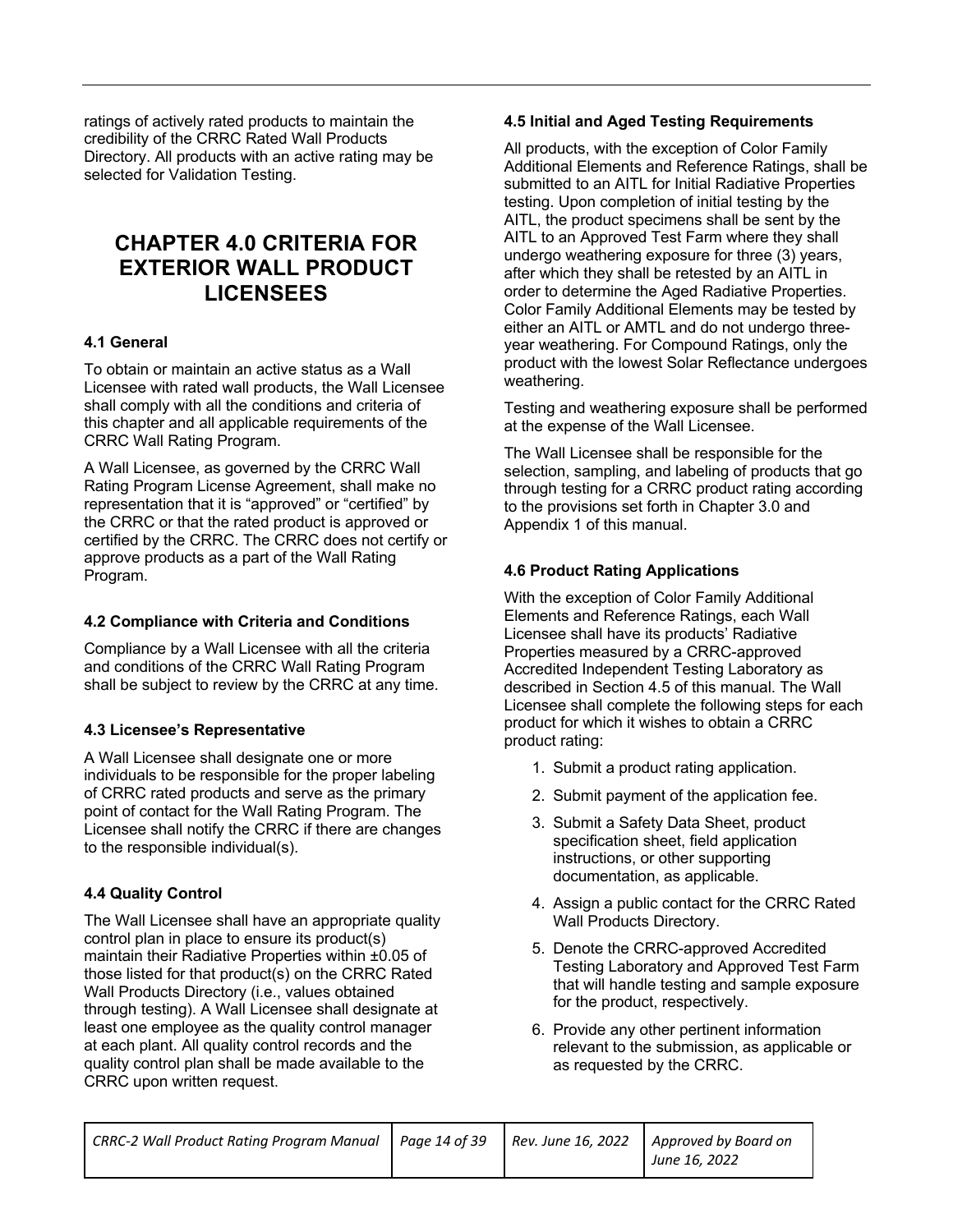ratings of actively rated products to maintain the credibility of the CRRC Rated Wall Products Directory. All products with an active rating may be selected for Validation Testing.

# CHAPTER 4.0 CRITERIA FOR EXTERIOR WALL PRODUCT LICENSEES

### 4.1 General

To obtain or maintain an active status as a Wall Licensee with rated wall products, the Wall Licensee shall comply with all the conditions and criteria of this chapter and all applicable requirements of the CRRC Wall Rating Program.

A Wall Licensee, as governed by the CRRC Wall Rating Program License Agreement, shall make no representation that it is "approved" or "certified" by the CRRC or that the rated product is approved or certified by the CRRC. The CRRC does not certify or approve products as a part of the Wall Rating Program.

### 4.2 Compliance with Criteria and Conditions

Compliance by a Wall Licensee with all the criteria and conditions of the CRRC Wall Rating Program shall be subject to review by the CRRC at any time.

### 4.3 Licensee's Representative

A Wall Licensee shall designate one or more individuals to be responsible for the proper labeling of CRRC rated products and serve as the primary point of contact for the Wall Rating Program. The Licensee shall notify the CRRC if there are changes to the responsible individual(s).

### 4.4 Quality Control

The Wall Licensee shall have an appropriate quality control plan in place to ensure its product(s) maintain their Radiative Properties within ±0.05 of those listed for that product(s) on the CRRC Rated Wall Products Directory (i.e., values obtained through testing). A Wall Licensee shall designate at least one employee as the quality control manager at each plant. All quality control records and the quality control plan shall be made available to the CRRC upon written request.

### 4.5 Initial and Aged Testing Requirements

All products, with the exception of Color Family Additional Elements and Reference Ratings, shall be submitted to an AITL for Initial Radiative Properties testing. Upon completion of initial testing by the AITL, the product specimens shall be sent by the AITL to an Approved Test Farm where they shall undergo weathering exposure for three (3) years, after which they shall be retested by an AITL in order to determine the Aged Radiative Properties. Color Family Additional Elements may be tested by either an AITL or AMTL and do not undergo three-year weathering. For Compound Ratings, only the product with the lowest Solar Reflectance undergoes weathering.

Testing and weathering exposure shall be performed at the expense of the Wall Licensee.

The Wall Licensee shall be responsible for the selection, sampling, and labeling of products that go through testing for a CRRC product rating according to the provisions set forth in Chapter 3.0 and Appendix 1 of this manual.

### 4.6 Product Rating Applications

With the exception of Color Family Additional Elements and Reference Ratings, each Wall Licensee shall have its products' Radiative Properties measured by a CRRC-approved Accredited Independent Testing Laboratory as described in Section 4.5 of this manual. The Wall Licensee shall complete the following steps for each product for which it wishes to obtain a CRRC product rating:

1. Submit a product rating application.
2. Submit payment of the application fee.
3. Submit a Safety Data Sheet, product specification sheet, field application instructions, or other supporting documentation, as applicable.
4. Assign a public contact for the CRRC Rated Wall Products Directory.
5. Denote the CRRC-approved Accredited Testing Laboratory and Approved Test Farm that will handle testing and sample exposure for the product, respectively.
6. Provide any other pertinent information relevant to the submission, as applicable or as requested by the CRRC.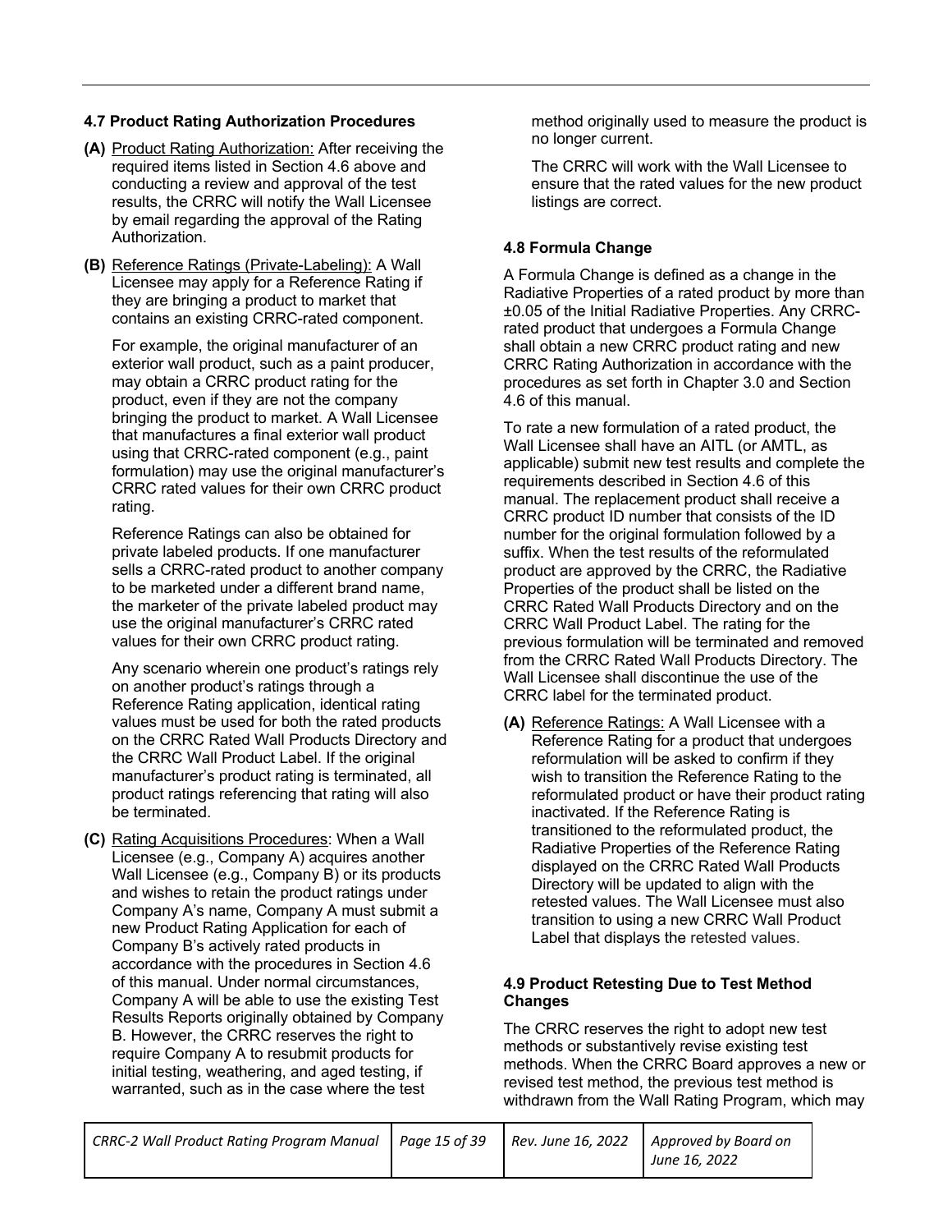### 4.7 Product Rating Authorization Procedures

**(A)** Product Rating Authorization: After receiving the required items listed in Section 4.6 above and conducting a review and approval of the test results, the CRRC will notify the Wall Licensee by email regarding the approval of the Rating Authorization.

**(B)** Reference Ratings (Private-Labeling): A Wall Licensee may apply for a Reference Rating if they are bringing a product to market that contains an existing CRRC-rated component.

For example, the original manufacturer of an exterior wall product, such as a paint producer, may obtain a CRRC product rating for the product, even if they are not the company bringing the product to market. A Wall Licensee that manufactures a final exterior wall product using that CRRC-rated component (e.g., paint formulation) may use the original manufacturer's CRRC rated values for their own CRRC product rating.

Reference Ratings can also be obtained for private labeled products. If one manufacturer sells a CRRC-rated product to another company to be marketed under a different brand name, the marketer of the private labeled product may use the original manufacturer's CRRC rated values for their own CRRC product rating.

Any scenario wherein one product's ratings rely on another product's ratings through a Reference Rating application, identical rating values must be used for both the rated products on the CRRC Rated Wall Products Directory and the CRRC Wall Product Label. If the original manufacturer's product rating is terminated, all product ratings referencing that rating will also be terminated.

**(C)** Rating Acquisitions Procedures: When a Wall Licensee (e.g., Company A) acquires another Wall Licensee (e.g., Company B) or its products and wishes to retain the product ratings under Company A's name, Company A must submit a new Product Rating Application for each of Company B's actively rated products in accordance with the procedures in Section 4.6 of this manual. Under normal circumstances, Company A will be able to use the existing Test Results Reports originally obtained by Company B. However, the CRRC reserves the right to require Company A to resubmit products for initial testing, weathering, and aged testing, if warranted, such as in the case where the test method originally used to measure the product is no longer current.

The CRRC will work with the Wall Licensee to ensure that the rated values for the new product listings are correct.

### 4.8 Formula Change

A Formula Change is defined as a change in the Radiative Properties of a rated product by more than ±0.05 of the Initial Radiative Properties. Any CRRC-rated product that undergoes a Formula Change shall obtain a new CRRC product rating and new CRRC Rating Authorization in accordance with the procedures as set forth in Chapter 3.0 and Section 4.6 of this manual.

To rate a new formulation of a rated product, the Wall Licensee shall have an AITL (or AMTL, as applicable) submit new test results and complete the requirements described in Section 4.6 of this manual. The replacement product shall receive a CRRC product ID number that consists of the ID number for the original formulation followed by a suffix. When the test results of the reformulated product are approved by the CRRC, the Radiative Properties of the product shall be listed on the CRRC Rated Wall Products Directory and on the CRRC Wall Product Label. The rating for the previous formulation will be terminated and removed from the CRRC Rated Wall Products Directory. The Wall Licensee shall discontinue the use of the CRRC label for the terminated product.

**(A)** Reference Ratings: A Wall Licensee with a Reference Rating for a product that undergoes reformulation will be asked to confirm if they wish to transition the Reference Rating to the reformulated product or have their product rating inactivated. If the Reference Rating is transitioned to the reformulated product, the Radiative Properties of the Reference Rating displayed on the CRRC Rated Wall Products Directory will be updated to align with the retested values. The Wall Licensee must also transition to using a new CRRC Wall Product Label that displays the retested values.

### 4.9 Product Retesting Due to Test Method Changes

The CRRC reserves the right to adopt new test methods or substantively revise existing test methods. When the CRRC Board approves a new or revised test method, the previous test method is withdrawn from the Wall Rating Program, which may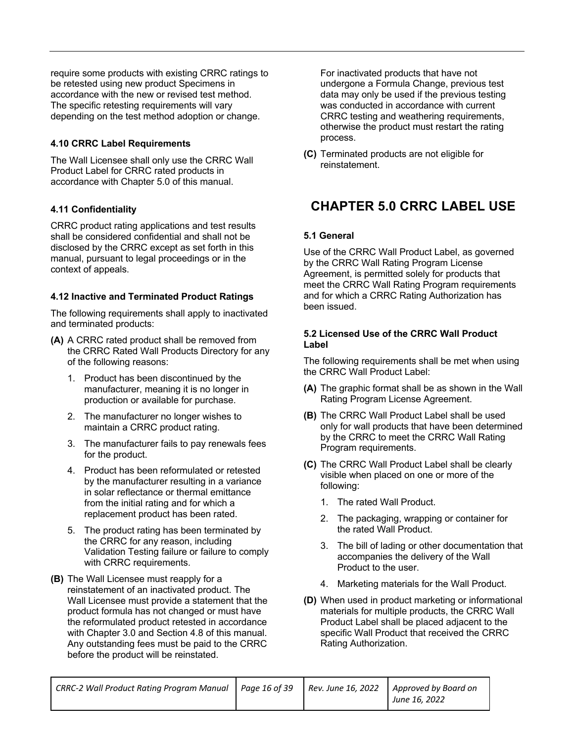require some products with existing CRRC ratings to be retested using new product Specimens in accordance with the new or revised test method. The specific retesting requirements will vary depending on the test method adoption or change.

### 4.10 CRRC Label Requirements

The Wall Licensee shall only use the CRRC Wall Product Label for CRRC rated products in accordance with Chapter 5.0 of this manual.

### 4.11 Confidentiality

CRRC product rating applications and test results shall be considered confidential and shall not be disclosed by the CRRC except as set forth in this manual, pursuant to legal proceedings or in the context of appeals.

### 4.12 Inactive and Terminated Product Ratings

The following requirements shall apply to inactivated and terminated products:

**(A)** A CRRC rated product shall be removed from the CRRC Rated Wall Products Directory for any of the following reasons:

1. Product has been discontinued by the manufacturer, meaning it is no longer in production or available for purchase.
2. The manufacturer no longer wishes to maintain a CRRC product rating.
3. The manufacturer fails to pay renewals fees for the product.
4. Product has been reformulated or retested by the manufacturer resulting in a variance in solar reflectance or thermal emittance from the initial rating and for which a replacement product has been rated.
5. The product rating has been terminated by the CRRC for any reason, including Validation Testing failure or failure to comply with CRRC requirements.

**(B)** The Wall Licensee must reapply for a reinstatement of an inactivated product. The Wall Licensee must provide a statement that the product formula has not changed or must have the reformulated product retested in accordance with Chapter 3.0 and Section 4.8 of this manual. Any outstanding fees must be paid to the CRRC before the product will be reinstated.

For inactivated products that have not undergone a Formula Change, previous test data may only be used if the previous testing was conducted in accordance with current CRRC testing and weathering requirements, otherwise the product must restart the rating process.

**(C)** Terminated products are not eligible for reinstatement.

## CHAPTER 5.0 CRRC LABEL USE

### 5.1 General

Use of the CRRC Wall Product Label, as governed by the CRRC Wall Rating Program License Agreement, is permitted solely for products that meet the CRRC Wall Rating Program requirements and for which a CRRC Rating Authorization has been issued.

### 5.2 Licensed Use of the CRRC Wall Product Label

The following requirements shall be met when using the CRRC Wall Product Label:

**(A)** The graphic format shall be as shown in the Wall Rating Program License Agreement.

**(B)** The CRRC Wall Product Label shall be used only for wall products that have been determined by the CRRC to meet the CRRC Wall Rating Program requirements.

**(C)** The CRRC Wall Product Label shall be clearly visible when placed on one or more of the following:

1. The rated Wall Product.
2. The packaging, wrapping or container for the rated Wall Product.
3. The bill of lading or other documentation that accompanies the delivery of the Wall Product to the user.
4. Marketing materials for the Wall Product.

**(D)** When used in product marketing or informational materials for multiple products, the CRRC Wall Product Label shall be placed adjacent to the specific Wall Product that received the CRRC Rating Authorization.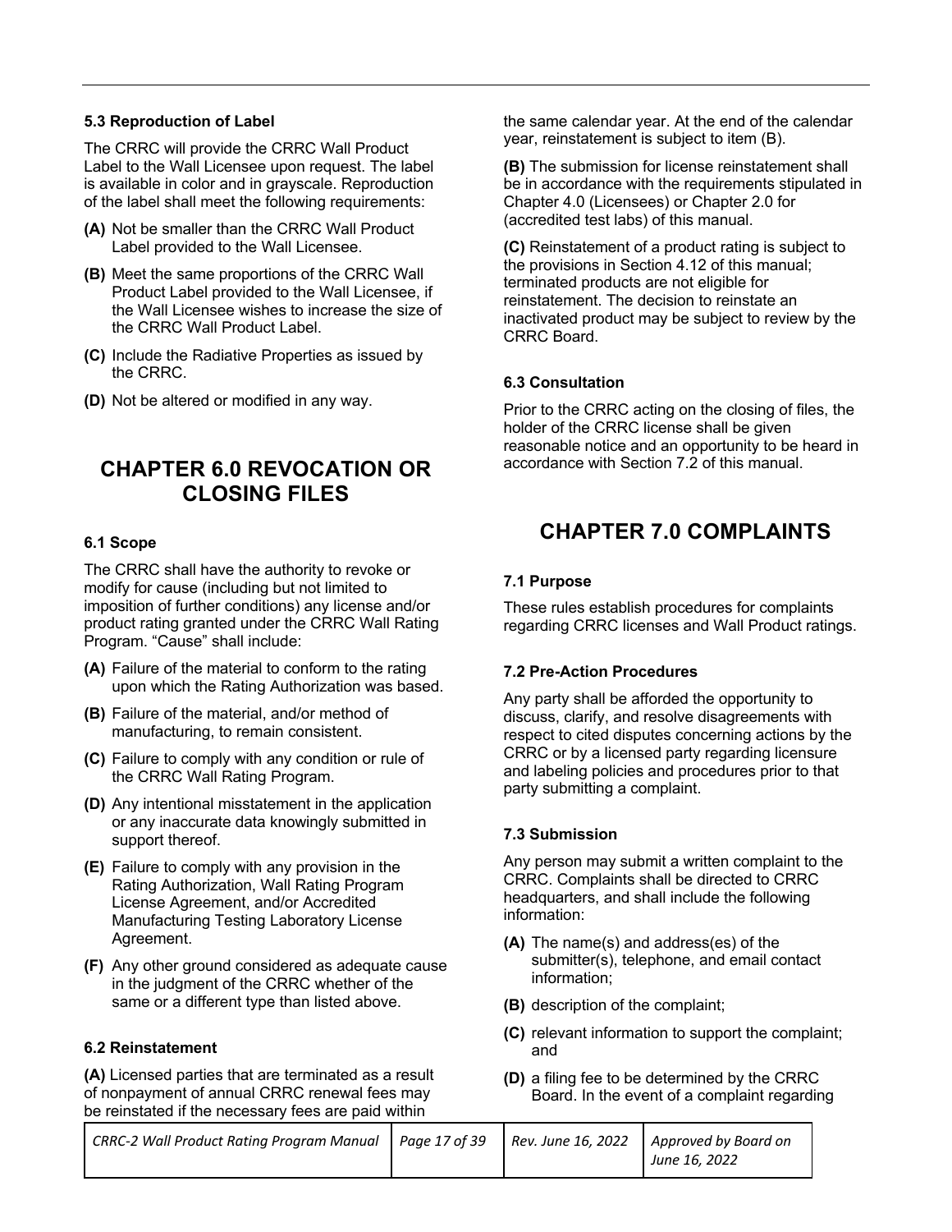### 5.3 Reproduction of Label

The CRRC will provide the CRRC Wall Product Label to the Wall Licensee upon request. The label is available in color and in grayscale. Reproduction of the label shall meet the following requirements:

**(A)** Not be smaller than the CRRC Wall Product Label provided to the Wall Licensee.

**(B)** Meet the same proportions of the CRRC Wall Product Label provided to the Wall Licensee, if the Wall Licensee wishes to increase the size of the CRRC Wall Product Label.

**(C)** Include the Radiative Properties as issued by the CRRC.

**(D)** Not be altered or modified in any way.

# CHAPTER 6.0 REVOCATION OR CLOSING FILES

### 6.1 Scope

The CRRC shall have the authority to revoke or modify for cause (including but not limited to imposition of further conditions) any license and/or product rating granted under the CRRC Wall Rating Program. "Cause" shall include:

**(A)** Failure of the material to conform to the rating upon which the Rating Authorization was based.

**(B)** Failure of the material, and/or method of manufacturing, to remain consistent.

**(C)** Failure to comply with any condition or rule of the CRRC Wall Rating Program.

**(D)** Any intentional misstatement in the application or any inaccurate data knowingly submitted in support thereof.

**(E)** Failure to comply with any provision in the Rating Authorization, Wall Rating Program License Agreement, and/or Accredited Manufacturing Testing Laboratory License Agreement.

**(F)** Any other ground considered as adequate cause in the judgment of the CRRC whether of the same or a different type than listed above.

### 6.2 Reinstatement

**(A)** Licensed parties that are terminated as a result of nonpayment of annual CRRC renewal fees may be reinstated if the necessary fees are paid within the same calendar year. At the end of the calendar year, reinstatement is subject to item (B).

**(B)** The submission for license reinstatement shall be in accordance with the requirements stipulated in Chapter 4.0 (Licensees) or Chapter 2.0 for (accredited test labs) of this manual.

**(C)** Reinstatement of a product rating is subject to the provisions in Section 4.12 of this manual; terminated products are not eligible for reinstatement. The decision to reinstate an inactivated product may be subject to review by the CRRC Board.

### 6.3 Consultation

Prior to the CRRC acting on the closing of files, the holder of the CRRC license shall be given reasonable notice and an opportunity to be heard in accordance with Section 7.2 of this manual.

# CHAPTER 7.0 COMPLAINTS

### 7.1 Purpose

These rules establish procedures for complaints regarding CRRC licenses and Wall Product ratings.

### 7.2 Pre-Action Procedures

Any party shall be afforded the opportunity to discuss, clarify, and resolve disagreements with respect to cited disputes concerning actions by the CRRC or by a licensed party regarding licensure and labeling policies and procedures prior to that party submitting a complaint.

### 7.3 Submission

Any person may submit a written complaint to the CRRC. Complaints shall be directed to CRRC headquarters, and shall include the following information:

**(A)** The name(s) and address(es) of the submitter(s), telephone, and email contact information;

**(B)** description of the complaint;

**(C)** relevant information to support the complaint; and

**(D)** a filing fee to be determined by the CRRC Board. In the event of a complaint regarding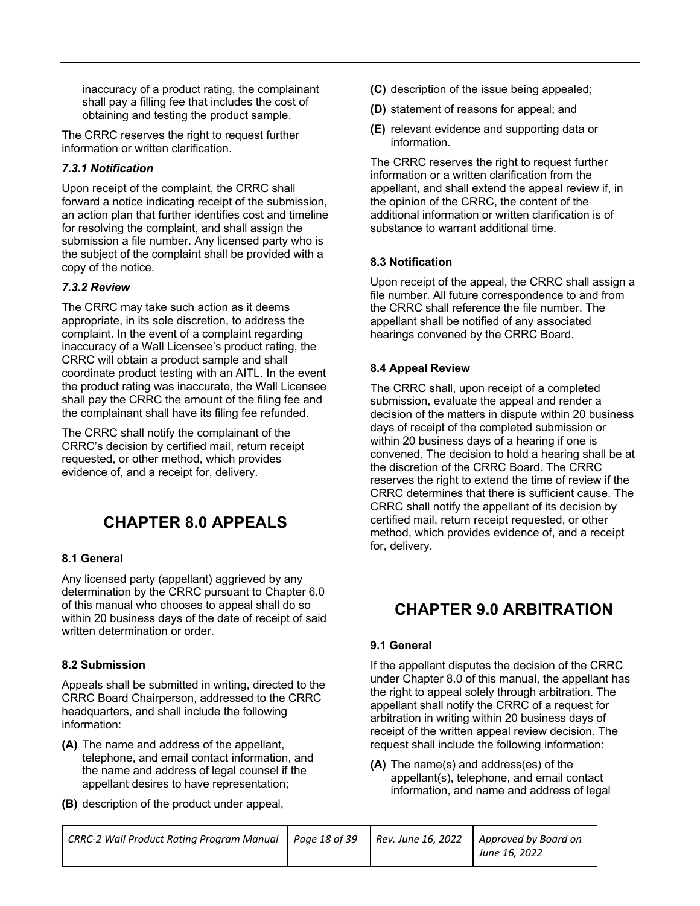inaccuracy of a product rating, the complainant shall pay a filling fee that includes the cost of obtaining and testing the product sample.

The CRRC reserves the right to request further information or written clarification.

#### *7.3.1 Notification*

Upon receipt of the complaint, the CRRC shall forward a notice indicating receipt of the submission, an action plan that further identifies cost and timeline for resolving the complaint, and shall assign the submission a file number. Any licensed party who is the subject of the complaint shall be provided with a copy of the notice.

#### *7.3.2 Review*

The CRRC may take such action as it deems appropriate, in its sole discretion, to address the complaint. In the event of a complaint regarding inaccuracy of a Wall Licensee's product rating, the CRRC will obtain a product sample and shall coordinate product testing with an AITL. In the event the product rating was inaccurate, the Wall Licensee shall pay the CRRC the amount of the filing fee and the complainant shall have its filing fee refunded.

The CRRC shall notify the complainant of the CRRC's decision by certified mail, return receipt requested, or other method, which provides evidence of, and a receipt for, delivery.

# CHAPTER 8.0 APPEALS

### 8.1 General

Any licensed party (appellant) aggrieved by any determination by the CRRC pursuant to Chapter 6.0 of this manual who chooses to appeal shall do so within 20 business days of the date of receipt of said written determination or order.

### 8.2 Submission

Appeals shall be submitted in writing, directed to the CRRC Board Chairperson, addressed to the CRRC headquarters, and shall include the following information:

**(A)** The name and address of the appellant, telephone, and email contact information, and the name and address of legal counsel if the appellant desires to have representation;

**(B)** description of the product under appeal,

**(C)** description of the issue being appealed;

**(D)** statement of reasons for appeal; and

**(E)** relevant evidence and supporting data or information.

The CRRC reserves the right to request further information or a written clarification from the appellant, and shall extend the appeal review if, in the opinion of the CRRC, the content of the additional information or written clarification is of substance to warrant additional time.

### 8.3 Notification

Upon receipt of the appeal, the CRRC shall assign a file number. All future correspondence to and from the CRRC shall reference the file number. The appellant shall be notified of any associated hearings convened by the CRRC Board.

### 8.4 Appeal Review

The CRRC shall, upon receipt of a completed submission, evaluate the appeal and render a decision of the matters in dispute within 20 business days of receipt of the completed submission or within 20 business days of a hearing if one is convened. The decision to hold a hearing shall be at the discretion of the CRRC Board. The CRRC reserves the right to extend the time of review if the CRRC determines that there is sufficient cause. The CRRC shall notify the appellant of its decision by certified mail, return receipt requested, or other method, which provides evidence of, and a receipt for, delivery.

# CHAPTER 9.0 ARBITRATION

### 9.1 General

If the appellant disputes the decision of the CRRC under Chapter 8.0 of this manual, the appellant has the right to appeal solely through arbitration. The appellant shall notify the CRRC of a request for arbitration in writing within 20 business days of receipt of the written appeal review decision. The request shall include the following information:

**(A)** The name(s) and address(es) of the appellant(s), telephone, and email contact information, and name and address of legal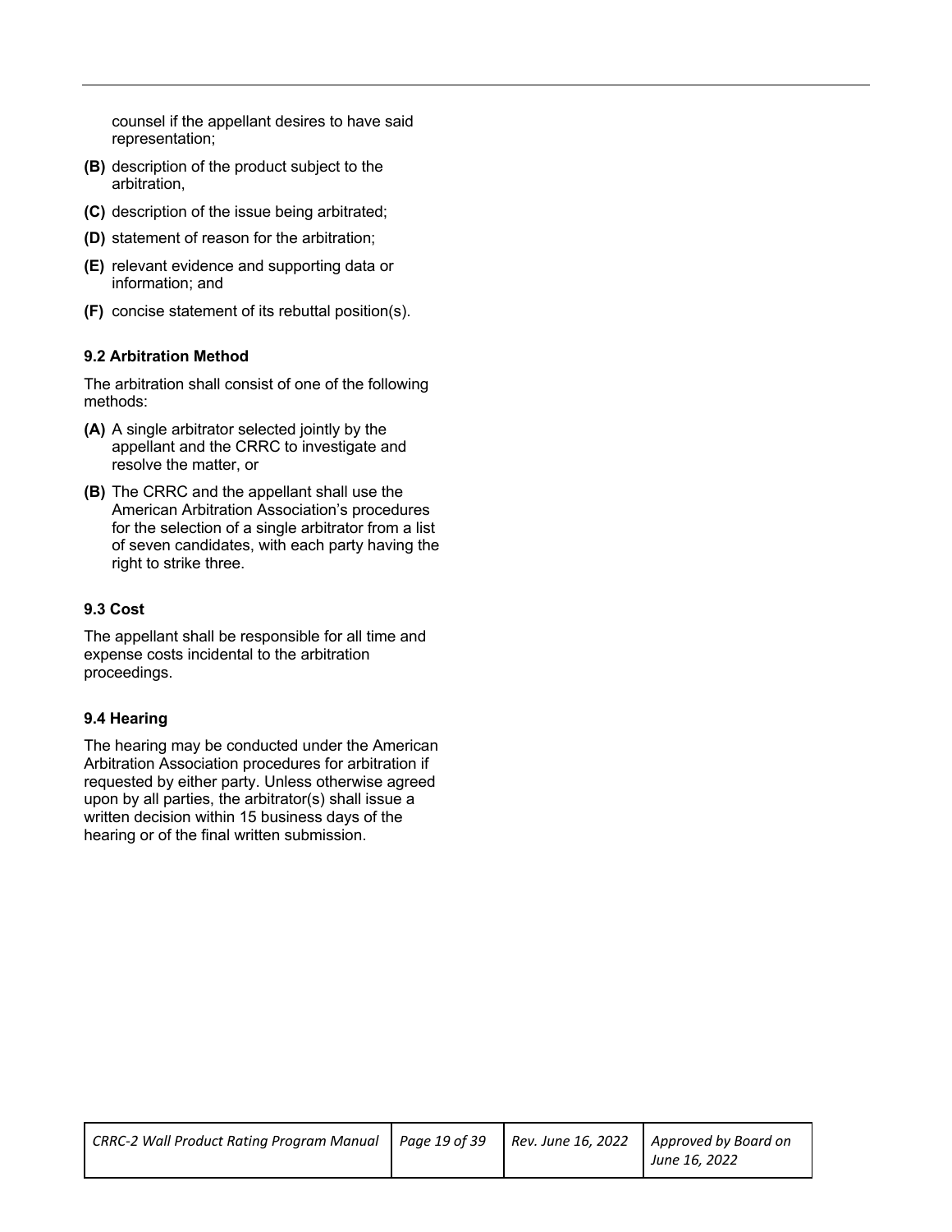counsel if the appellant desires to have said representation;

**(B)** description of the product subject to the arbitration,

**(C)** description of the issue being arbitrated;

**(D)** statement of reason for the arbitration;

**(E)** relevant evidence and supporting data or information; and

**(F)** concise statement of its rebuttal position(s).

### 9.2 Arbitration Method

The arbitration shall consist of one of the following methods:

**(A)** A single arbitrator selected jointly by the appellant and the CRRC to investigate and resolve the matter, or

**(B)** The CRRC and the appellant shall use the American Arbitration Association's procedures for the selection of a single arbitrator from a list of seven candidates, with each party having the right to strike three.

### 9.3 Cost

The appellant shall be responsible for all time and expense costs incidental to the arbitration proceedings.

### 9.4 Hearing

The hearing may be conducted under the American Arbitration Association procedures for arbitration if requested by either party. Unless otherwise agreed upon by all parties, the arbitrator(s) shall issue a written decision within 15 business days of the hearing or of the final written submission.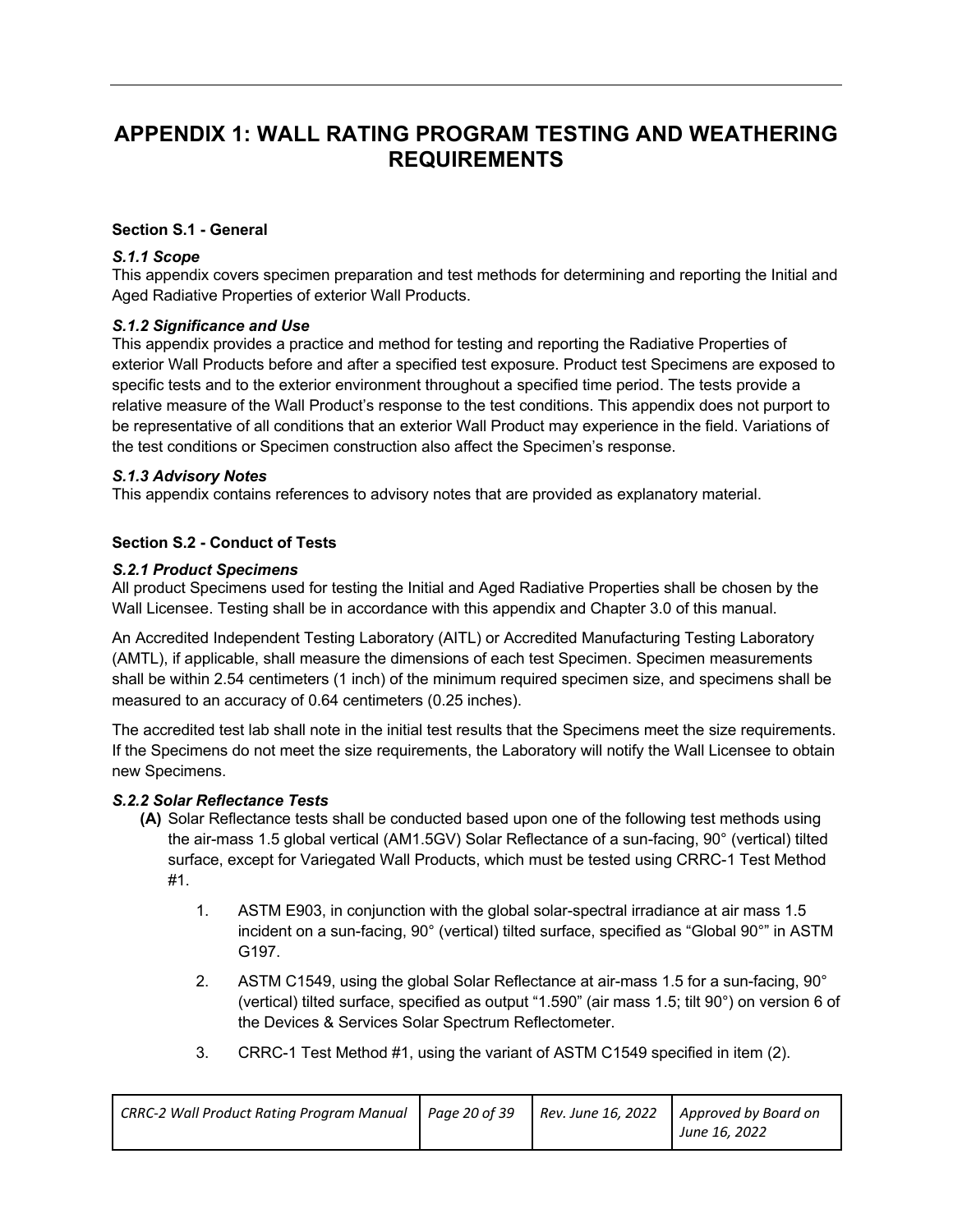# APPENDIX 1: WALL RATING PROGRAM TESTING AND WEATHERING REQUIREMENTS

**Section S.1 - General**

***S.1.1 Scope***

This appendix covers specimen preparation and test methods for determining and reporting the Initial and Aged Radiative Properties of exterior Wall Products.

***S.1.2 Significance and Use***

This appendix provides a practice and method for testing and reporting the Radiative Properties of exterior Wall Products before and after a specified test exposure. Product test Specimens are exposed to specific tests and to the exterior environment throughout a specified time period. The tests provide a relative measure of the Wall Product's response to the test conditions. This appendix does not purport to be representative of all conditions that an exterior Wall Product may experience in the field. Variations of the test conditions or Specimen construction also affect the Specimen's response.

***S.1.3 Advisory Notes***

This appendix contains references to advisory notes that are provided as explanatory material.

**Section S.2 - Conduct of Tests**

***S.2.1 Product Specimens***

All product Specimens used for testing the Initial and Aged Radiative Properties shall be chosen by the Wall Licensee. Testing shall be in accordance with this appendix and Chapter 3.0 of this manual.

An Accredited Independent Testing Laboratory (AITL) or Accredited Manufacturing Testing Laboratory (AMTL), if applicable, shall measure the dimensions of each test Specimen. Specimen measurements shall be within 2.54 centimeters (1 inch) of the minimum required specimen size, and specimens shall be measured to an accuracy of 0.64 centimeters (0.25 inches).

The accredited test lab shall note in the initial test results that the Specimens meet the size requirements. If the Specimens do not meet the size requirements, the Laboratory will notify the Wall Licensee to obtain new Specimens.

***S.2.2 Solar Reflectance Tests***

**(A)** Solar Reflectance tests shall be conducted based upon one of the following test methods using the air-mass 1.5 global vertical (AM1.5GV) Solar Reflectance of a sun-facing, 90° (vertical) tilted surface, except for Variegated Wall Products, which must be tested using CRRC-1 Test Method #1.

1. ASTM E903, in conjunction with the global solar-spectral irradiance at air mass 1.5 incident on a sun-facing, 90° (vertical) tilted surface, specified as "Global 90°" in ASTM G197.
2. ASTM C1549, using the global Solar Reflectance at air-mass 1.5 for a sun-facing, 90° (vertical) tilted surface, specified as output "1.590" (air mass 1.5; tilt 90°) on version 6 of the Devices & Services Solar Spectrum Reflectometer.
3. CRRC-1 Test Method #1, using the variant of ASTM C1549 specified in item (2).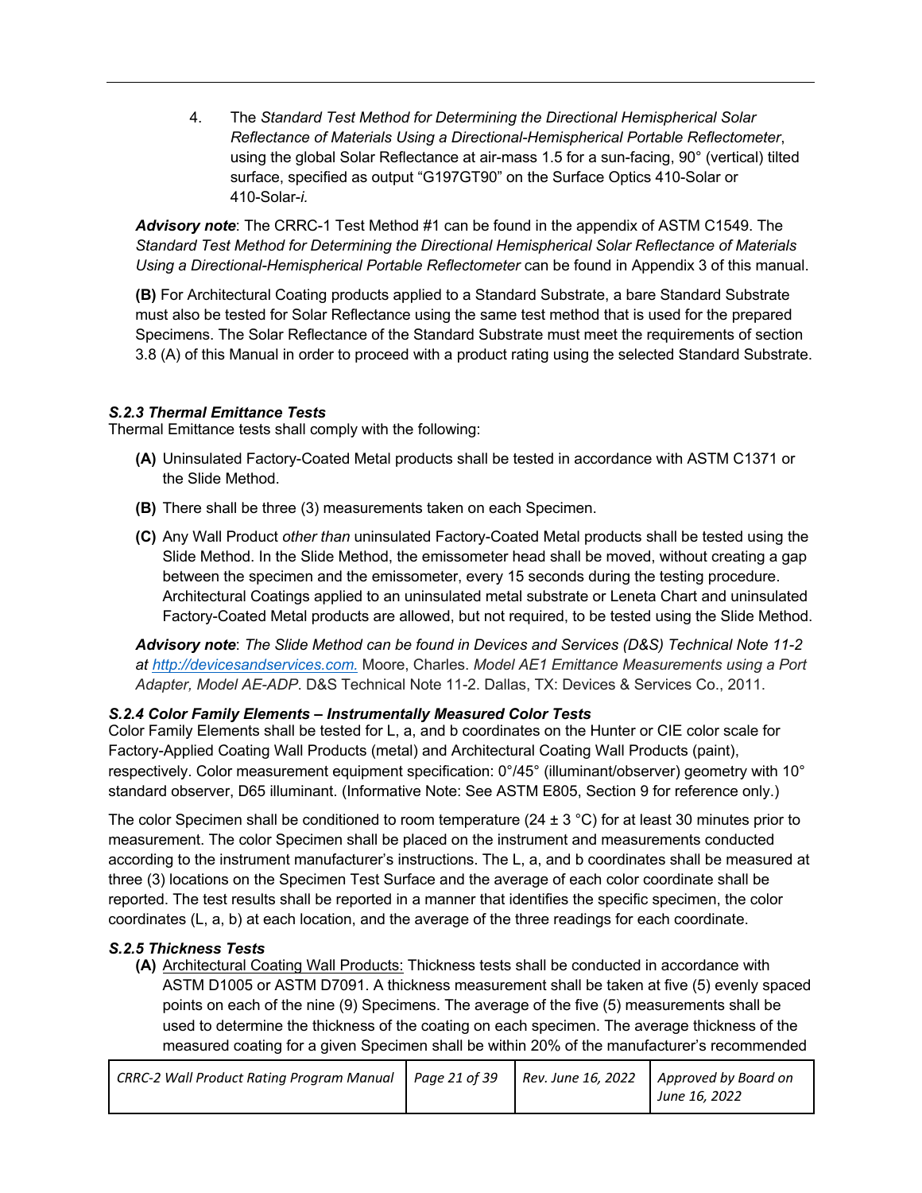4. The *Standard Test Method for Determining the Directional Hemispherical Solar Reflectance of Materials Using a Directional-Hemispherical Portable Reflectometer*, using the global Solar Reflectance at air-mass 1.5 for a sun-facing, 90° (vertical) tilted surface, specified as output "G197GT90" on the Surface Optics 410-Solar or 410-Solar-*i*.

***Advisory note***: The CRRC-1 Test Method #1 can be found in the appendix of ASTM C1549. The *Standard Test Method for Determining the Directional Hemispherical Solar Reflectance of Materials Using a Directional-Hemispherical Portable Reflectometer* can be found in Appendix 3 of this manual.

**(B)** For Architectural Coating products applied to a Standard Substrate, a bare Standard Substrate must also be tested for Solar Reflectance using the same test method that is used for the prepared Specimens. The Solar Reflectance of the Standard Substrate must meet the requirements of section 3.8 (A) of this Manual in order to proceed with a product rating using the selected Standard Substrate.

### *S.2.3 Thermal Emittance Tests*

Thermal Emittance tests shall comply with the following:

**(A)** Uninsulated Factory-Coated Metal products shall be tested in accordance with ASTM C1371 or the Slide Method.

**(B)** There shall be three (3) measurements taken on each Specimen.

**(C)** Any Wall Product *other than* uninsulated Factory-Coated Metal products shall be tested using the Slide Method. In the Slide Method, the emissometer head shall be moved, without creating a gap between the specimen and the emissometer, every 15 seconds during the testing procedure. Architectural Coatings applied to an uninsulated metal substrate or Leneta Chart and uninsulated Factory-Coated Metal products are allowed, but not required, to be tested using the Slide Method.

***Advisory note***: *The Slide Method can be found in Devices and Services (D&S) Technical Note 11-2 at [http://devicesandservices.com.](http://devicesandservices.com)* Moore, Charles. *Model AE1 Emittance Measurements using a Port Adapter, Model AE-ADP*. D&S Technical Note 11-2. Dallas, TX: Devices & Services Co., 2011.

### *S.2.4 Color Family Elements – Instrumentally Measured Color Tests*

Color Family Elements shall be tested for L, a, and b coordinates on the Hunter or CIE color scale for Factory-Applied Coating Wall Products (metal) and Architectural Coating Wall Products (paint), respectively. Color measurement equipment specification: 0°/45° (illuminant/observer) geometry with 10° standard observer, D65 illuminant. (Informative Note: See ASTM E805, Section 9 for reference only.)

The color Specimen shall be conditioned to room temperature (24 ± 3 °C) for at least 30 minutes prior to measurement. The color Specimen shall be placed on the instrument and measurements conducted according to the instrument manufacturer's instructions. The L, a, and b coordinates shall be measured at three (3) locations on the Specimen Test Surface and the average of each color coordinate shall be reported. The test results shall be reported in a manner that identifies the specific specimen, the color coordinates (L, a, b) at each location, and the average of the three readings for each coordinate.

### *S.2.5 Thickness Tests*

**(A)** <u>Architectural Coating Wall Products:</u> Thickness tests shall be conducted in accordance with ASTM D1005 or ASTM D7091. A thickness measurement shall be taken at five (5) evenly spaced points on each of the nine (9) Specimens. The average of the five (5) measurements shall be used to determine the thickness of the coating on each specimen. The average thickness of the measured coating for a given Specimen shall be within 20% of the manufacturer's recommended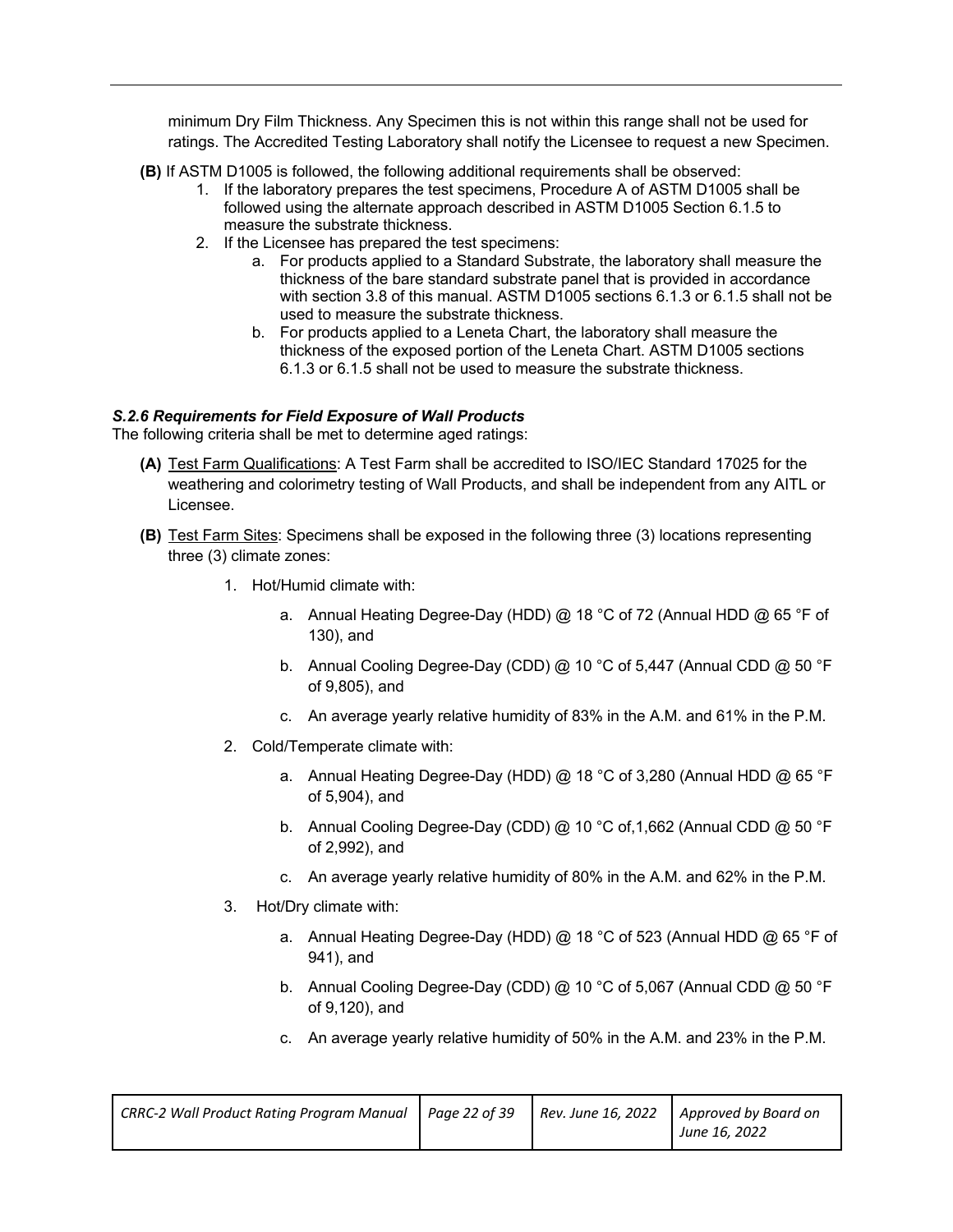minimum Dry Film Thickness. Any Specimen this is not within this range shall not be used for ratings. The Accredited Testing Laboratory shall notify the Licensee to request a new Specimen.

**(B)** If ASTM D1005 is followed, the following additional requirements shall be observed:

1. If the laboratory prepares the test specimens, Procedure A of ASTM D1005 shall be followed using the alternate approach described in ASTM D1005 Section 6.1.5 to measure the substrate thickness.
2. If the Licensee has prepared the test specimens:
   a. For products applied to a Standard Substrate, the laboratory shall measure the thickness of the bare standard substrate panel that is provided in accordance with section 3.8 of this manual. ASTM D1005 sections 6.1.3 or 6.1.5 shall not be used to measure the substrate thickness.
   b. For products applied to a Leneta Chart, the laboratory shall measure the thickness of the exposed portion of the Leneta Chart. ASTM D1005 sections 6.1.3 or 6.1.5 shall not be used to measure the substrate thickness.

### *S.2.6 Requirements for Field Exposure of Wall Products*

The following criteria shall be met to determine aged ratings:

**(A)** Test Farm Qualifications: A Test Farm shall be accredited to ISO/IEC Standard 17025 for the weathering and colorimetry testing of Wall Products, and shall be independent from any AITL or Licensee.

**(B)** Test Farm Sites: Specimens shall be exposed in the following three (3) locations representing three (3) climate zones:

1. Hot/Humid climate with:
   a. Annual Heating Degree-Day (HDD) @ 18 °C of 72 (Annual HDD @ 65 °F of 130), and
   b. Annual Cooling Degree-Day (CDD) @ 10 °C of 5,447 (Annual CDD @ 50 °F of 9,805), and
   c. An average yearly relative humidity of 83% in the A.M. and 61% in the P.M.
2. Cold/Temperate climate with:
   a. Annual Heating Degree-Day (HDD) @ 18 °C of 3,280 (Annual HDD @ 65 °F of 5,904), and
   b. Annual Cooling Degree-Day (CDD) @ 10 °C of,1,662 (Annual CDD @ 50 °F of 2,992), and
   c. An average yearly relative humidity of 80% in the A.M. and 62% in the P.M.
3. Hot/Dry climate with:
   a. Annual Heating Degree-Day (HDD) @ 18 °C of 523 (Annual HDD @ 65 °F of 941), and
   b. Annual Cooling Degree-Day (CDD) @ 10 °C of 5,067 (Annual CDD @ 50 °F of 9,120), and
   c. An average yearly relative humidity of 50% in the A.M. and 23% in the P.M.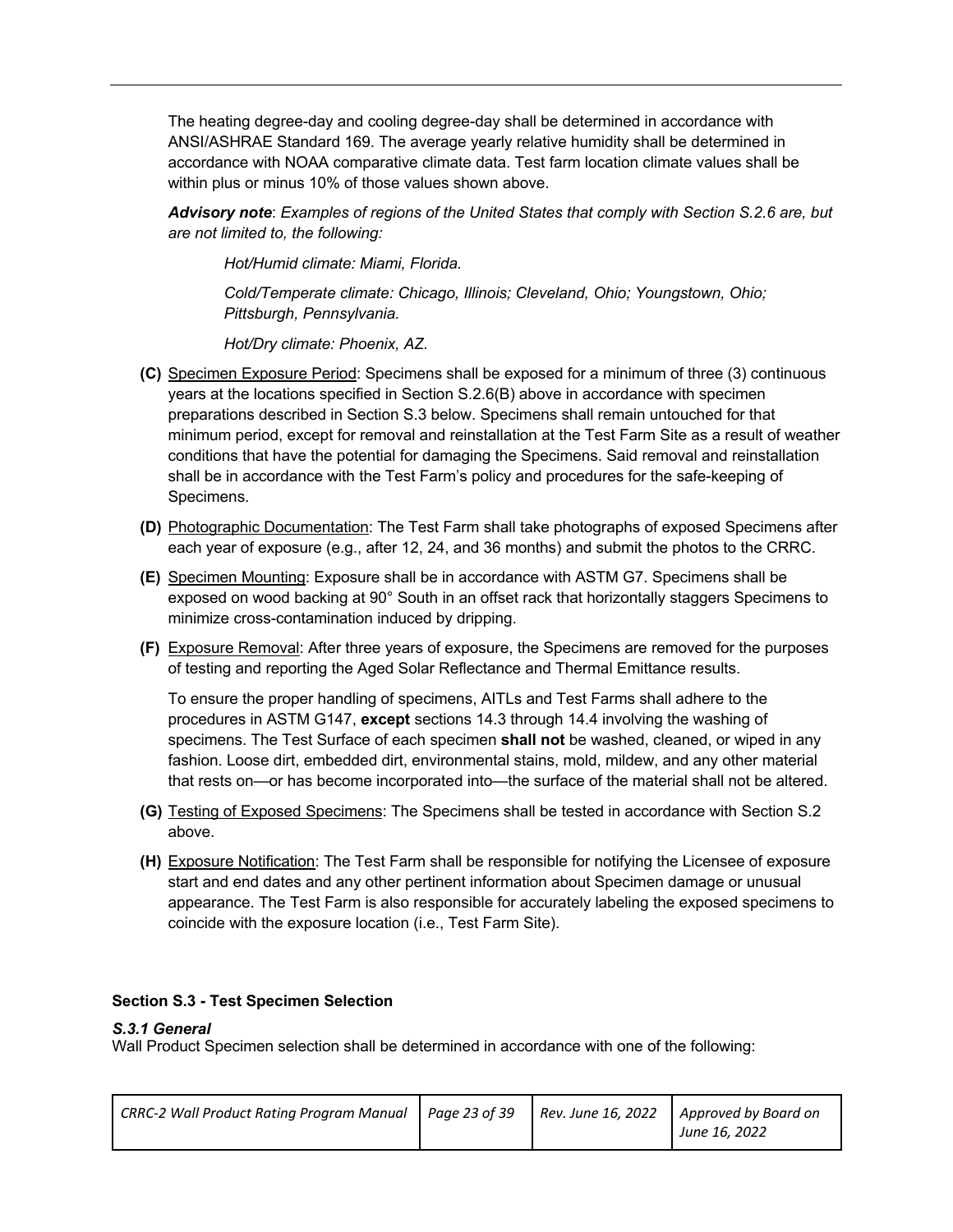The heating degree-day and cooling degree-day shall be determined in accordance with ANSI/ASHRAE Standard 169. The average yearly relative humidity shall be determined in accordance with NOAA comparative climate data. Test farm location climate values shall be within plus or minus 10% of those values shown above.

***Advisory note***: *Examples of regions of the United States that comply with Section S.2.6 are, but are not limited to, the following:*

> *Hot/Humid climate: Miami, Florida.*
>
> *Cold/Temperate climate: Chicago, Illinois; Cleveland, Ohio; Youngstown, Ohio; Pittsburgh, Pennsylvania.*
>
> *Hot/Dry climate: Phoenix, AZ.*

**(C)** Specimen Exposure Period: Specimens shall be exposed for a minimum of three (3) continuous years at the locations specified in Section S.2.6(B) above in accordance with specimen preparations described in Section S.3 below. Specimens shall remain untouched for that minimum period, except for removal and reinstallation at the Test Farm Site as a result of weather conditions that have the potential for damaging the Specimens. Said removal and reinstallation shall be in accordance with the Test Farm's policy and procedures for the safe-keeping of Specimens.

**(D)** Photographic Documentation: The Test Farm shall take photographs of exposed Specimens after each year of exposure (e.g., after 12, 24, and 36 months) and submit the photos to the CRRC.

**(E)** Specimen Mounting: Exposure shall be in accordance with ASTM G7. Specimens shall be exposed on wood backing at 90° South in an offset rack that horizontally staggers Specimens to minimize cross-contamination induced by dripping.

**(F)** Exposure Removal: After three years of exposure, the Specimens are removed for the purposes of testing and reporting the Aged Solar Reflectance and Thermal Emittance results.

To ensure the proper handling of specimens, AITLs and Test Farms shall adhere to the procedures in ASTM G147, **except** sections 14.3 through 14.4 involving the washing of specimens. The Test Surface of each specimen **shall not** be washed, cleaned, or wiped in any fashion. Loose dirt, embedded dirt, environmental stains, mold, mildew, and any other material that rests on—or has become incorporated into—the surface of the material shall not be altered.

**(G)** Testing of Exposed Specimens: The Specimens shall be tested in accordance with Section S.2 above.

**(H)** Exposure Notification: The Test Farm shall be responsible for notifying the Licensee of exposure start and end dates and any other pertinent information about Specimen damage or unusual appearance. The Test Farm is also responsible for accurately labeling the exposed specimens to coincide with the exposure location (i.e., Test Farm Site).

## Section S.3 - Test Specimen Selection

### *S.3.1 General*

Wall Product Specimen selection shall be determined in accordance with one of the following: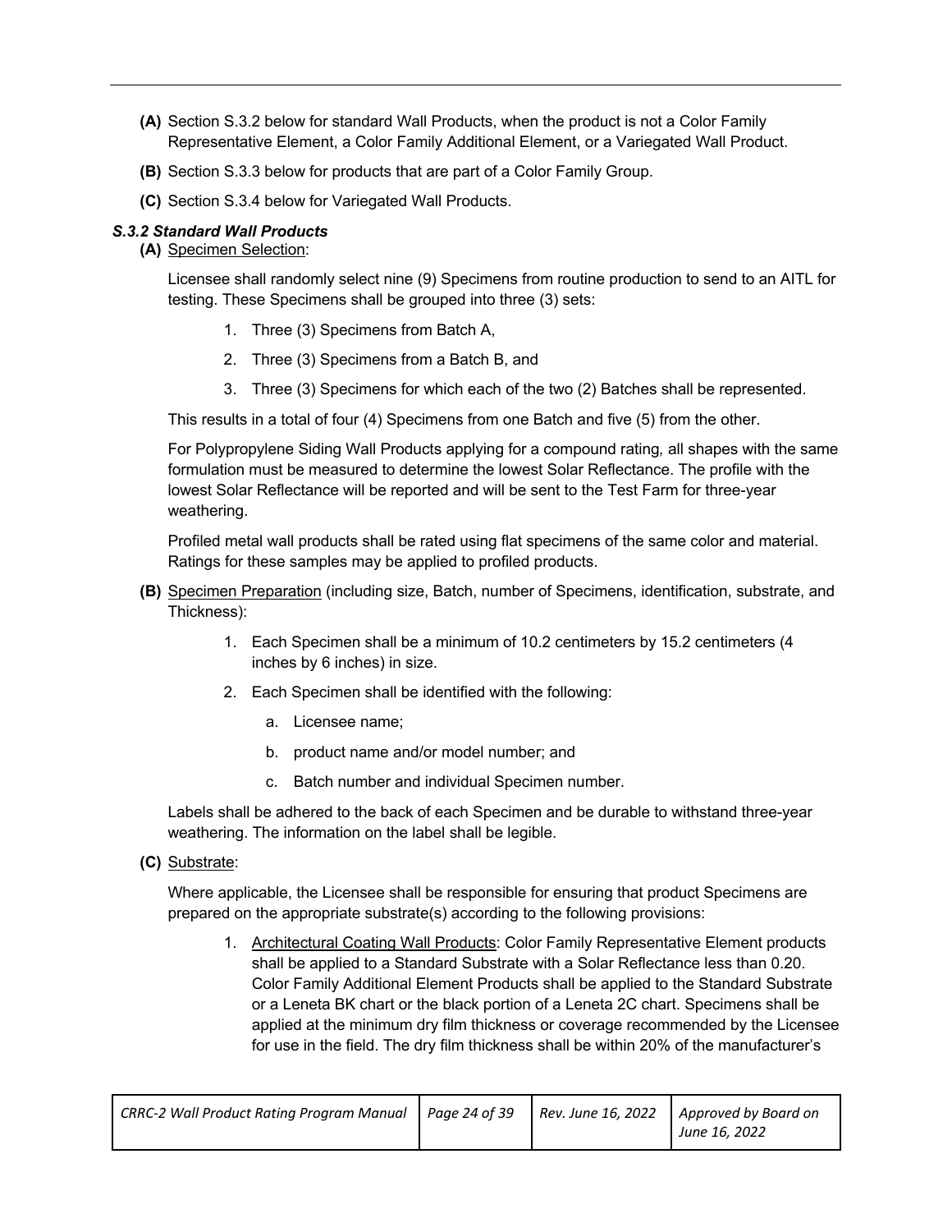**(A)** Section S.3.2 below for standard Wall Products, when the product is not a Color Family Representative Element, a Color Family Additional Element, or a Variegated Wall Product.

**(B)** Section S.3.3 below for products that are part of a Color Family Group.

**(C)** Section S.3.4 below for Variegated Wall Products.

### *S.3.2 Standard Wall Products*

**(A)** Specimen Selection:

Licensee shall randomly select nine (9) Specimens from routine production to send to an AITL for testing. These Specimens shall be grouped into three (3) sets:

1. Three (3) Specimens from Batch A,
2. Three (3) Specimens from a Batch B, and
3. Three (3) Specimens for which each of the two (2) Batches shall be represented.

This results in a total of four (4) Specimens from one Batch and five (5) from the other.

For Polypropylene Siding Wall Products applying for a compound rating, all shapes with the same formulation must be measured to determine the lowest Solar Reflectance. The profile with the lowest Solar Reflectance will be reported and will be sent to the Test Farm for three-year weathering.

Profiled metal wall products shall be rated using flat specimens of the same color and material. Ratings for these samples may be applied to profiled products.

**(B)** Specimen Preparation (including size, Batch, number of Specimens, identification, substrate, and Thickness):

1. Each Specimen shall be a minimum of 10.2 centimeters by 15.2 centimeters (4 inches by 6 inches) in size.
2. Each Specimen shall be identified with the following:
   a. Licensee name;
   b. product name and/or model number; and
   c. Batch number and individual Specimen number.

Labels shall be adhered to the back of each Specimen and be durable to withstand three-year weathering. The information on the label shall be legible.

**(C)** Substrate:

Where applicable, the Licensee shall be responsible for ensuring that product Specimens are prepared on the appropriate substrate(s) according to the following provisions:

1. Architectural Coating Wall Products: Color Family Representative Element products shall be applied to a Standard Substrate with a Solar Reflectance less than 0.20. Color Family Additional Element Products shall be applied to the Standard Substrate or a Leneta BK chart or the black portion of a Leneta 2C chart. Specimens shall be applied at the minimum dry film thickness or coverage recommended by the Licensee for use in the field. The dry film thickness shall be within 20% of the manufacturer's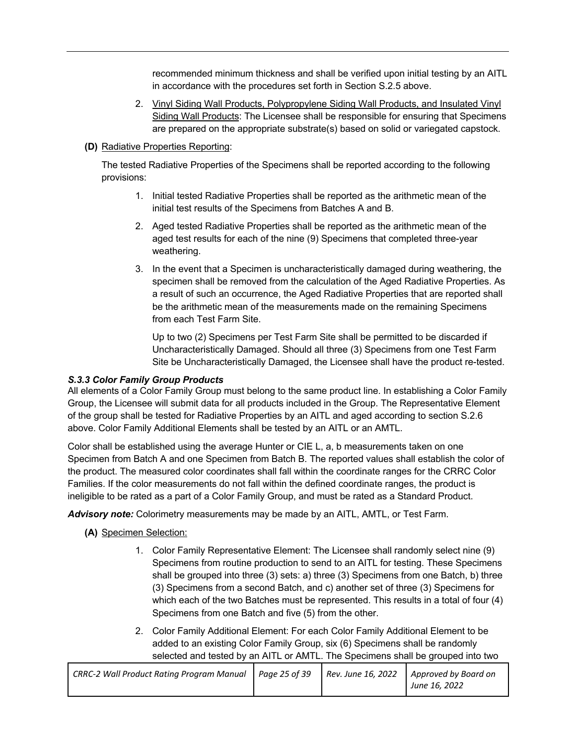recommended minimum thickness and shall be verified upon initial testing by an AITL in accordance with the procedures set forth in Section S.2.5 above.

2. Vinyl Siding Wall Products, Polypropylene Siding Wall Products, and Insulated Vinyl Siding Wall Products: The Licensee shall be responsible for ensuring that Specimens are prepared on the appropriate substrate(s) based on solid or variegated capstock.

**(D)** Radiative Properties Reporting:

The tested Radiative Properties of the Specimens shall be reported according to the following provisions:

1. Initial tested Radiative Properties shall be reported as the arithmetic mean of the initial test results of the Specimens from Batches A and B.
2. Aged tested Radiative Properties shall be reported as the arithmetic mean of the aged test results for each of the nine (9) Specimens that completed three-year weathering.
3. In the event that a Specimen is uncharacteristically damaged during weathering, the specimen shall be removed from the calculation of the Aged Radiative Properties. As a result of such an occurrence, the Aged Radiative Properties that are reported shall be the arithmetic mean of the measurements made on the remaining Specimens from each Test Farm Site.

   Up to two (2) Specimens per Test Farm Site shall be permitted to be discarded if Uncharacteristically Damaged. Should all three (3) Specimens from one Test Farm Site be Uncharacteristically Damaged, the Licensee shall have the product re-tested.

### *S.3.3 Color Family Group Products*

All elements of a Color Family Group must belong to the same product line. In establishing a Color Family Group, the Licensee will submit data for all products included in the Group. The Representative Element of the group shall be tested for Radiative Properties by an AITL and aged according to section S.2.6 above. Color Family Additional Elements shall be tested by an AITL or an AMTL.

Color shall be established using the average Hunter or CIE L, a, b measurements taken on one Specimen from Batch A and one Specimen from Batch B. The reported values shall establish the color of the product. The measured color coordinates shall fall within the coordinate ranges for the CRRC Color Families. If the color measurements do not fall within the defined coordinate ranges, the product is ineligible to be rated as a part of a Color Family Group, and must be rated as a Standard Product.

***Advisory note:*** Colorimetry measurements may be made by an AITL, AMTL, or Test Farm.

**(A)** Specimen Selection:

1. Color Family Representative Element: The Licensee shall randomly select nine (9) Specimens from routine production to send to an AITL for testing. These Specimens shall be grouped into three (3) sets: a) three (3) Specimens from one Batch, b) three (3) Specimens from a second Batch, and c) another set of three (3) Specimens for which each of the two Batches must be represented. This results in a total of four (4) Specimens from one Batch and five (5) from the other.
2. Color Family Additional Element: For each Color Family Additional Element to be added to an existing Color Family Group, six (6) Specimens shall be randomly selected and tested by an AITL or AMTL. The Specimens shall be grouped into two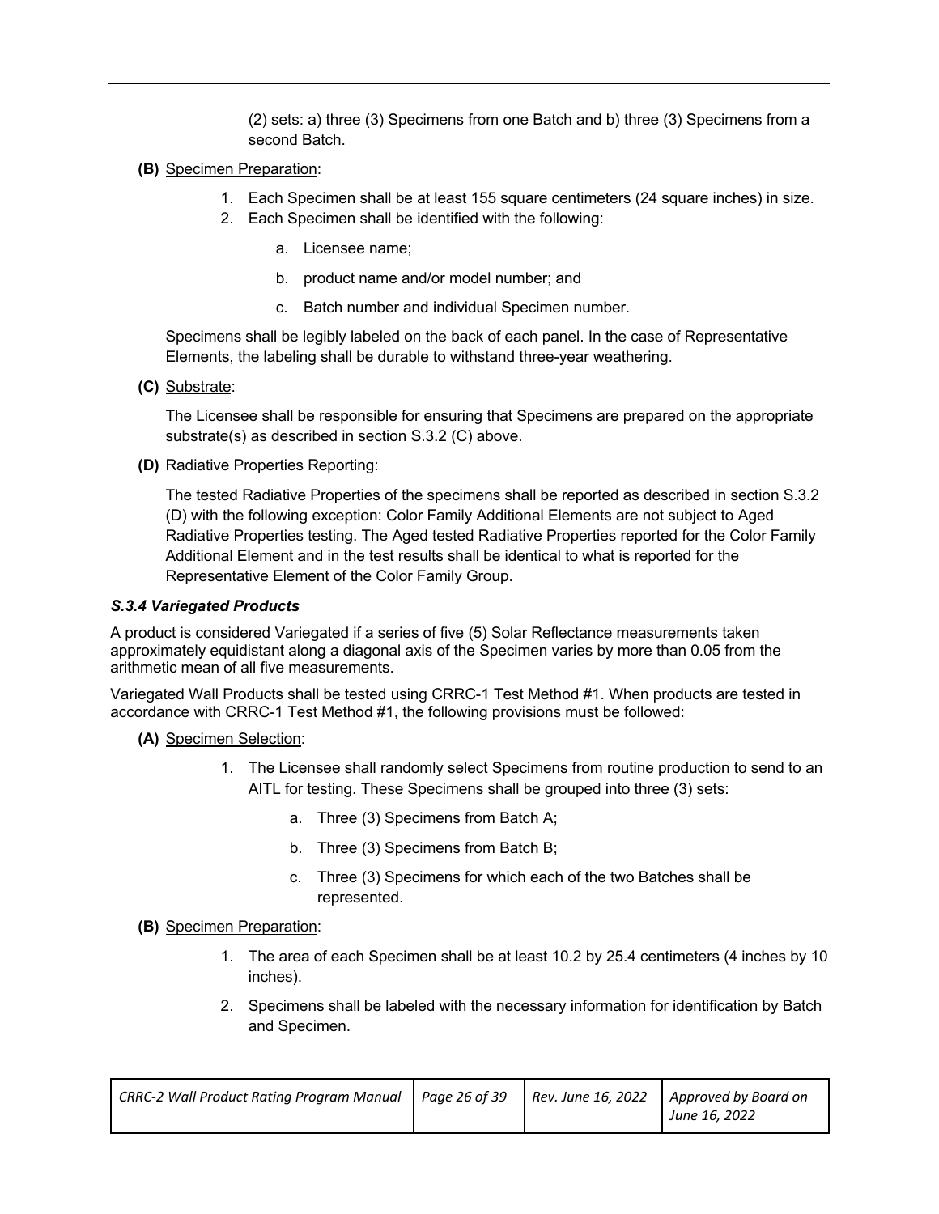(2) sets: a) three (3) Specimens from one Batch and b) three (3) Specimens from a second Batch.

**(B)** Specimen Preparation:

1. Each Specimen shall be at least 155 square centimeters (24 square inches) in size.
2. Each Specimen shall be identified with the following:
   a. Licensee name;
   b. product name and/or model number; and
   c. Batch number and individual Specimen number.

Specimens shall be legibly labeled on the back of each panel. In the case of Representative Elements, the labeling shall be durable to withstand three-year weathering.

**(C)** Substrate:

The Licensee shall be responsible for ensuring that Specimens are prepared on the appropriate substrate(s) as described in section S.3.2 (C) above.

**(D)** Radiative Properties Reporting:

The tested Radiative Properties of the specimens shall be reported as described in section S.3.2 (D) with the following exception: Color Family Additional Elements are not subject to Aged Radiative Properties testing. The Aged tested Radiative Properties reported for the Color Family Additional Element and in the test results shall be identical to what is reported for the Representative Element of the Color Family Group.

### *S.3.4 Variegated Products*

A product is considered Variegated if a series of five (5) Solar Reflectance measurements taken approximately equidistant along a diagonal axis of the Specimen varies by more than 0.05 from the arithmetic mean of all five measurements.

Variegated Wall Products shall be tested using CRRC-1 Test Method #1. When products are tested in accordance with CRRC-1 Test Method #1, the following provisions must be followed:

**(A)** Specimen Selection:

1. The Licensee shall randomly select Specimens from routine production to send to an AITL for testing. These Specimens shall be grouped into three (3) sets:
   a. Three (3) Specimens from Batch A;
   b. Three (3) Specimens from Batch B;
   c. Three (3) Specimens for which each of the two Batches shall be represented.

**(B)** Specimen Preparation:

1. The area of each Specimen shall be at least 10.2 by 25.4 centimeters (4 inches by 10 inches).
2. Specimens shall be labeled with the necessary information for identification by Batch and Specimen.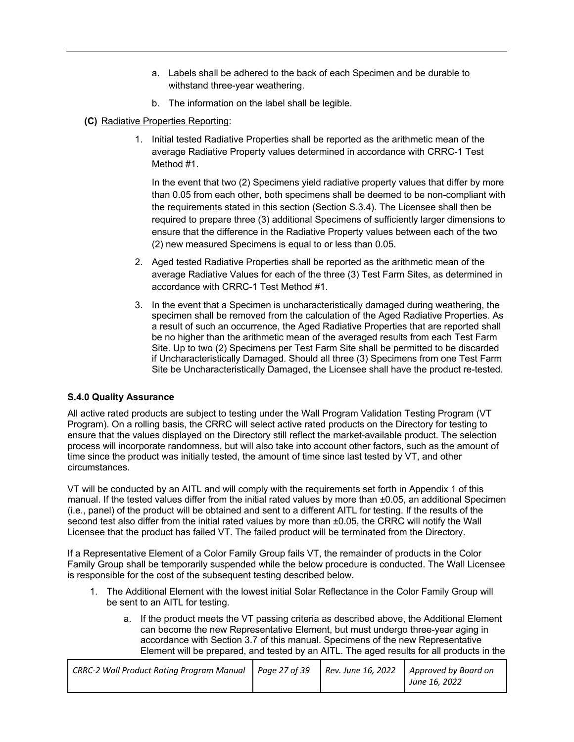a. Labels shall be adhered to the back of each Specimen and be durable to withstand three-year weathering.

b. The information on the label shall be legible.

**(C)** Radiative Properties Reporting:

1. Initial tested Radiative Properties shall be reported as the arithmetic mean of the average Radiative Property values determined in accordance with CRRC-1 Test Method #1.

   In the event that two (2) Specimens yield radiative property values that differ by more than 0.05 from each other, both specimens shall be deemed to be non-compliant with the requirements stated in this section (Section S.3.4). The Licensee shall then be required to prepare three (3) additional Specimens of sufficiently larger dimensions to ensure that the difference in the Radiative Property values between each of the two (2) new measured Specimens is equal to or less than 0.05.

2. Aged tested Radiative Properties shall be reported as the arithmetic mean of the average Radiative Values for each of the three (3) Test Farm Sites, as determined in accordance with CRRC-1 Test Method #1.

3. In the event that a Specimen is uncharacteristically damaged during weathering, the specimen shall be removed from the calculation of the Aged Radiative Properties. As a result of such an occurrence, the Aged Radiative Properties that are reported shall be no higher than the arithmetic mean of the averaged results from each Test Farm Site. Up to two (2) Specimens per Test Farm Site shall be permitted to be discarded if Uncharacteristically Damaged. Should all three (3) Specimens from one Test Farm Site be Uncharacteristically Damaged, the Licensee shall have the product re-tested.

**S.4.0 Quality Assurance**

All active rated products are subject to testing under the Wall Program Validation Testing Program (VT Program). On a rolling basis, the CRRC will select active rated products on the Directory for testing to ensure that the values displayed on the Directory still reflect the market-available product. The selection process will incorporate randomness, but will also take into account other factors, such as the amount of time since the product was initially tested, the amount of time since last tested by VT, and other circumstances.

VT will be conducted by an AITL and will comply with the requirements set forth in Appendix 1 of this manual. If the tested values differ from the initial rated values by more than ±0.05, an additional Specimen (i.e., panel) of the product will be obtained and sent to a different AITL for testing. If the results of the second test also differ from the initial rated values by more than ±0.05, the CRRC will notify the Wall Licensee that the product has failed VT. The failed product will be terminated from the Directory.

If a Representative Element of a Color Family Group fails VT, the remainder of products in the Color Family Group shall be temporarily suspended while the below procedure is conducted. The Wall Licensee is responsible for the cost of the subsequent testing described below.

1. The Additional Element with the lowest initial Solar Reflectance in the Color Family Group will be sent to an AITL for testing.

   a. If the product meets the VT passing criteria as described above, the Additional Element can become the new Representative Element, but must undergo three-year aging in accordance with Section 3.7 of this manual. Specimens of the new Representative Element will be prepared, and tested by an AITL. The aged results for all products in the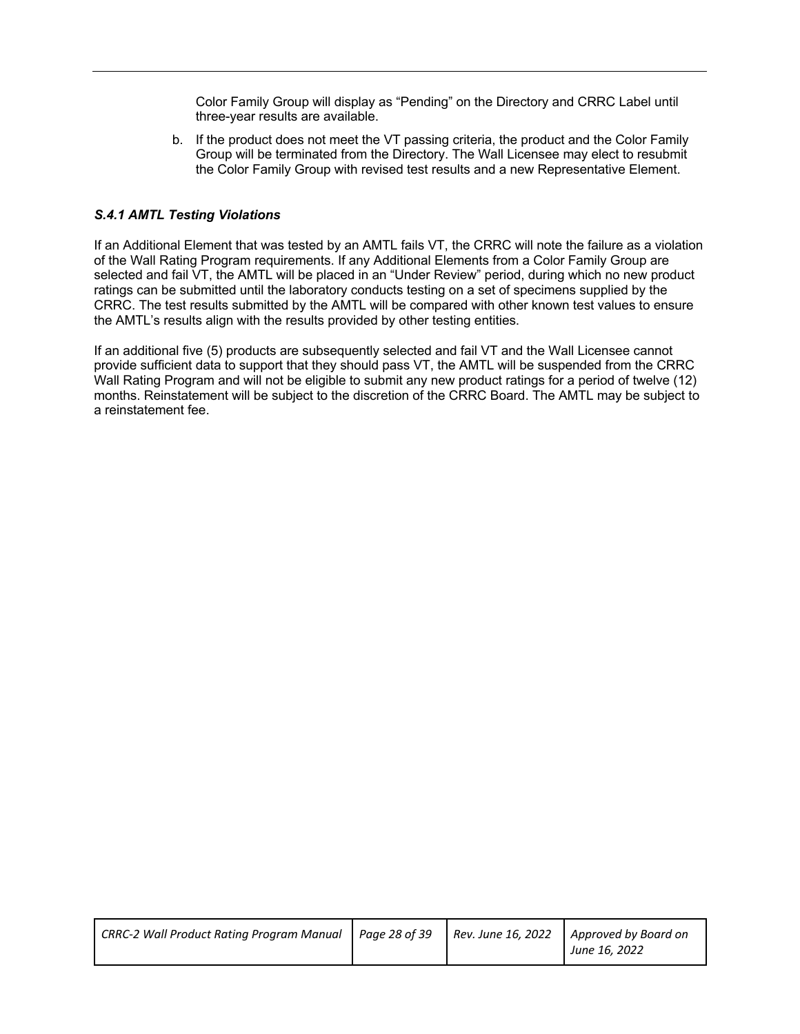Color Family Group will display as “Pending” on the Directory and CRRC Label until three-year results are available.

b. If the product does not meet the VT passing criteria, the product and the Color Family Group will be terminated from the Directory. The Wall Licensee may elect to resubmit the Color Family Group with revised test results and a new Representative Element.

### *S.4.1 AMTL Testing Violations*

If an Additional Element that was tested by an AMTL fails VT, the CRRC will note the failure as a violation of the Wall Rating Program requirements. If any Additional Elements from a Color Family Group are selected and fail VT, the AMTL will be placed in an “Under Review” period, during which no new product ratings can be submitted until the laboratory conducts testing on a set of specimens supplied by the CRRC. The test results submitted by the AMTL will be compared with other known test values to ensure the AMTL’s results align with the results provided by other testing entities.

If an additional five (5) products are subsequently selected and fail VT and the Wall Licensee cannot provide sufficient data to support that they should pass VT, the AMTL will be suspended from the CRRC Wall Rating Program and will not be eligible to submit any new product ratings for a period of twelve (12) months. Reinstatement will be subject to the discretion of the CRRC Board. The AMTL may be subject to a reinstatement fee.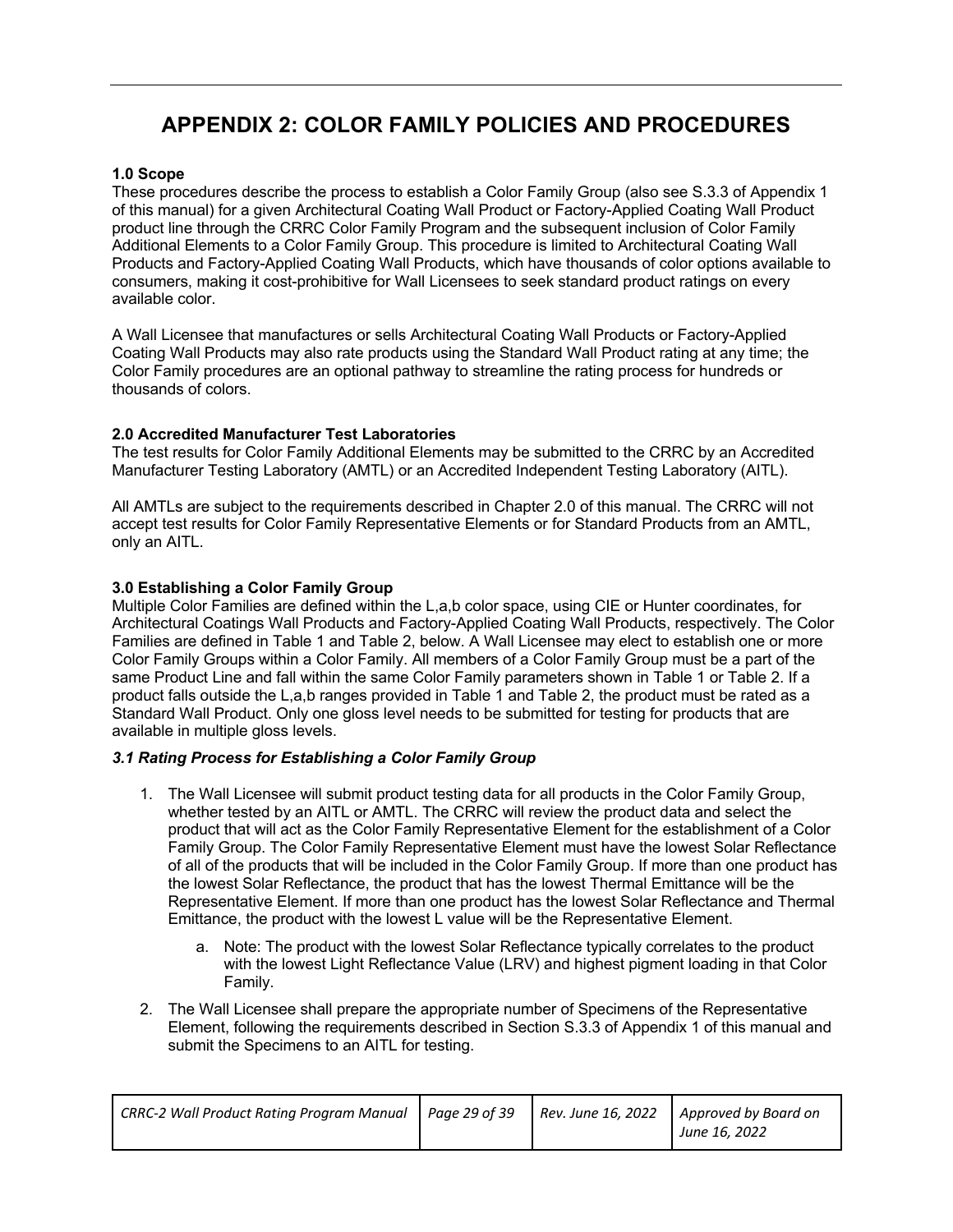# APPENDIX 2: COLOR FAMILY POLICIES AND PROCEDURES

**1.0 Scope**

These procedures describe the process to establish a Color Family Group (also see S.3.3 of Appendix 1 of this manual) for a given Architectural Coating Wall Product or Factory-Applied Coating Wall Product product line through the CRRC Color Family Program and the subsequent inclusion of Color Family Additional Elements to a Color Family Group. This procedure is limited to Architectural Coating Wall Products and Factory-Applied Coating Wall Products, which have thousands of color options available to consumers, making it cost-prohibitive for Wall Licensees to seek standard product ratings on every available color.

A Wall Licensee that manufactures or sells Architectural Coating Wall Products or Factory-Applied Coating Wall Products may also rate products using the Standard Wall Product rating at any time; the Color Family procedures are an optional pathway to streamline the rating process for hundreds or thousands of colors.

**2.0 Accredited Manufacturer Test Laboratories**

The test results for Color Family Additional Elements may be submitted to the CRRC by an Accredited Manufacturer Testing Laboratory (AMTL) or an Accredited Independent Testing Laboratory (AITL).

All AMTLs are subject to the requirements described in Chapter 2.0 of this manual. The CRRC will not accept test results for Color Family Representative Elements or for Standard Products from an AMTL, only an AITL.

**3.0 Establishing a Color Family Group**

Multiple Color Families are defined within the L,a,b color space, using CIE or Hunter coordinates, for Architectural Coatings Wall Products and Factory-Applied Coating Wall Products, respectively. The Color Families are defined in Table 1 and Table 2, below. A Wall Licensee may elect to establish one or more Color Family Groups within a Color Family. All members of a Color Family Group must be a part of the same Product Line and fall within the same Color Family parameters shown in Table 1 or Table 2. If a product falls outside the L,a,b ranges provided in Table 1 and Table 2, the product must be rated as a Standard Wall Product. Only one gloss level needs to be submitted for testing for products that are available in multiple gloss levels.

***3.1 Rating Process for Establishing a Color Family Group***

1. The Wall Licensee will submit product testing data for all products in the Color Family Group, whether tested by an AITL or AMTL. The CRRC will review the product data and select the product that will act as the Color Family Representative Element for the establishment of a Color Family Group. The Color Family Representative Element must have the lowest Solar Reflectance of all of the products that will be included in the Color Family Group. If more than one product has the lowest Solar Reflectance, the product that has the lowest Thermal Emittance will be the Representative Element. If more than one product has the lowest Solar Reflectance and Thermal Emittance, the product with the lowest L value will be the Representative Element.
    a. Note: The product with the lowest Solar Reflectance typically correlates to the product with the lowest Light Reflectance Value (LRV) and highest pigment loading in that Color Family.
2. The Wall Licensee shall prepare the appropriate number of Specimens of the Representative Element, following the requirements described in Section S.3.3 of Appendix 1 of this manual and submit the Specimens to an AITL for testing.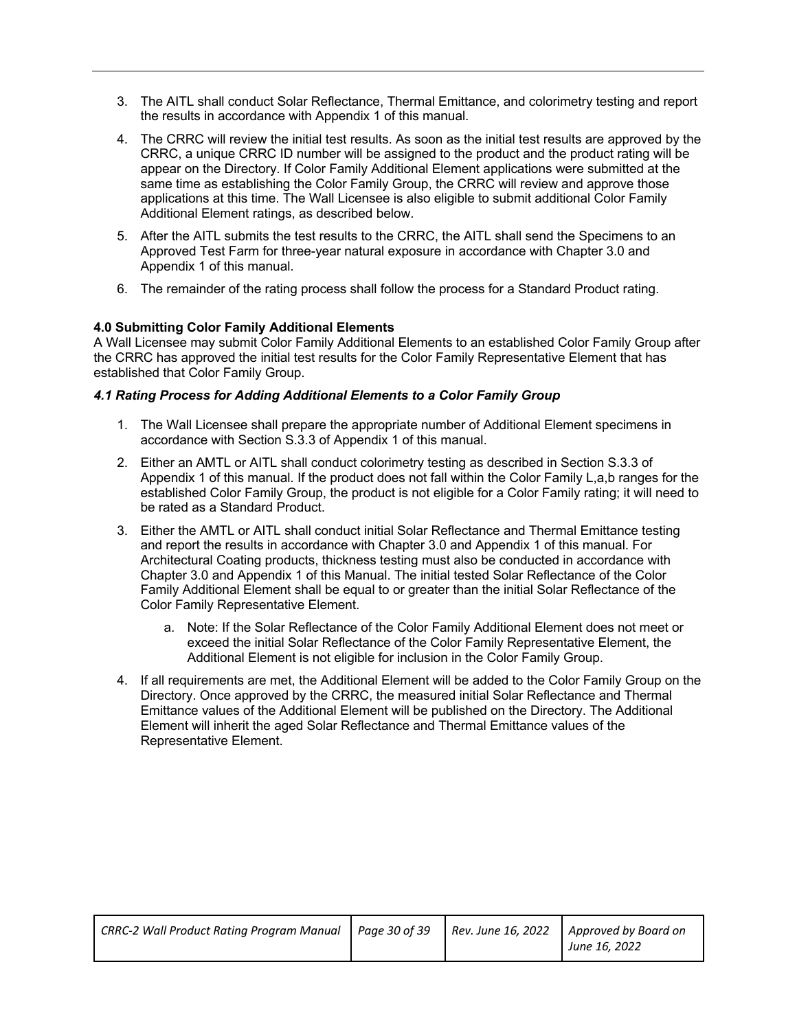3. The AITL shall conduct Solar Reflectance, Thermal Emittance, and colorimetry testing and report the results in accordance with Appendix 1 of this manual.
4. The CRRC will review the initial test results. As soon as the initial test results are approved by the CRRC, a unique CRRC ID number will be assigned to the product and the product rating will be appear on the Directory. If Color Family Additional Element applications were submitted at the same time as establishing the Color Family Group, the CRRC will review and approve those applications at this time. The Wall Licensee is also eligible to submit additional Color Family Additional Element ratings, as described below.
5. After the AITL submits the test results to the CRRC, the AITL shall send the Specimens to an Approved Test Farm for three-year natural exposure in accordance with Chapter 3.0 and Appendix 1 of this manual.
6. The remainder of the rating process shall follow the process for a Standard Product rating.

**4.0 Submitting Color Family Additional Elements**

A Wall Licensee may submit Color Family Additional Elements to an established Color Family Group after the CRRC has approved the initial test results for the Color Family Representative Element that has established that Color Family Group.

***4.1 Rating Process for Adding Additional Elements to a Color Family Group***

1. The Wall Licensee shall prepare the appropriate number of Additional Element specimens in accordance with Section S.3.3 of Appendix 1 of this manual.
2. Either an AMTL or AITL shall conduct colorimetry testing as described in Section S.3.3 of Appendix 1 of this manual. If the product does not fall within the Color Family L,a,b ranges for the established Color Family Group, the product is not eligible for a Color Family rating; it will need to be rated as a Standard Product.
3. Either the AMTL or AITL shall conduct initial Solar Reflectance and Thermal Emittance testing and report the results in accordance with Chapter 3.0 and Appendix 1 of this manual. For Architectural Coating products, thickness testing must also be conducted in accordance with Chapter 3.0 and Appendix 1 of this Manual. The initial tested Solar Reflectance of the Color Family Additional Element shall be equal to or greater than the initial Solar Reflectance of the Color Family Representative Element.
    a. Note: If the Solar Reflectance of the Color Family Additional Element does not meet or exceed the initial Solar Reflectance of the Color Family Representative Element, the Additional Element is not eligible for inclusion in the Color Family Group.
4. If all requirements are met, the Additional Element will be added to the Color Family Group on the Directory. Once approved by the CRRC, the measured initial Solar Reflectance and Thermal Emittance values of the Additional Element will be published on the Directory. The Additional Element will inherit the aged Solar Reflectance and Thermal Emittance values of the Representative Element.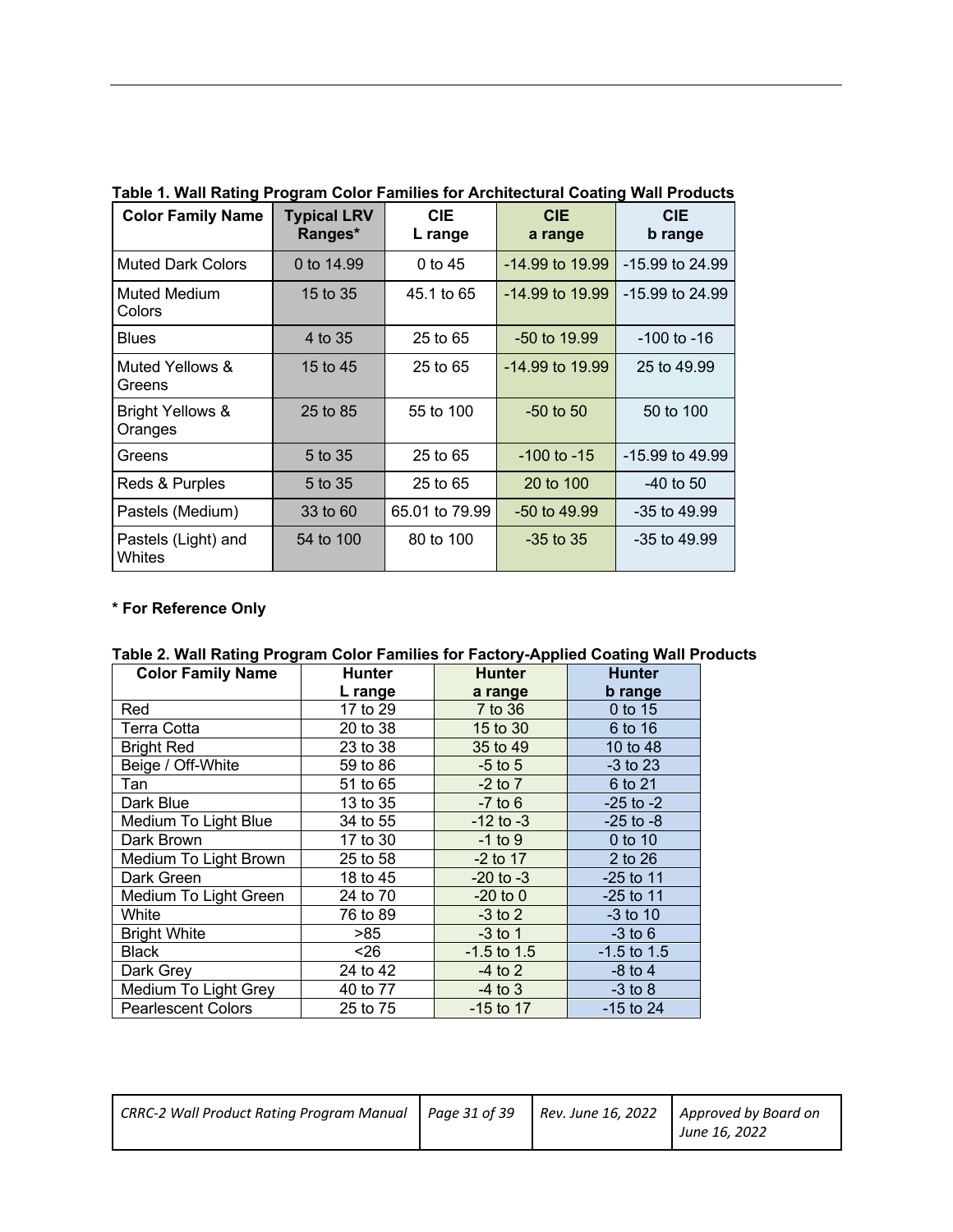**Table 1. Wall Rating Program Color Families for Architectural Coating Wall Products**

| Color Family Name | Typical LRV Ranges* | CIE L range | CIE a range | CIE b range |
|---|---|---|---|---|
| Muted Dark Colors | 0 to 14.99 | 0 to 45 | -14.99 to 19.99 | -15.99 to 24.99 |
| Muted Medium Colors | 15 to 35 | 45.1 to 65 | -14.99 to 19.99 | -15.99 to 24.99 |
| Blues | 4 to 35 | 25 to 65 | -50 to 19.99 | -100 to -16 |
| Muted Yellows & Greens | 15 to 45 | 25 to 65 | -14.99 to 19.99 | 25 to 49.99 |
| Bright Yellows & Oranges | 25 to 85 | 55 to 100 | -50 to 50 | 50 to 100 |
| Greens | 5 to 35 | 25 to 65 | -100 to -15 | -15.99 to 49.99 |
| Reds & Purples | 5 to 35 | 25 to 65 | 20 to 100 | -40 to 50 |
| Pastels (Medium) | 33 to 60 | 65.01 to 79.99 | -50 to 49.99 | -35 to 49.99 |
| Pastels (Light) and Whites | 54 to 100 | 80 to 100 | -35 to 35 | -35 to 49.99 |

**\* For Reference Only**

**Table 2. Wall Rating Program Color Families for Factory-Applied Coating Wall Products**

| Color Family Name | Hunter L range | Hunter a range | Hunter b range |
|---|---|---|---|
| Red | 17 to 29 | 7 to 36 | 0 to 15 |
| Terra Cotta | 20 to 38 | 15 to 30 | 6 to 16 |
| Bright Red | 23 to 38 | 35 to 49 | 10 to 48 |
| Beige / Off-White | 59 to 86 | -5 to 5 | -3 to 23 |
| Tan | 51 to 65 | -2 to 7 | 6 to 21 |
| Dark Blue | 13 to 35 | -7 to 6 | -25 to -2 |
| Medium To Light Blue | 34 to 55 | -12 to -3 | -25 to -8 |
| Dark Brown | 17 to 30 | -1 to 9 | 0 to 10 |
| Medium To Light Brown | 25 to 58 | -2 to 17 | 2 to 26 |
| Dark Green | 18 to 45 | -20 to -3 | -25 to 11 |
| Medium To Light Green | 24 to 70 | -20 to 0 | -25 to 11 |
| White | 76 to 89 | -3 to 2 | -3 to 10 |
| Bright White | >85 | -3 to 1 | -3 to 6 |
| Black | <26 | -1.5 to 1.5 | -1.5 to 1.5 |
| Dark Grey | 24 to 42 | -4 to 2 | -8 to 4 |
| Medium To Light Grey | 40 to 77 | -4 to 3 | -3 to 8 |
| Pearlescent Colors | 25 to 75 | -15 to 17 | -15 to 24 |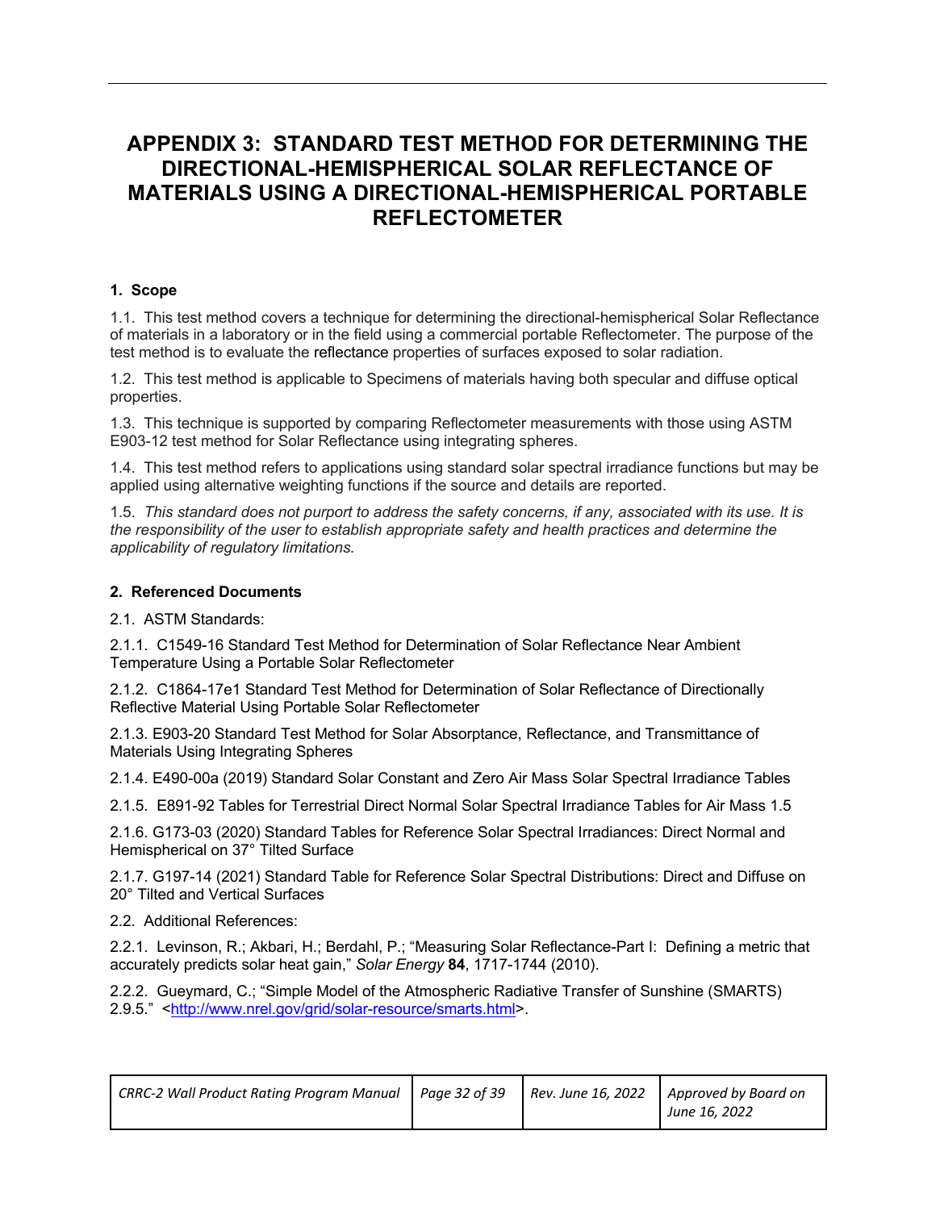# APPENDIX 3: STANDARD TEST METHOD FOR DETERMINING THE DIRECTIONAL-HEMISPHERICAL SOLAR REFLECTANCE OF MATERIALS USING A DIRECTIONAL-HEMISPHERICAL PORTABLE REFLECTOMETER

## 1. Scope

1.1. This test method covers a technique for determining the directional-hemispherical Solar Reflectance of materials in a laboratory or in the field using a commercial portable Reflectometer. The purpose of the test method is to evaluate the reflectance properties of surfaces exposed to solar radiation.

1.2. This test method is applicable to Specimens of materials having both specular and diffuse optical properties.

1.3. This technique is supported by comparing Reflectometer measurements with those using ASTM E903-12 test method for Solar Reflectance using integrating spheres.

1.4. This test method refers to applications using standard solar spectral irradiance functions but may be applied using alternative weighting functions if the source and details are reported.

1.5. *This standard does not purport to address the safety concerns, if any, associated with its use. It is the responsibility of the user to establish appropriate safety and health practices and determine the applicability of regulatory limitations.*

## 2. Referenced Documents

2.1. ASTM Standards:

2.1.1. C1549-16 Standard Test Method for Determination of Solar Reflectance Near Ambient Temperature Using a Portable Solar Reflectometer

2.1.2. C1864-17e1 Standard Test Method for Determination of Solar Reflectance of Directionally Reflective Material Using Portable Solar Reflectometer

2.1.3. E903-20 Standard Test Method for Solar Absorptance, Reflectance, and Transmittance of Materials Using Integrating Spheres

2.1.4. E490-00a (2019) Standard Solar Constant and Zero Air Mass Solar Spectral Irradiance Tables

2.1.5. E891-92 Tables for Terrestrial Direct Normal Solar Spectral Irradiance Tables for Air Mass 1.5

2.1.6. G173-03 (2020) Standard Tables for Reference Solar Spectral Irradiances: Direct Normal and Hemispherical on 37° Tilted Surface

2.1.7. G197-14 (2021) Standard Table for Reference Solar Spectral Distributions: Direct and Diffuse on 20° Tilted and Vertical Surfaces

2.2. Additional References:

2.2.1. Levinson, R.; Akbari, H.; Berdahl, P.; "Measuring Solar Reflectance-Part I: Defining a metric that accurately predicts solar heat gain," *Solar Energy* **84**, 1717-1744 (2010).

2.2.2. Gueymard, C.; "Simple Model of the Atmospheric Radiative Transfer of Sunshine (SMARTS) 2.9.5." <http://www.nrel.gov/grid/solar-resource/smarts.html>.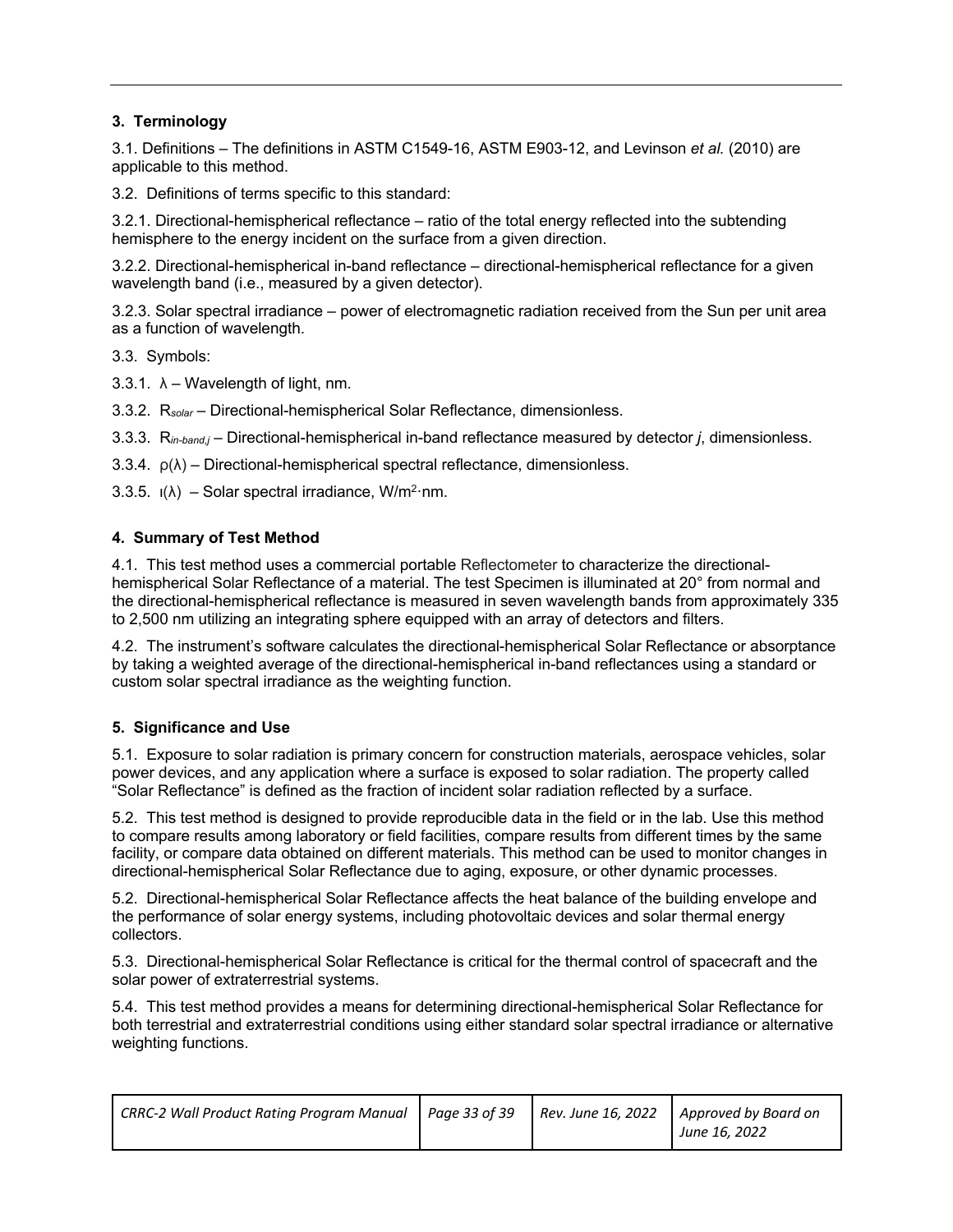## 3. Terminology

3.1. Definitions – The definitions in ASTM C1549-16, ASTM E903-12, and Levinson *et al.* (2010) are applicable to this method.

3.2. Definitions of terms specific to this standard:

3.2.1. Directional-hemispherical reflectance – ratio of the total energy reflected into the subtending hemisphere to the energy incident on the surface from a given direction.

3.2.2. Directional-hemispherical in-band reflectance – directional-hemispherical reflectance for a given wavelength band (i.e., measured by a given detector).

3.2.3. Solar spectral irradiance – power of electromagnetic radiation received from the Sun per unit area as a function of wavelength.

3.3. Symbols:

3.3.1. $\lambda$ – Wavelength of light, nm.

3.3.2. $R_{solar}$ – Directional-hemispherical Solar Reflectance, dimensionless.

3.3.3. $R_{in\text{-}band,j}$ – Directional-hemispherical in-band reflectance measured by detector *j*, dimensionless.

3.3.4. $\rho(\lambda)$ – Directional-hemispherical spectral reflectance, dimensionless.

3.3.5. $\imath(\lambda)$ – Solar spectral irradiance, $W/m^2{\cdot}nm$.

## 4. Summary of Test Method

4.1. This test method uses a commercial portable Reflectometer to characterize the directional-hemispherical Solar Reflectance of a material. The test Specimen is illuminated at 20° from normal and the directional-hemispherical reflectance is measured in seven wavelength bands from approximately 335 to 2,500 nm utilizing an integrating sphere equipped with an array of detectors and filters.

4.2. The instrument's software calculates the directional-hemispherical Solar Reflectance or absorptance by taking a weighted average of the directional-hemispherical in-band reflectances using a standard or custom solar spectral irradiance as the weighting function.

## 5. Significance and Use

5.1. Exposure to solar radiation is primary concern for construction materials, aerospace vehicles, solar power devices, and any application where a surface is exposed to solar radiation. The property called "Solar Reflectance" is defined as the fraction of incident solar radiation reflected by a surface.

5.2. This test method is designed to provide reproducible data in the field or in the lab. Use this method to compare results among laboratory or field facilities, compare results from different times by the same facility, or compare data obtained on different materials. This method can be used to monitor changes in directional-hemispherical Solar Reflectance due to aging, exposure, or other dynamic processes.

5.2. Directional-hemispherical Solar Reflectance affects the heat balance of the building envelope and the performance of solar energy systems, including photovoltaic devices and solar thermal energy collectors.

5.3. Directional-hemispherical Solar Reflectance is critical for the thermal control of spacecraft and the solar power of extraterrestrial systems.

5.4. This test method provides a means for determining directional-hemispherical Solar Reflectance for both terrestrial and extraterrestrial conditions using either standard solar spectral irradiance or alternative weighting functions.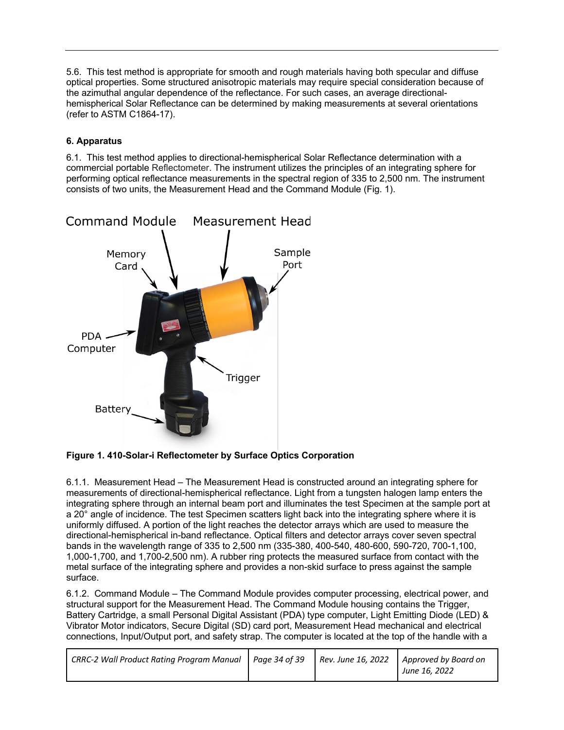5.6. This test method is appropriate for smooth and rough materials having both specular and diffuse optical properties. Some structured anisotropic materials may require special consideration because of the azimuthal angular dependence of the reflectance. For such cases, an average directional-hemispherical Solar Reflectance can be determined by making measurements at several orientations (refer to ASTM C1864-17).

### 6. Apparatus

6.1. This test method applies to directional-hemispherical Solar Reflectance determination with a commercial portable Reflectometer. The instrument utilizes the principles of an integrating sphere for performing optical reflectance measurements in the spectral region of 335 to 2,500 nm. The instrument consists of two units, the Measurement Head and the Command Module (Fig. 1).

**Figure 1. 410-Solar-i Reflectometer by Surface Optics Corporation**

6.1.1. Measurement Head – The Measurement Head is constructed around an integrating sphere for measurements of directional-hemispherical reflectance. Light from a tungsten halogen lamp enters the integrating sphere through an internal beam port and illuminates the test Specimen at the sample port at a 20° angle of incidence. The test Specimen scatters light back into the integrating sphere where it is uniformly diffused. A portion of the light reaches the detector arrays which are used to measure the directional-hemispherical in-band reflectance. Optical filters and detector arrays cover seven spectral bands in the wavelength range of 335 to 2,500 nm (335-380, 400-540, 480-600, 590-720, 700-1,100, 1,000-1,700, and 1,700-2,500 nm). A rubber ring protects the measured surface from contact with the metal surface of the integrating sphere and provides a non-skid surface to press against the sample surface.

6.1.2. Command Module – The Command Module provides computer processing, electrical power, and structural support for the Measurement Head. The Command Module housing contains the Trigger, Battery Cartridge, a small Personal Digital Assistant (PDA) type computer, Light Emitting Diode (LED) & Vibrator Motor indicators, Secure Digital (SD) card port, Measurement Head mechanical and electrical connections, Input/Output port, and safety strap. The computer is located at the top of the handle with a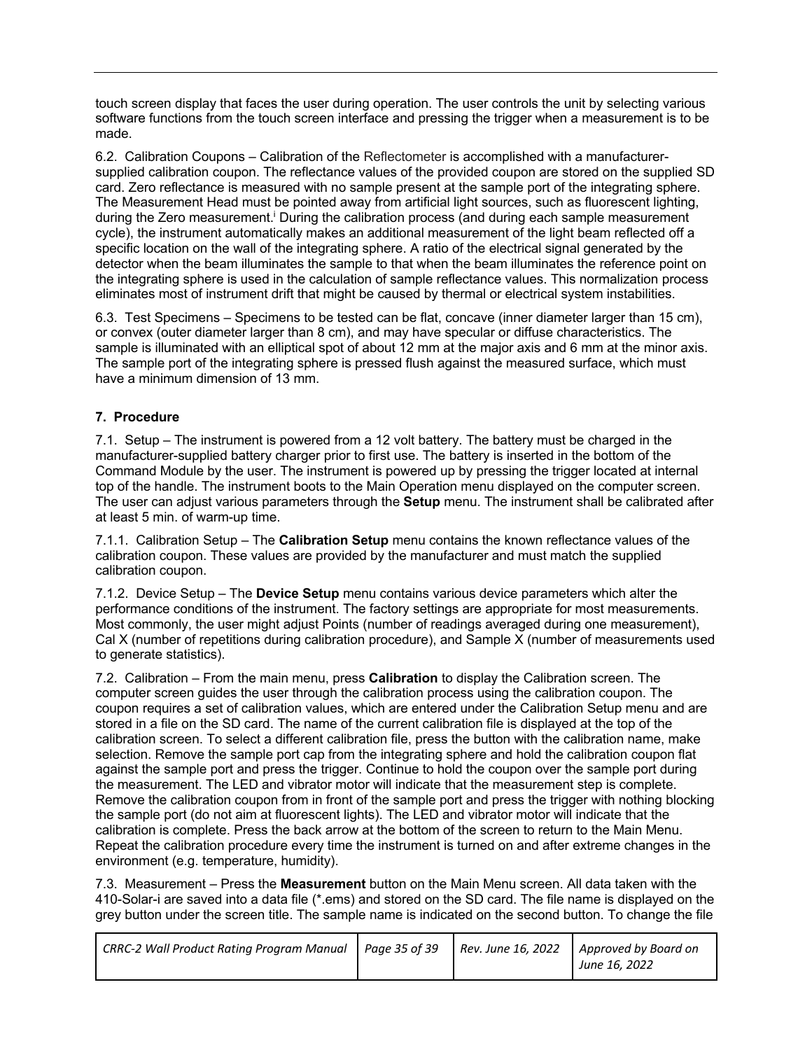touch screen display that faces the user during operation. The user controls the unit by selecting various software functions from the touch screen interface and pressing the trigger when a measurement is to be made.

6.2. Calibration Coupons – Calibration of the Reflectometer is accomplished with a manufacturer-supplied calibration coupon. The reflectance values of the provided coupon are stored on the supplied SD card. Zero reflectance is measured with no sample present at the sample port of the integrating sphere. The Measurement Head must be pointed away from artificial light sources, such as fluorescent lighting, during the Zero measurement.[i] During the calibration process (and during each sample measurement cycle), the instrument automatically makes an additional measurement of the light beam reflected off a specific location on the wall of the integrating sphere. A ratio of the electrical signal generated by the detector when the beam illuminates the sample to that when the beam illuminates the reference point on the integrating sphere is used in the calculation of sample reflectance values. This normalization process eliminates most of instrument drift that might be caused by thermal or electrical system instabilities.

6.3. Test Specimens – Specimens to be tested can be flat, concave (inner diameter larger than 15 cm), or convex (outer diameter larger than 8 cm), and may have specular or diffuse characteristics. The sample is illuminated with an elliptical spot of about 12 mm at the major axis and 6 mm at the minor axis. The sample port of the integrating sphere is pressed flush against the measured surface, which must have a minimum dimension of 13 mm.

### 7. Procedure

7.1. Setup – The instrument is powered from a 12 volt battery. The battery must be charged in the manufacturer-supplied battery charger prior to first use. The battery is inserted in the bottom of the Command Module by the user. The instrument is powered up by pressing the trigger located at internal top of the handle. The instrument boots to the Main Operation menu displayed on the computer screen. The user can adjust various parameters through the **Setup** menu. The instrument shall be calibrated after at least 5 min. of warm-up time.

7.1.1. Calibration Setup – The **Calibration Setup** menu contains the known reflectance values of the calibration coupon. These values are provided by the manufacturer and must match the supplied calibration coupon.

7.1.2. Device Setup – The **Device Setup** menu contains various device parameters which alter the performance conditions of the instrument. The factory settings are appropriate for most measurements. Most commonly, the user might adjust Points (number of readings averaged during one measurement), Cal X (number of repetitions during calibration procedure), and Sample X (number of measurements used to generate statistics).

7.2. Calibration – From the main menu, press **Calibration** to display the Calibration screen. The computer screen guides the user through the calibration process using the calibration coupon. The coupon requires a set of calibration values, which are entered under the Calibration Setup menu and are stored in a file on the SD card. The name of the current calibration file is displayed at the top of the calibration screen. To select a different calibration file, press the button with the calibration name, make selection. Remove the sample port cap from the integrating sphere and hold the calibration coupon flat against the sample port and press the trigger. Continue to hold the coupon over the sample port during the measurement. The LED and vibrator motor will indicate that the measurement step is complete. Remove the calibration coupon from in front of the sample port and press the trigger with nothing blocking the sample port (do not aim at fluorescent lights). The LED and vibrator motor will indicate that the calibration is complete. Press the back arrow at the bottom of the screen to return to the Main Menu. Repeat the calibration procedure every time the instrument is turned on and after extreme changes in the environment (e.g. temperature, humidity).

7.3. Measurement – Press the **Measurement** button on the Main Menu screen. All data taken with the 410-Solar-i are saved into a data file (*.ems) and stored on the SD card. The file name is displayed on the grey button under the screen title. The sample name is indicated on the second button. To change the file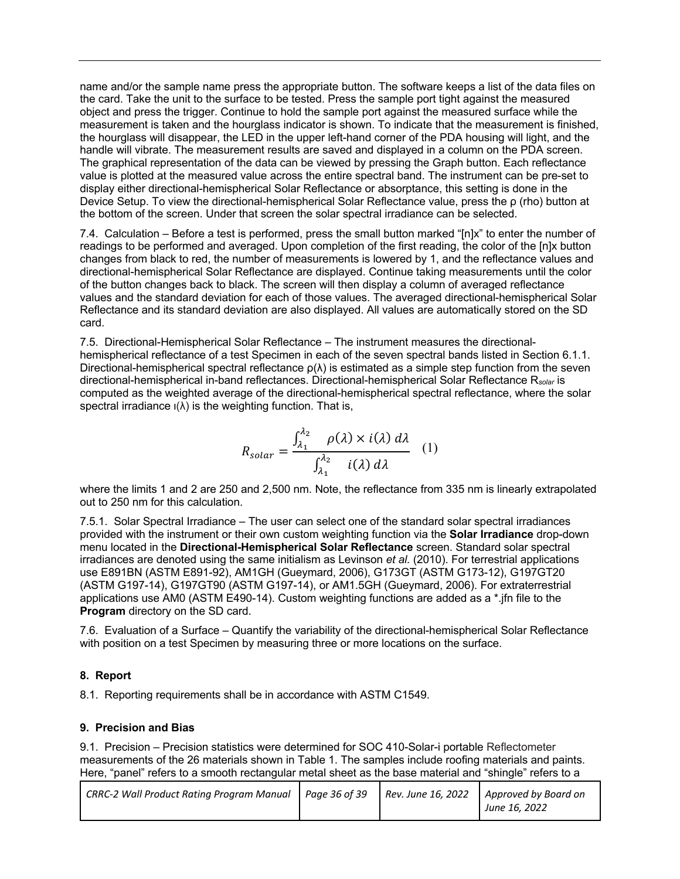name and/or the sample name press the appropriate button. The software keeps a list of the data files on the card. Take the unit to the surface to be tested. Press the sample port tight against the measured object and press the trigger. Continue to hold the sample port against the measured surface while the measurement is taken and the hourglass indicator is shown. To indicate that the measurement is finished, the hourglass will disappear, the LED in the upper left-hand corner of the PDA housing will light, and the handle will vibrate. The measurement results are saved and displayed in a column on the PDA screen. The graphical representation of the data can be viewed by pressing the Graph button. Each reflectance value is plotted at the measured value across the entire spectral band. The instrument can be pre-set to display either directional-hemispherical Solar Reflectance or absorptance, this setting is done in the Device Setup. To view the directional-hemispherical Solar Reflectance value, press the ρ (rho) button at the bottom of the screen. Under that screen the solar spectral irradiance can be selected.

7.4. Calculation – Before a test is performed, press the small button marked "[n]x" to enter the number of readings to be performed and averaged. Upon completion of the first reading, the color of the [n]x button changes from black to red, the number of measurements is lowered by 1, and the reflectance values and directional-hemispherical Solar Reflectance are displayed. Continue taking measurements until the color of the button changes back to black. The screen will then display a column of averaged reflectance values and the standard deviation for each of those values. The averaged directional-hemispherical Solar Reflectance and its standard deviation are also displayed. All values are automatically stored on the SD card.

7.5. Directional-Hemispherical Solar Reflectance – The instrument measures the directional-hemispherical reflectance of a test Specimen in each of the seven spectral bands listed in Section 6.1.1. Directional-hemispherical spectral reflectance $\rho(\lambda)$ is estimated as a simple step function from the seven directional-hemispherical in-band reflectances. Directional-hemispherical Solar Reflectance $R_{solar}$ is computed as the weighted average of the directional-hemispherical spectral reflectance, where the solar spectral irradiance $i(\lambda)$ is the weighting function. That is,

$$R_{solar} = \frac{\int_{\lambda_1}^{\lambda_2} \rho(\lambda) \times i(\lambda)\, d\lambda}{\int_{\lambda_1}^{\lambda_2} i(\lambda)\, d\lambda} \quad (1)$$

where the limits 1 and 2 are 250 and 2,500 nm. Note, the reflectance from 335 nm is linearly extrapolated out to 250 nm for this calculation.

7.5.1. Solar Spectral Irradiance – The user can select one of the standard solar spectral irradiances provided with the instrument or their own custom weighting function via the **Solar Irradiance** drop-down menu located in the **Directional-Hemispherical Solar Reflectance** screen. Standard solar spectral irradiances are denoted using the same initialism as Levinson *et al.* (2010). For terrestrial applications use E891BN (ASTM E891-92), AM1GH (Gueymard, 2006), G173GT (ASTM G173-12), G197GT20 (ASTM G197-14), G197GT90 (ASTM G197-14), or AM1.5GH (Gueymard, 2006). For extraterrestrial applications use AM0 (ASTM E490-14). Custom weighting functions are added as a *.jfn file to the **Program** directory on the SD card.

7.6. Evaluation of a Surface – Quantify the variability of the directional-hemispherical Solar Reflectance with position on a test Specimen by measuring three or more locations on the surface.

## 8. Report

8.1. Reporting requirements shall be in accordance with ASTM C1549.

## 9. Precision and Bias

9.1. Precision – Precision statistics were determined for SOC 410-Solar-i portable Reflectometer measurements of the 26 materials shown in Table 1. The samples include roofing materials and paints. Here, "panel" refers to a smooth rectangular metal sheet as the base material and "shingle" refers to a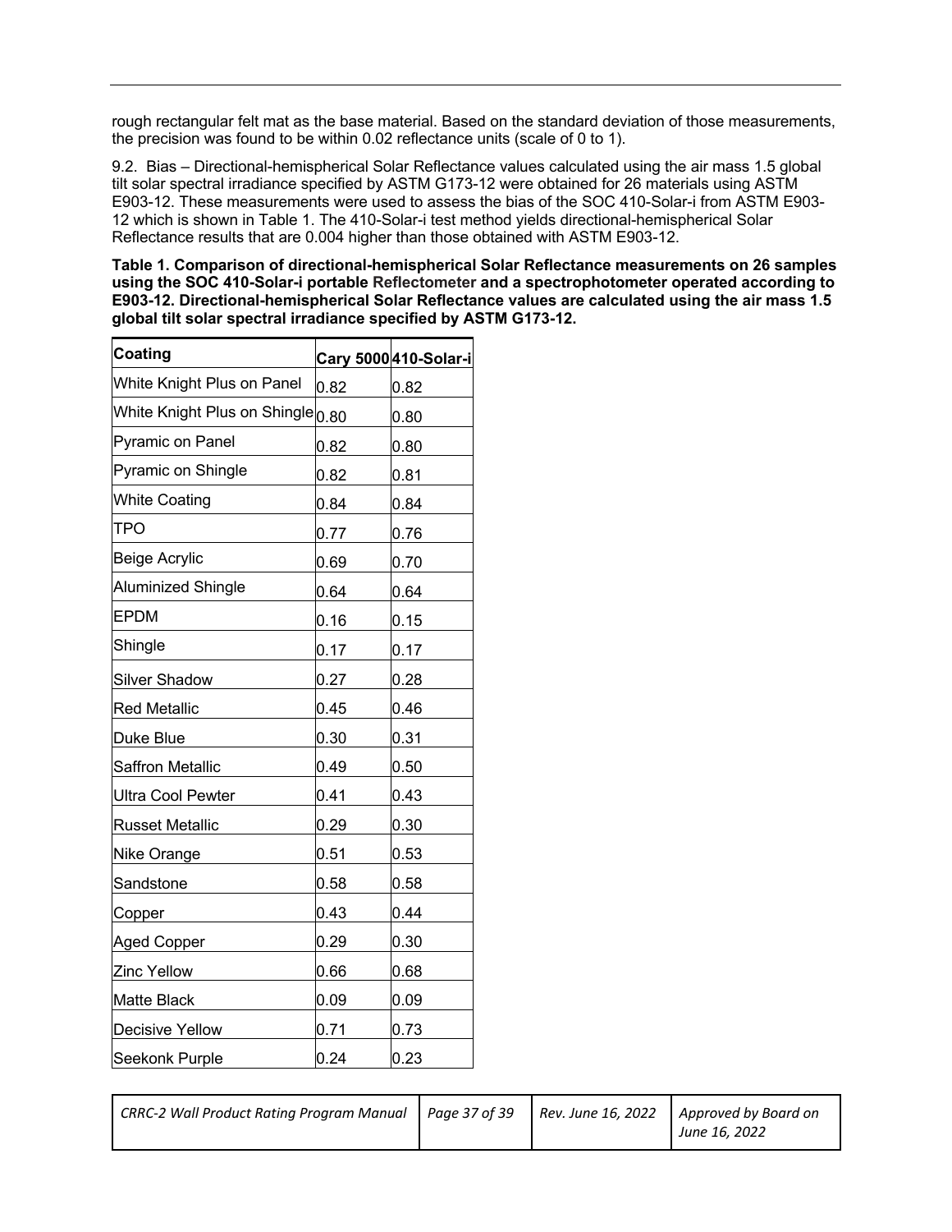rough rectangular felt mat as the base material. Based on the standard deviation of those measurements, the precision was found to be within 0.02 reflectance units (scale of 0 to 1).

9.2. Bias – Directional-hemispherical Solar Reflectance values calculated using the air mass 1.5 global tilt solar spectral irradiance specified by ASTM G173-12 were obtained for 26 materials using ASTM E903-12. These measurements were used to assess the bias of the SOC 410-Solar-i from ASTM E903-12 which is shown in Table 1. The 410-Solar-i test method yields directional-hemispherical Solar Reflectance results that are 0.004 higher than those obtained with ASTM E903-12.

**Table 1. Comparison of directional-hemispherical Solar Reflectance measurements on 26 samples using the SOC 410-Solar-i portable Reflectometer and a spectrophotometer operated according to E903-12. Directional-hemispherical Solar Reflectance values are calculated using the air mass 1.5 global tilt solar spectral irradiance specified by ASTM G173-12.**

| Coating | Cary 5000 | 410-Solar-i |
|---|---|---|
| White Knight Plus on Panel | 0.82 | 0.82 |
| White Knight Plus on Shingle | 0.80 | 0.80 |
| Pyramic on Panel | 0.82 | 0.80 |
| Pyramic on Shingle | 0.82 | 0.81 |
| White Coating | 0.84 | 0.84 |
| TPO | 0.77 | 0.76 |
| Beige Acrylic | 0.69 | 0.70 |
| Aluminized Shingle | 0.64 | 0.64 |
| EPDM | 0.16 | 0.15 |
| Shingle | 0.17 | 0.17 |
| Silver Shadow | 0.27 | 0.28 |
| Red Metallic | 0.45 | 0.46 |
| Duke Blue | 0.30 | 0.31 |
| Saffron Metallic | 0.49 | 0.50 |
| Ultra Cool Pewter | 0.41 | 0.43 |
| Russet Metallic | 0.29 | 0.30 |
| Nike Orange | 0.51 | 0.53 |
| Sandstone | 0.58 | 0.58 |
| Copper | 0.43 | 0.44 |
| Aged Copper | 0.29 | 0.30 |
| Zinc Yellow | 0.66 | 0.68 |
| Matte Black | 0.09 | 0.09 |
| Decisive Yellow | 0.71 | 0.73 |
| Seekonk Purple | 0.24 | 0.23 |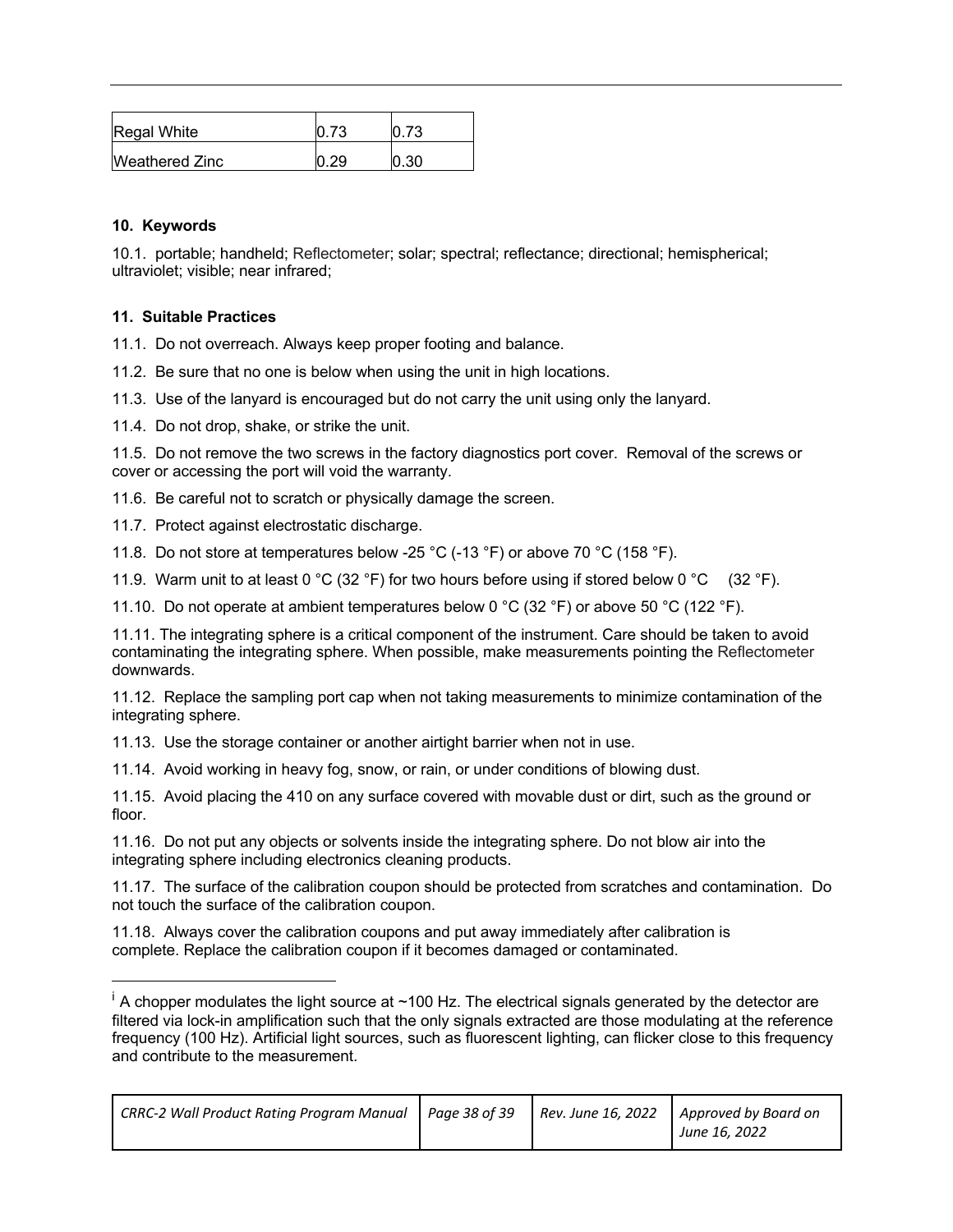| | | |
|---|---|---|
| Regal White | 0.73 | 0.73 |
| Weathered Zinc | 0.29 | 0.30 |

**10. Keywords**

10.1. portable; handheld; Reflectometer; solar; spectral; reflectance; directional; hemispherical; ultraviolet; visible; near infrared;

**11. Suitable Practices**

11.1. Do not overreach. Always keep proper footing and balance.

11.2. Be sure that no one is below when using the unit in high locations.

11.3. Use of the lanyard is encouraged but do not carry the unit using only the lanyard.

11.4. Do not drop, shake, or strike the unit.

11.5. Do not remove the two screws in the factory diagnostics port cover. Removal of the screws or cover or accessing the port will void the warranty.

11.6. Be careful not to scratch or physically damage the screen.

11.7. Protect against electrostatic discharge.

11.8. Do not store at temperatures below -25 °C (-13 °F) or above 70 °C (158 °F).

11.9. Warm unit to at least 0 °C (32 °F) for two hours before using if stored below 0 °C (32 °F).

11.10. Do not operate at ambient temperatures below 0 °C (32 °F) or above 50 °C (122 °F).

11.11. The integrating sphere is a critical component of the instrument. Care should be taken to avoid contaminating the integrating sphere. When possible, make measurements pointing the Reflectometer downwards.

11.12. Replace the sampling port cap when not taking measurements to minimize contamination of the integrating sphere.

11.13. Use the storage container or another airtight barrier when not in use.

11.14. Avoid working in heavy fog, snow, or rain, or under conditions of blowing dust.

11.15. Avoid placing the 410 on any surface covered with movable dust or dirt, such as the ground or floor.

11.16. Do not put any objects or solvents inside the integrating sphere. Do not blow air into the integrating sphere including electronics cleaning products.

11.17. The surface of the calibration coupon should be protected from scratches and contamination. Do not touch the surface of the calibration coupon.

11.18. Always cover the calibration coupons and put away immediately after calibration is complete. Replace the calibration coupon if it becomes damaged or contaminated.

[i] A chopper modulates the light source at ~100 Hz. The electrical signals generated by the detector are filtered via lock-in amplification such that the only signals extracted are those modulating at the reference frequency (100 Hz). Artificial light sources, such as fluorescent lighting, can flicker close to this frequency and contribute to the measurement.